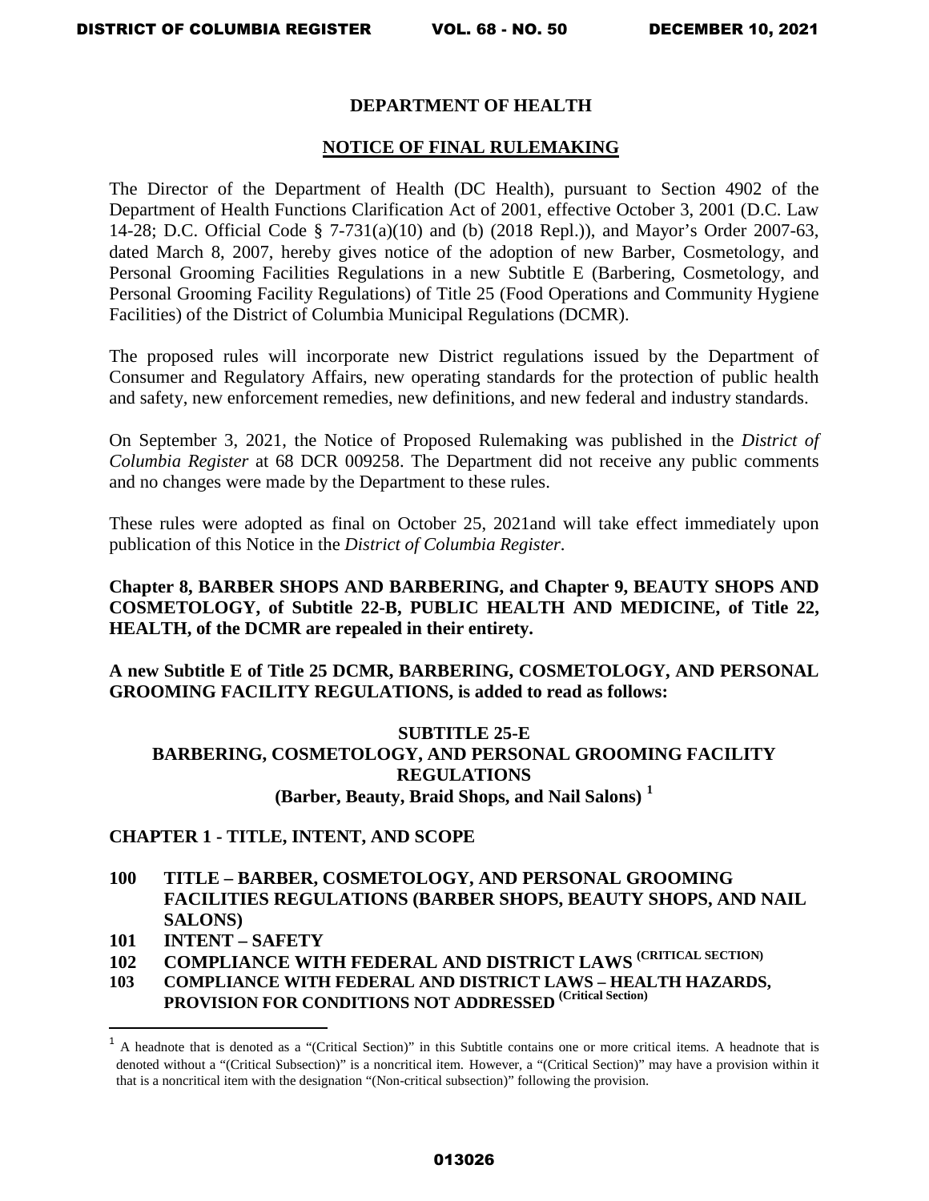## DEPARTMENT OF HEALTH

### NOTICE OF FINAL RULEMAKING

The Director of the Department of Health (DC Health), pursuant to Section 4902 of the Department of Health Functions Clarification Act of 2001, effective October 3, 2001 (D.C. Law 14-28; D.C. Official Code § 7-731(a)(10) and (b) (2018 Repl.)), and Mayor's Order 2007-63, dated March 8, 2007, hereby gives notice of the adoption of new Barber, Cosmetology, and Personal Grooming Facilities Regulations in a new Subtitle E (Barbering, Cosmetology, and Personal Grooming Facility Regulations) of Title 25 (Food Operations and Community Hygiene Facilities) of the District of Columbia Municipal Regulations (DCMR).

The proposed rules will incorporate new District regulations issued by the Department of Consumer and Regulatory Affairs, new operating standards for the protection of public health and safety, new enforcement remedies, new definitions, and new federal and industry standards.

On September 3, 2021, the Notice of Proposed Rulemaking was published in the *District of Columbia Register* at 68 DCR 009258. The Department did not receive any public comments and no changes were made by the Department to these rules.

These rules were adopted as final on October 25, 2021and will take effect immediately upon publication of this Notice in the *District of Columbia Register*.

**Chapter 8, BARBER SHOPS AND BARBERING, and Chapter 9, BEAUTY SHOPS AND COSMETOLOGY, of Subtitle 22-B, PUBLIC HEALTH AND MEDICINE, of Title 22, HEALTH, of the DCMR are repealed in their entirety.**

**A new Subtitle E of Title 25 DCMR, BARBERING, COSMETOLOGY, AND PERSONAL GROOMING FACILITY REGULATIONS, is added to read as follows:**

## SUBTITLE 25-E
## BARBERING, COSMETOLOGY, AND PERSONAL GROOMING FACILITY REGULATIONS
### (Barber, Beauty, Braid Shops, and Nail Salons) [1]

### CHAPTER 1 - TITLE, INTENT, AND SCOPE

**100 TITLE – BARBER, COSMETOLOGY, AND PERSONAL GROOMING FACILITIES REGULATIONS (BARBER SHOPS, BEAUTY SHOPS, AND NAIL SALONS)**

**101 INTENT – SAFETY**

**102 COMPLIANCE WITH FEDERAL AND DISTRICT LAWS (CRITICAL SECTION)**

**103 COMPLIANCE WITH FEDERAL AND DISTRICT LAWS – HEALTH HAZARDS, PROVISION FOR CONDITIONS NOT ADDRESSED (Critical Section)**

---

[1] A headnote that is denoted as a "(Critical Section)" in this Subtitle contains one or more critical items. A headnote that is denoted without a "(Critical Subsection)" is a noncritical item. However, a "(Critical Section)" may have a provision within it that is a noncritical item with the designation "(Non-critical subsection)" following the provision.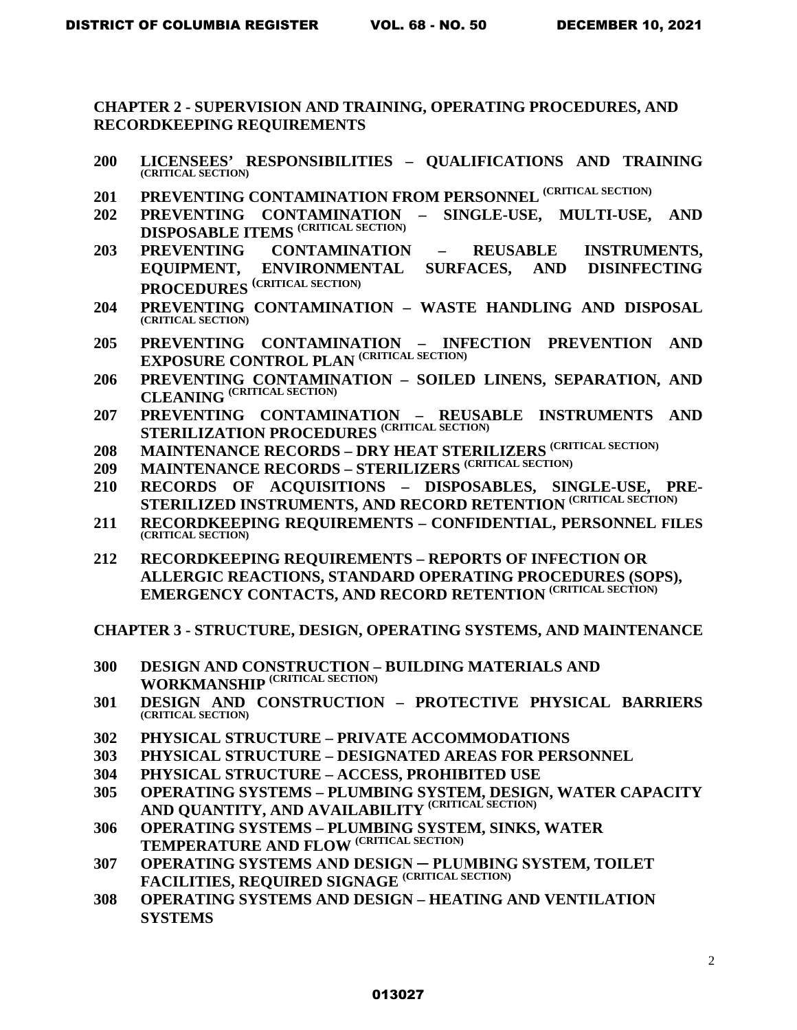**CHAPTER 2 - SUPERVISION AND TRAINING, OPERATING PROCEDURES, AND RECORDKEEPING REQUIREMENTS**

- **200 LICENSEES' RESPONSIBILITIES – QUALIFICATIONS AND TRAINING (CRITICAL SECTION)**
- **201 PREVENTING CONTAMINATION FROM PERSONNEL (CRITICAL SECTION)**
- **202 PREVENTING CONTAMINATION – SINGLE-USE, MULTI-USE, AND DISPOSABLE ITEMS (CRITICAL SECTION)**
- **203 PREVENTING CONTAMINATION – REUSABLE INSTRUMENTS, EQUIPMENT, ENVIRONMENTAL SURFACES, AND DISINFECTING PROCEDURES (CRITICAL SECTION)**
- **204 PREVENTING CONTAMINATION – WASTE HANDLING AND DISPOSAL (CRITICAL SECTION)**
- **205 PREVENTING CONTAMINATION – INFECTION PREVENTION AND EXPOSURE CONTROL PLAN (CRITICAL SECTION)**
- **206 PREVENTING CONTAMINATION – SOILED LINENS, SEPARATION, AND CLEANING (CRITICAL SECTION)**
- **207 PREVENTING CONTAMINATION – REUSABLE INSTRUMENTS AND STERILIZATION PROCEDURES (CRITICAL SECTION)**
- **208 MAINTENANCE RECORDS – DRY HEAT STERILIZERS (CRITICAL SECTION)**
- **209 MAINTENANCE RECORDS – STERILIZERS (CRITICAL SECTION)**
- **210 RECORDS OF ACQUISITIONS – DISPOSABLES, SINGLE-USE, PRE-STERILIZED INSTRUMENTS, AND RECORD RETENTION (CRITICAL SECTION)**
- **211 RECORDKEEPING REQUIREMENTS – CONFIDENTIAL, PERSONNEL FILES (CRITICAL SECTION)**
- **212 RECORDKEEPING REQUIREMENTS – REPORTS OF INFECTION OR ALLERGIC REACTIONS, STANDARD OPERATING PROCEDURES (SOPS), EMERGENCY CONTACTS, AND RECORD RETENTION (CRITICAL SECTION)**

**CHAPTER 3 - STRUCTURE, DESIGN, OPERATING SYSTEMS, AND MAINTENANCE**

- **300 DESIGN AND CONSTRUCTION – BUILDING MATERIALS AND WORKMANSHIP (CRITICAL SECTION)**
- **301 DESIGN AND CONSTRUCTION – PROTECTIVE PHYSICAL BARRIERS (CRITICAL SECTION)**
- **302 PHYSICAL STRUCTURE – PRIVATE ACCOMMODATIONS**
- **303 PHYSICAL STRUCTURE – DESIGNATED AREAS FOR PERSONNEL**
- **304 PHYSICAL STRUCTURE – ACCESS, PROHIBITED USE**
- **305 OPERATING SYSTEMS – PLUMBING SYSTEM, DESIGN, WATER CAPACITY AND QUANTITY, AND AVAILABILITY (CRITICAL SECTION)**
- **306 OPERATING SYSTEMS – PLUMBING SYSTEM, SINKS, WATER TEMPERATURE AND FLOW (CRITICAL SECTION)**
- **307 OPERATING SYSTEMS AND DESIGN ─ PLUMBING SYSTEM, TOILET FACILITIES, REQUIRED SIGNAGE (CRITICAL SECTION)**
- **308 OPERATING SYSTEMS AND DESIGN – HEATING AND VENTILATION SYSTEMS**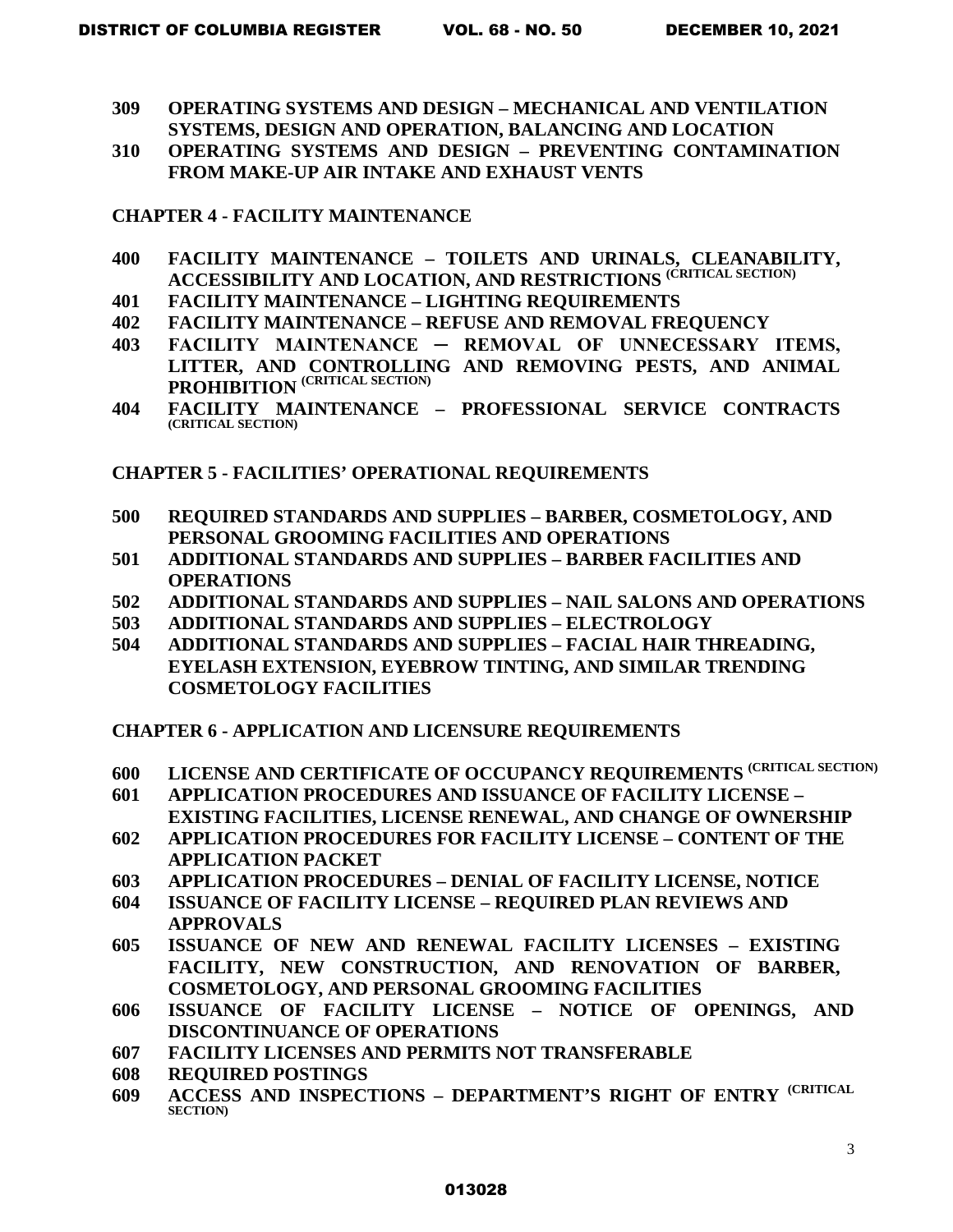**309 OPERATING SYSTEMS AND DESIGN – MECHANICAL AND VENTILATION SYSTEMS, DESIGN AND OPERATION, BALANCING AND LOCATION**

**310 OPERATING SYSTEMS AND DESIGN – PREVENTING CONTAMINATION FROM MAKE-UP AIR INTAKE AND EXHAUST VENTS**

**CHAPTER 4 - FACILITY MAINTENANCE**

**400 FACILITY MAINTENANCE – TOILETS AND URINALS, CLEANABILITY, ACCESSIBILITY AND LOCATION, AND RESTRICTIONS (CRITICAL SECTION)**

**401 FACILITY MAINTENANCE – LIGHTING REQUIREMENTS**

**402 FACILITY MAINTENANCE – REFUSE AND REMOVAL FREQUENCY**

**403 FACILITY MAINTENANCE – REMOVAL OF UNNECESSARY ITEMS, LITTER, AND CONTROLLING AND REMOVING PESTS, AND ANIMAL PROHIBITION (CRITICAL SECTION)**

**404 FACILITY MAINTENANCE – PROFESSIONAL SERVICE CONTRACTS (CRITICAL SECTION)**

**CHAPTER 5 - FACILITIES' OPERATIONAL REQUIREMENTS**

**500 REQUIRED STANDARDS AND SUPPLIES – BARBER, COSMETOLOGY, AND PERSONAL GROOMING FACILITIES AND OPERATIONS**

**501 ADDITIONAL STANDARDS AND SUPPLIES – BARBER FACILITIES AND OPERATIONS**

**502 ADDITIONAL STANDARDS AND SUPPLIES – NAIL SALONS AND OPERATIONS**

**503 ADDITIONAL STANDARDS AND SUPPLIES – ELECTROLOGY**

**504 ADDITIONAL STANDARDS AND SUPPLIES – FACIAL HAIR THREADING, EYELASH EXTENSION, EYEBROW TINTING, AND SIMILAR TRENDING COSMETOLOGY FACILITIES**

**CHAPTER 6 - APPLICATION AND LICENSURE REQUIREMENTS**

**600 LICENSE AND CERTIFICATE OF OCCUPANCY REQUIREMENTS (CRITICAL SECTION)**

**601 APPLICATION PROCEDURES AND ISSUANCE OF FACILITY LICENSE – EXISTING FACILITIES, LICENSE RENEWAL, AND CHANGE OF OWNERSHIP**

**602 APPLICATION PROCEDURES FOR FACILITY LICENSE – CONTENT OF THE APPLICATION PACKET**

**603 APPLICATION PROCEDURES – DENIAL OF FACILITY LICENSE, NOTICE**

**604 ISSUANCE OF FACILITY LICENSE – REQUIRED PLAN REVIEWS AND APPROVALS**

**605 ISSUANCE OF NEW AND RENEWAL FACILITY LICENSES – EXISTING FACILITY, NEW CONSTRUCTION, AND RENOVATION OF BARBER, COSMETOLOGY, AND PERSONAL GROOMING FACILITIES**

**606 ISSUANCE OF FACILITY LICENSE – NOTICE OF OPENINGS, AND DISCONTINUANCE OF OPERATIONS**

**607 FACILITY LICENSES AND PERMITS NOT TRANSFERABLE**

**608 REQUIRED POSTINGS**

**609 ACCESS AND INSPECTIONS – DEPARTMENT'S RIGHT OF ENTRY (CRITICAL SECTION)**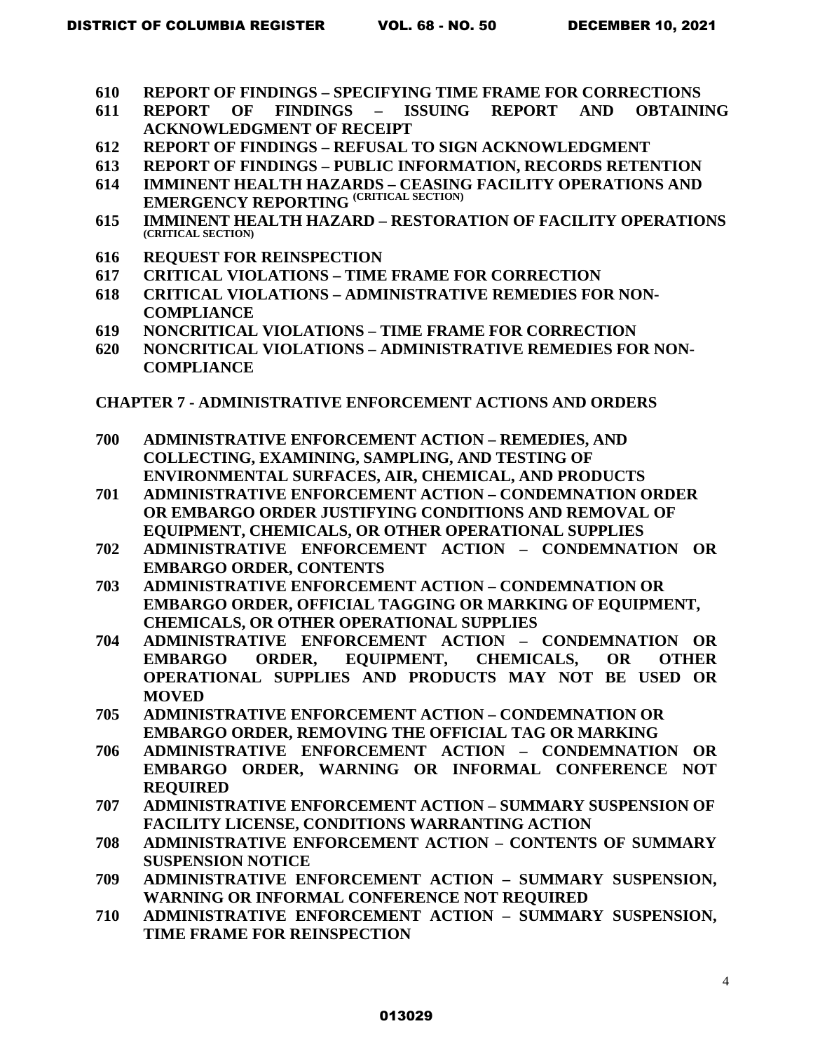**610 REPORT OF FINDINGS – SPECIFYING TIME FRAME FOR CORRECTIONS**
**611 REPORT OF FINDINGS – ISSUING REPORT AND OBTAINING ACKNOWLEDGMENT OF RECEIPT**
**612 REPORT OF FINDINGS – REFUSAL TO SIGN ACKNOWLEDGMENT**
**613 REPORT OF FINDINGS – PUBLIC INFORMATION, RECORDS RETENTION**
**614 IMMINENT HEALTH HAZARDS – CEASING FACILITY OPERATIONS AND EMERGENCY REPORTING (CRITICAL SECTION)**
**615 IMMINENT HEALTH HAZARD – RESTORATION OF FACILITY OPERATIONS (CRITICAL SECTION)**
**616 REQUEST FOR REINSPECTION**
**617 CRITICAL VIOLATIONS – TIME FRAME FOR CORRECTION**
**618 CRITICAL VIOLATIONS – ADMINISTRATIVE REMEDIES FOR NON-COMPLIANCE**
**619 NONCRITICAL VIOLATIONS – TIME FRAME FOR CORRECTION**
**620 NONCRITICAL VIOLATIONS – ADMINISTRATIVE REMEDIES FOR NON-COMPLIANCE**

## CHAPTER 7 - ADMINISTRATIVE ENFORCEMENT ACTIONS AND ORDERS

**700 ADMINISTRATIVE ENFORCEMENT ACTION – REMEDIES, AND COLLECTING, EXAMINING, SAMPLING, AND TESTING OF ENVIRONMENTAL SURFACES, AIR, CHEMICAL, AND PRODUCTS**
**701 ADMINISTRATIVE ENFORCEMENT ACTION – CONDEMNATION ORDER OR EMBARGO ORDER JUSTIFYING CONDITIONS AND REMOVAL OF EQUIPMENT, CHEMICALS, OR OTHER OPERATIONAL SUPPLIES**
**702 ADMINISTRATIVE ENFORCEMENT ACTION – CONDEMNATION OR EMBARGO ORDER, CONTENTS**
**703 ADMINISTRATIVE ENFORCEMENT ACTION – CONDEMNATION OR EMBARGO ORDER, OFFICIAL TAGGING OR MARKING OF EQUIPMENT, CHEMICALS, OR OTHER OPERATIONAL SUPPLIES**
**704 ADMINISTRATIVE ENFORCEMENT ACTION – CONDEMNATION OR EMBARGO ORDER, EQUIPMENT, CHEMICALS, OR OTHER OPERATIONAL SUPPLIES AND PRODUCTS MAY NOT BE USED OR MOVED**
**705 ADMINISTRATIVE ENFORCEMENT ACTION – CONDEMNATION OR EMBARGO ORDER, REMOVING THE OFFICIAL TAG OR MARKING**
**706 ADMINISTRATIVE ENFORCEMENT ACTION – CONDEMNATION OR EMBARGO ORDER, WARNING OR INFORMAL CONFERENCE NOT REQUIRED**
**707 ADMINISTRATIVE ENFORCEMENT ACTION – SUMMARY SUSPENSION OF FACILITY LICENSE, CONDITIONS WARRANTING ACTION**
**708 ADMINISTRATIVE ENFORCEMENT ACTION – CONTENTS OF SUMMARY SUSPENSION NOTICE**
**709 ADMINISTRATIVE ENFORCEMENT ACTION – SUMMARY SUSPENSION, WARNING OR INFORMAL CONFERENCE NOT REQUIRED**
**710 ADMINISTRATIVE ENFORCEMENT ACTION – SUMMARY SUSPENSION, TIME FRAME FOR REINSPECTION**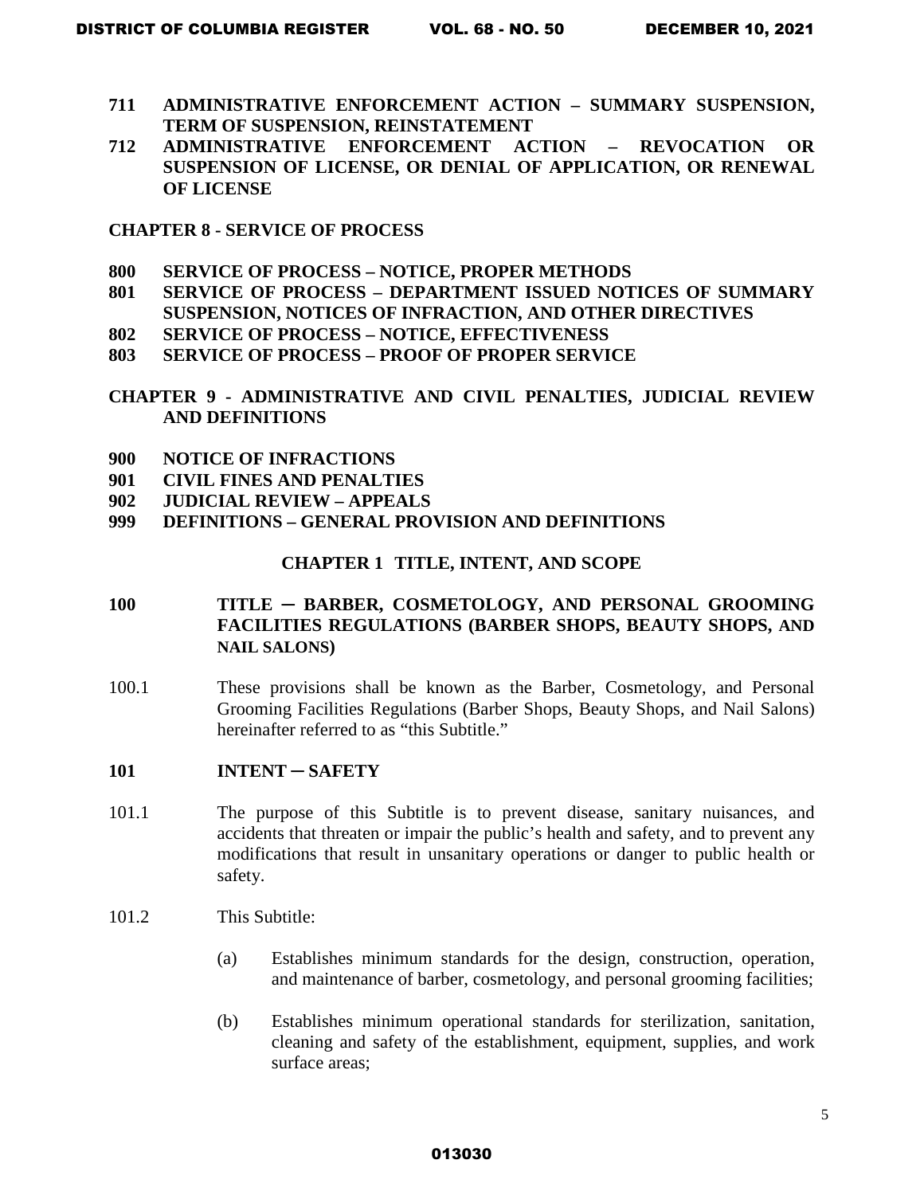**711 ADMINISTRATIVE ENFORCEMENT ACTION – SUMMARY SUSPENSION, TERM OF SUSPENSION, REINSTATEMENT**

**712 ADMINISTRATIVE ENFORCEMENT ACTION – REVOCATION OR SUSPENSION OF LICENSE, OR DENIAL OF APPLICATION, OR RENEWAL OF LICENSE**

**CHAPTER 8 - SERVICE OF PROCESS**

**800 SERVICE OF PROCESS – NOTICE, PROPER METHODS**

**801 SERVICE OF PROCESS – DEPARTMENT ISSUED NOTICES OF SUMMARY SUSPENSION, NOTICES OF INFRACTION, AND OTHER DIRECTIVES**

**802 SERVICE OF PROCESS – NOTICE, EFFECTIVENESS**

**803 SERVICE OF PROCESS – PROOF OF PROPER SERVICE**

**CHAPTER 9 - ADMINISTRATIVE AND CIVIL PENALTIES, JUDICIAL REVIEW AND DEFINITIONS**

**900 NOTICE OF INFRACTIONS**

**901 CIVIL FINES AND PENALTIES**

**902 JUDICIAL REVIEW – APPEALS**

**999 DEFINITIONS – GENERAL PROVISION AND DEFINITIONS**

## CHAPTER 1 TITLE, INTENT, AND SCOPE

### 100 TITLE ─ BARBER, COSMETOLOGY, AND PERSONAL GROOMING FACILITIES REGULATIONS (BARBER SHOPS, BEAUTY SHOPS, AND NAIL SALONS)

100.1 These provisions shall be known as the Barber, Cosmetology, and Personal Grooming Facilities Regulations (Barber Shops, Beauty Shops, and Nail Salons) hereinafter referred to as "this Subtitle."

### 101 INTENT ─ SAFETY

101.1 The purpose of this Subtitle is to prevent disease, sanitary nuisances, and accidents that threaten or impair the public's health and safety, and to prevent any modifications that result in unsanitary operations or danger to public health or safety.

101.2 This Subtitle:

(a) Establishes minimum standards for the design, construction, operation, and maintenance of barber, cosmetology, and personal grooming facilities;

(b) Establishes minimum operational standards for sterilization, sanitation, cleaning and safety of the establishment, equipment, supplies, and work surface areas;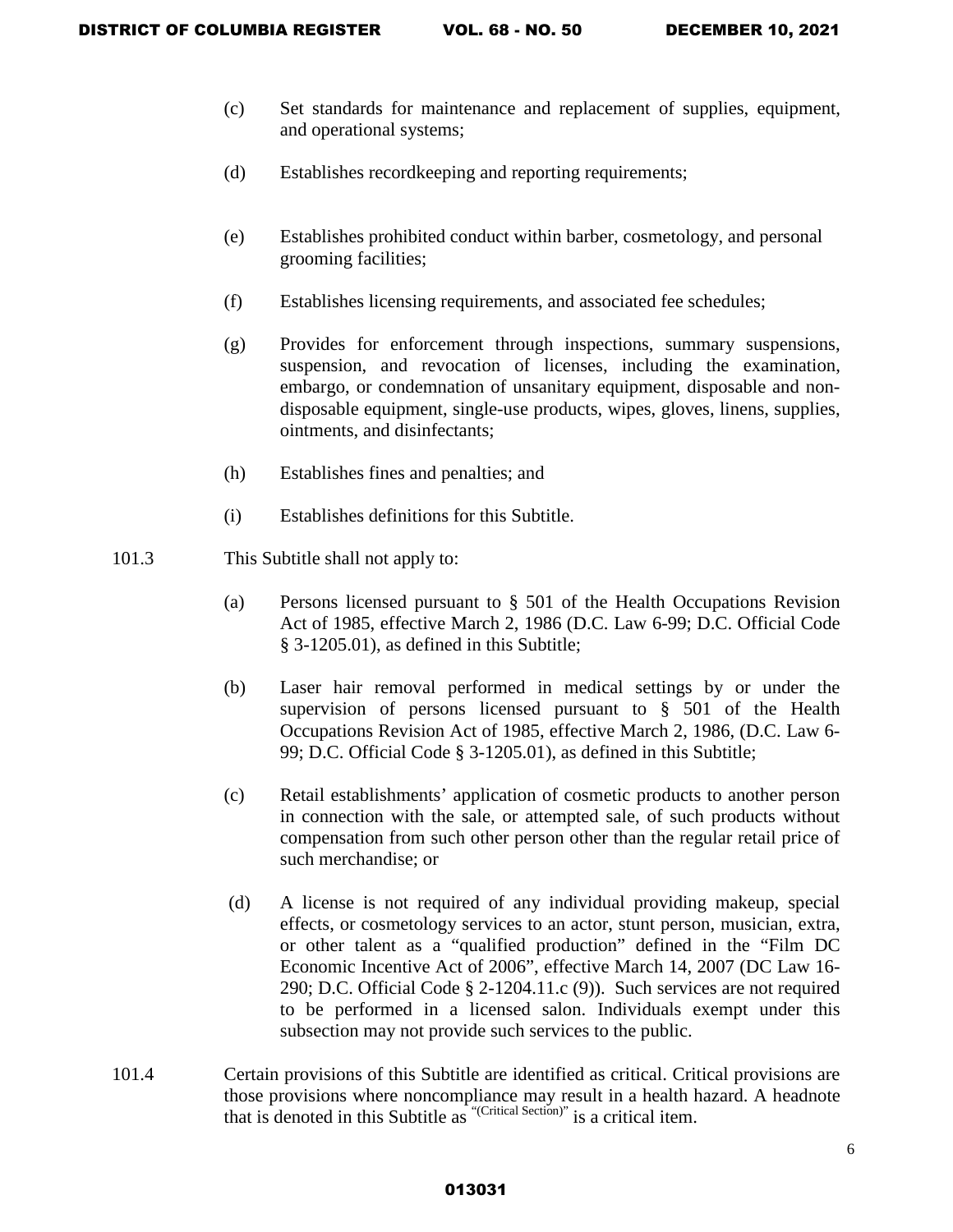(c) Set standards for maintenance and replacement of supplies, equipment, and operational systems;

(d) Establishes recordkeeping and reporting requirements;

(e) Establishes prohibited conduct within barber, cosmetology, and personal grooming facilities;

(f) Establishes licensing requirements, and associated fee schedules;

(g) Provides for enforcement through inspections, summary suspensions, suspension, and revocation of licenses, including the examination, embargo, or condemnation of unsanitary equipment, disposable and non-disposable equipment, single-use products, wipes, gloves, linens, supplies, ointments, and disinfectants;

(h) Establishes fines and penalties; and

(i) Establishes definitions for this Subtitle.

101.3 This Subtitle shall not apply to:

(a) Persons licensed pursuant to § 501 of the Health Occupations Revision Act of 1985, effective March 2, 1986 (D.C. Law 6-99; D.C. Official Code § 3-1205.01), as defined in this Subtitle;

(b) Laser hair removal performed in medical settings by or under the supervision of persons licensed pursuant to § 501 of the Health Occupations Revision Act of 1985, effective March 2, 1986, (D.C. Law 6-99; D.C. Official Code § 3-1205.01), as defined in this Subtitle;

(c) Retail establishments' application of cosmetic products to another person in connection with the sale, or attempted sale, of such products without compensation from such other person other than the regular retail price of such merchandise; or

(d) A license is not required of any individual providing makeup, special effects, or cosmetology services to an actor, stunt person, musician, extra, or other talent as a "qualified production" defined in the "Film DC Economic Incentive Act of 2006", effective March 14, 2007 (DC Law 16-290; D.C. Official Code § 2-1204.11.c (9)). Such services are not required to be performed in a licensed salon. Individuals exempt under this subsection may not provide such services to the public.

101.4 Certain provisions of this Subtitle are identified as critical. Critical provisions are those provisions where noncompliance may result in a health hazard. A headnote that is denoted in this Subtitle as "(Critical Section)" is a critical item.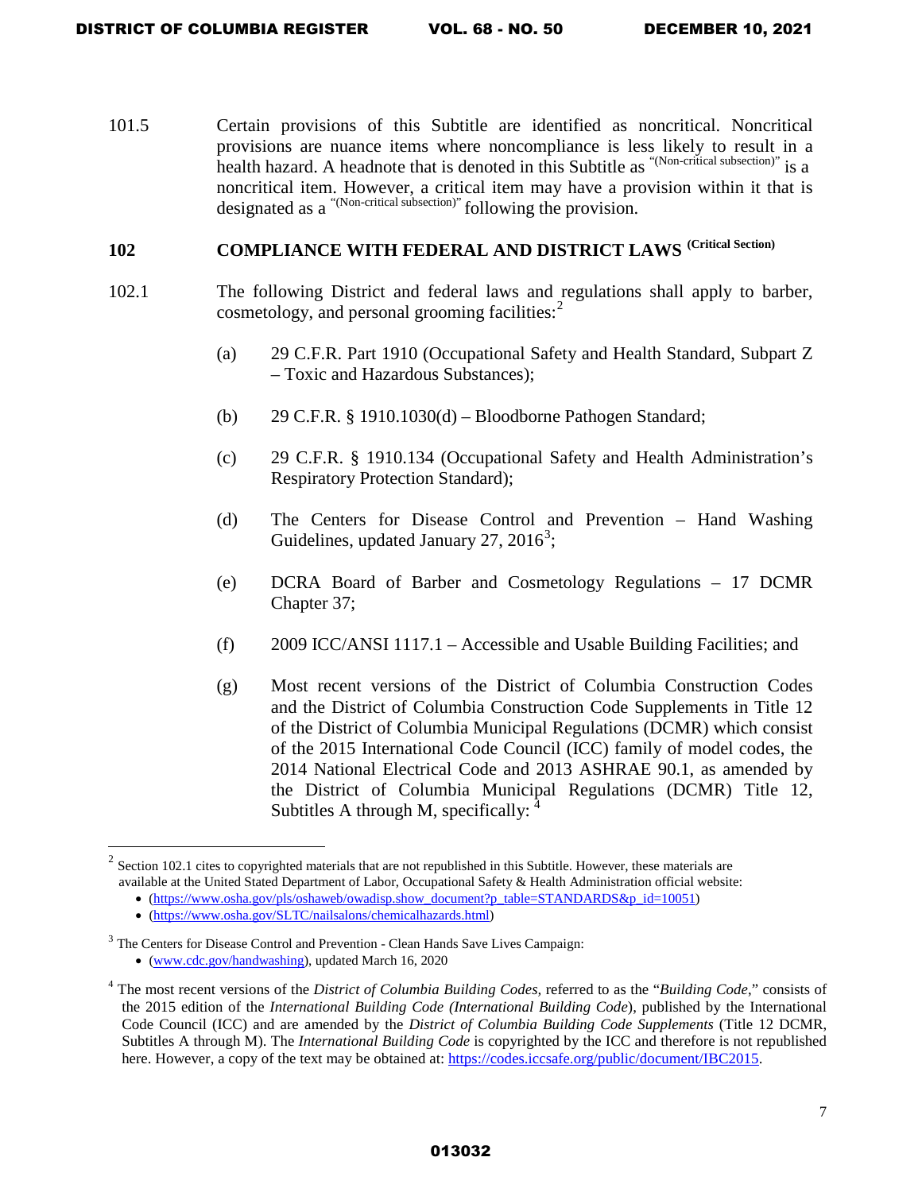101.5 Certain provisions of this Subtitle are identified as noncritical. Noncritical provisions are nuance items where noncompliance is less likely to result in a health hazard. A headnote that is denoted in this Subtitle as "(Non-critical subsection)" is a noncritical item. However, a critical item may have a provision within it that is designated as a "(Non-critical subsection)" following the provision.

## 102 COMPLIANCE WITH FEDERAL AND DISTRICT LAWS (Critical Section)

102.1 The following District and federal laws and regulations shall apply to barber, cosmetology, and personal grooming facilities:[2]

(a) 29 C.F.R. Part 1910 (Occupational Safety and Health Standard, Subpart Z – Toxic and Hazardous Substances);

(b) 29 C.F.R. § 1910.1030(d) – Bloodborne Pathogen Standard;

(c) 29 C.F.R. § 1910.134 (Occupational Safety and Health Administration's Respiratory Protection Standard);

(d) The Centers for Disease Control and Prevention – Hand Washing Guidelines, updated January 27, 2016[3];

(e) DCRA Board of Barber and Cosmetology Regulations – 17 DCMR Chapter 37;

(f) 2009 ICC/ANSI 1117.1 – Accessible and Usable Building Facilities; and

(g) Most recent versions of the District of Columbia Construction Codes and the District of Columbia Construction Code Supplements in Title 12 of the District of Columbia Municipal Regulations (DCMR) which consist of the 2015 International Code Council (ICC) family of model codes, the 2014 National Electrical Code and 2013 ASHRAE 90.1, as amended by the District of Columbia Municipal Regulations (DCMR) Title 12, Subtitles A through M, specifically: [4]

---

[2] Section 102.1 cites to copyrighted materials that are not republished in this Subtitle. However, these materials are available at the United Stated Department of Labor, Occupational Safety & Health Administration official website:

- (https://www.osha.gov/pls/oshaweb/owadisp.show_document?p_table=STANDARDS&p_id=10051)
- (https://www.osha.gov/SLTC/nailsalons/chemicalhazards.html)

[3] The Centers for Disease Control and Prevention - Clean Hands Save Lives Campaign:

- (www.cdc.gov/handwashing), updated March 16, 2020

[4] The most recent versions of the *District of Columbia Building Codes,* referred to as the "*Building Code*," consists of the 2015 edition of the *International Building Code (International Building Code*), published by the International Code Council (ICC) and are amended by the *District of Columbia Building Code Supplements* (Title 12 DCMR, Subtitles A through M). The *International Building Code* is copyrighted by the ICC and therefore is not republished here. However, a copy of the text may be obtained at: https://codes.iccsafe.org/public/document/IBC2015.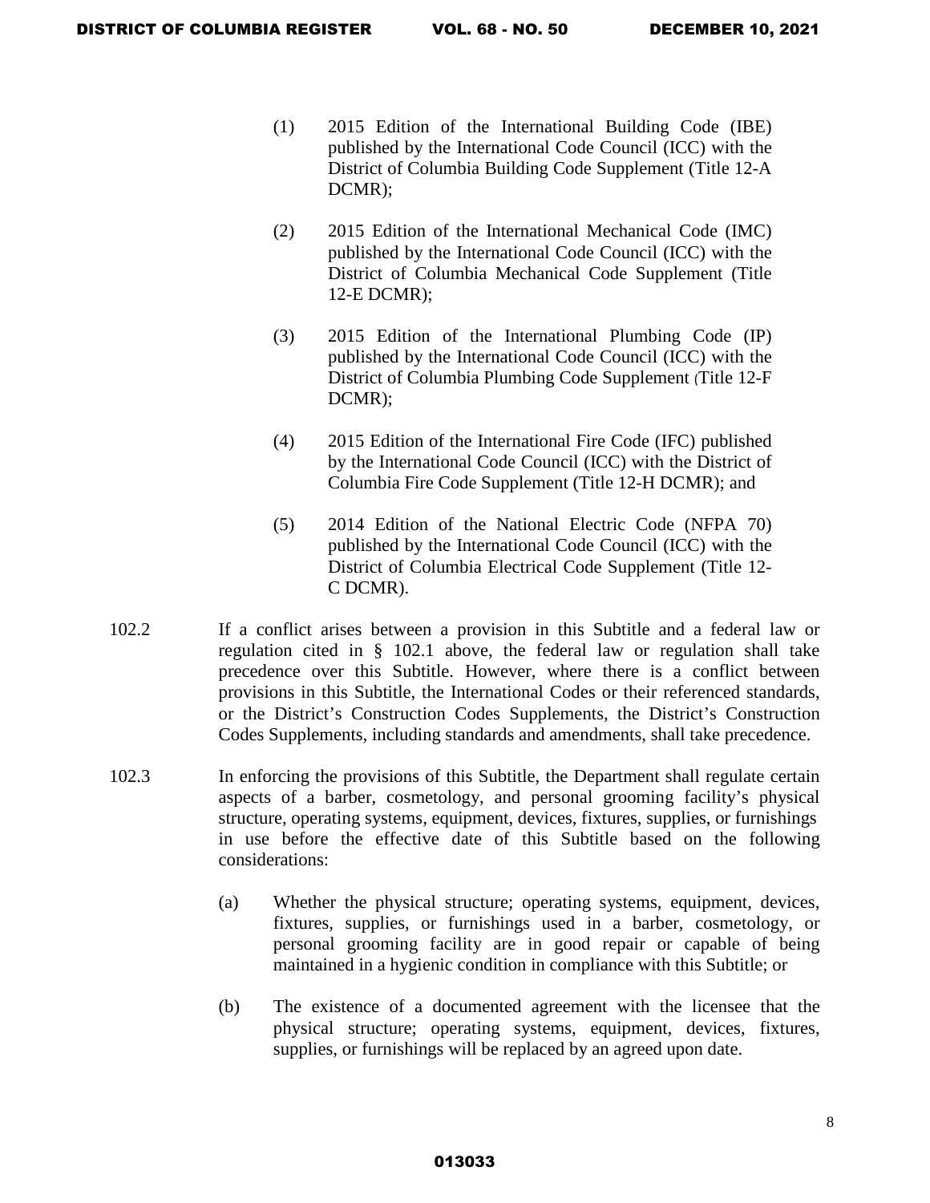(1) 2015 Edition of the International Building Code (IBE) published by the International Code Council (ICC) with the District of Columbia Building Code Supplement (Title 12-A DCMR);

(2) 2015 Edition of the International Mechanical Code (IMC) published by the International Code Council (ICC) with the District of Columbia Mechanical Code Supplement (Title 12-E DCMR);

(3) 2015 Edition of the International Plumbing Code (IP) published by the International Code Council (ICC) with the District of Columbia Plumbing Code Supplement (Title 12-F DCMR);

(4) 2015 Edition of the International Fire Code (IFC) published by the International Code Council (ICC) with the District of Columbia Fire Code Supplement (Title 12-H DCMR); and

(5) 2014 Edition of the National Electric Code (NFPA 70) published by the International Code Council (ICC) with the District of Columbia Electrical Code Supplement (Title 12-C DCMR).

102.2 If a conflict arises between a provision in this Subtitle and a federal law or regulation cited in § 102.1 above, the federal law or regulation shall take precedence over this Subtitle. However, where there is a conflict between provisions in this Subtitle, the International Codes or their referenced standards, or the District's Construction Codes Supplements, the District's Construction Codes Supplements, including standards and amendments, shall take precedence.

102.3 In enforcing the provisions of this Subtitle, the Department shall regulate certain aspects of a barber, cosmetology, and personal grooming facility's physical structure, operating systems, equipment, devices, fixtures, supplies, or furnishings in use before the effective date of this Subtitle based on the following considerations:

(a) Whether the physical structure; operating systems, equipment, devices, fixtures, supplies, or furnishings used in a barber, cosmetology, or personal grooming facility are in good repair or capable of being maintained in a hygienic condition in compliance with this Subtitle; or

(b) The existence of a documented agreement with the licensee that the physical structure; operating systems, equipment, devices, fixtures, supplies, or furnishings will be replaced by an agreed upon date.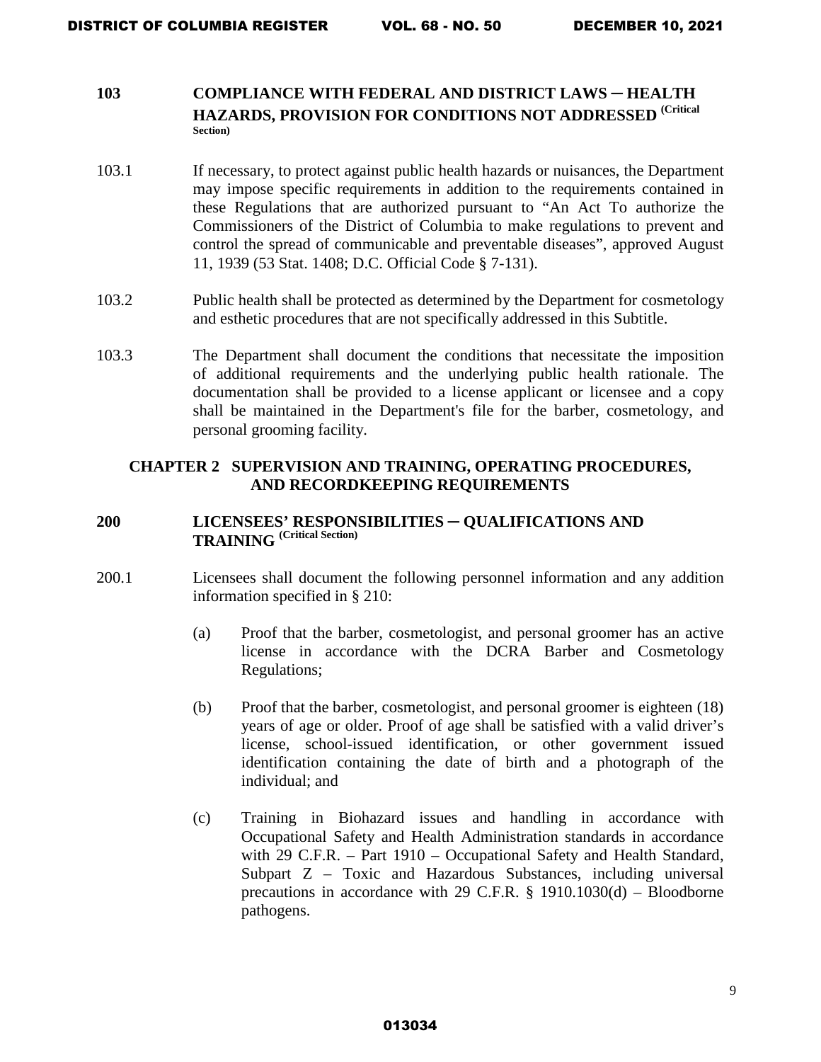### 103 COMPLIANCE WITH FEDERAL AND DISTRICT LAWS ─ HEALTH HAZARDS, PROVISION FOR CONDITIONS NOT ADDRESSED (Critical Section)

103.1 If necessary, to protect against public health hazards or nuisances, the Department may impose specific requirements in addition to the requirements contained in these Regulations that are authorized pursuant to "An Act To authorize the Commissioners of the District of Columbia to make regulations to prevent and control the spread of communicable and preventable diseases", approved August 11, 1939 (53 Stat. 1408; D.C. Official Code § 7-131).

103.2 Public health shall be protected as determined by the Department for cosmetology and esthetic procedures that are not specifically addressed in this Subtitle.

103.3 The Department shall document the conditions that necessitate the imposition of additional requirements and the underlying public health rationale. The documentation shall be provided to a license applicant or licensee and a copy shall be maintained in the Department's file for the barber, cosmetology, and personal grooming facility.

## CHAPTER 2 SUPERVISION AND TRAINING, OPERATING PROCEDURES, AND RECORDKEEPING REQUIREMENTS

### 200 LICENSEES' RESPONSIBILITIES ─ QUALIFICATIONS AND TRAINING (Critical Section)

200.1 Licensees shall document the following personnel information and any addition information specified in § 210:

(a) Proof that the barber, cosmetologist, and personal groomer has an active license in accordance with the DCRA Barber and Cosmetology Regulations;

(b) Proof that the barber, cosmetologist, and personal groomer is eighteen (18) years of age or older. Proof of age shall be satisfied with a valid driver's license, school-issued identification, or other government issued identification containing the date of birth and a photograph of the individual; and

(c) Training in Biohazard issues and handling in accordance with Occupational Safety and Health Administration standards in accordance with 29 C.F.R. – Part 1910 – Occupational Safety and Health Standard, Subpart Z – Toxic and Hazardous Substances, including universal precautions in accordance with 29 C.F.R. § 1910.1030(d) – Bloodborne pathogens.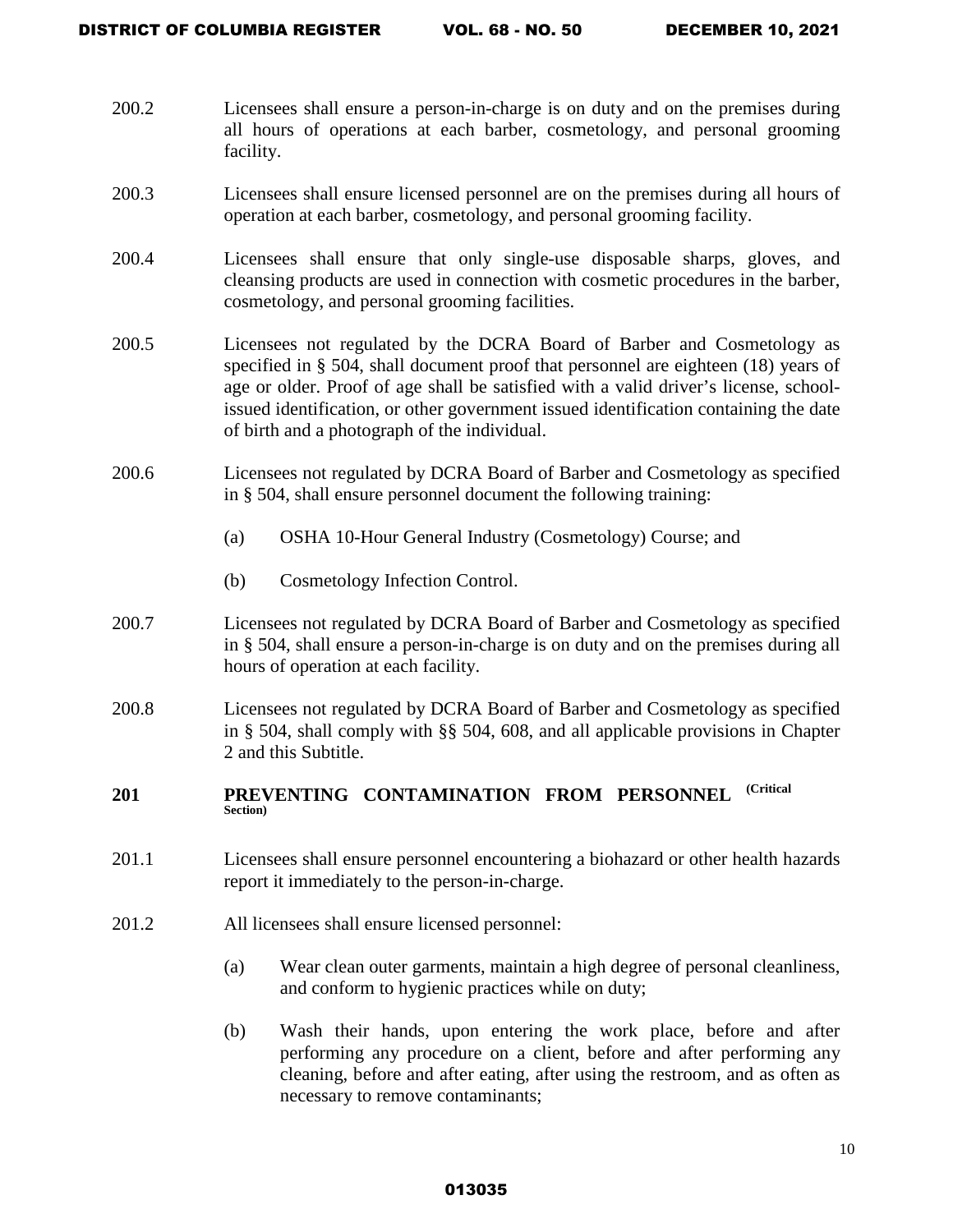200.2 Licensees shall ensure a person-in-charge is on duty and on the premises during all hours of operations at each barber, cosmetology, and personal grooming facility.

200.3 Licensees shall ensure licensed personnel are on the premises during all hours of operation at each barber, cosmetology, and personal grooming facility.

200.4 Licensees shall ensure that only single-use disposable sharps, gloves, and cleansing products are used in connection with cosmetic procedures in the barber, cosmetology, and personal grooming facilities.

200.5 Licensees not regulated by the DCRA Board of Barber and Cosmetology as specified in § 504, shall document proof that personnel are eighteen (18) years of age or older. Proof of age shall be satisfied with a valid driver's license, school-issued identification, or other government issued identification containing the date of birth and a photograph of the individual.

200.6 Licensees not regulated by DCRA Board of Barber and Cosmetology as specified in § 504, shall ensure personnel document the following training:

(a) OSHA 10-Hour General Industry (Cosmetology) Course; and

(b) Cosmetology Infection Control.

200.7 Licensees not regulated by DCRA Board of Barber and Cosmetology as specified in § 504, shall ensure a person-in-charge is on duty and on the premises during all hours of operation at each facility.

200.8 Licensees not regulated by DCRA Board of Barber and Cosmetology as specified in § 504, shall comply with §§ 504, 608, and all applicable provisions in Chapter 2 and this Subtitle.

## 201 PREVENTING CONTAMINATION FROM PERSONNEL (Critical Section)

201.1 Licensees shall ensure personnel encountering a biohazard or other health hazards report it immediately to the person-in-charge.

201.2 All licensees shall ensure licensed personnel:

(a) Wear clean outer garments, maintain a high degree of personal cleanliness, and conform to hygienic practices while on duty;

(b) Wash their hands, upon entering the work place, before and after performing any procedure on a client, before and after performing any cleaning, before and after eating, after using the restroom, and as often as necessary to remove contaminants;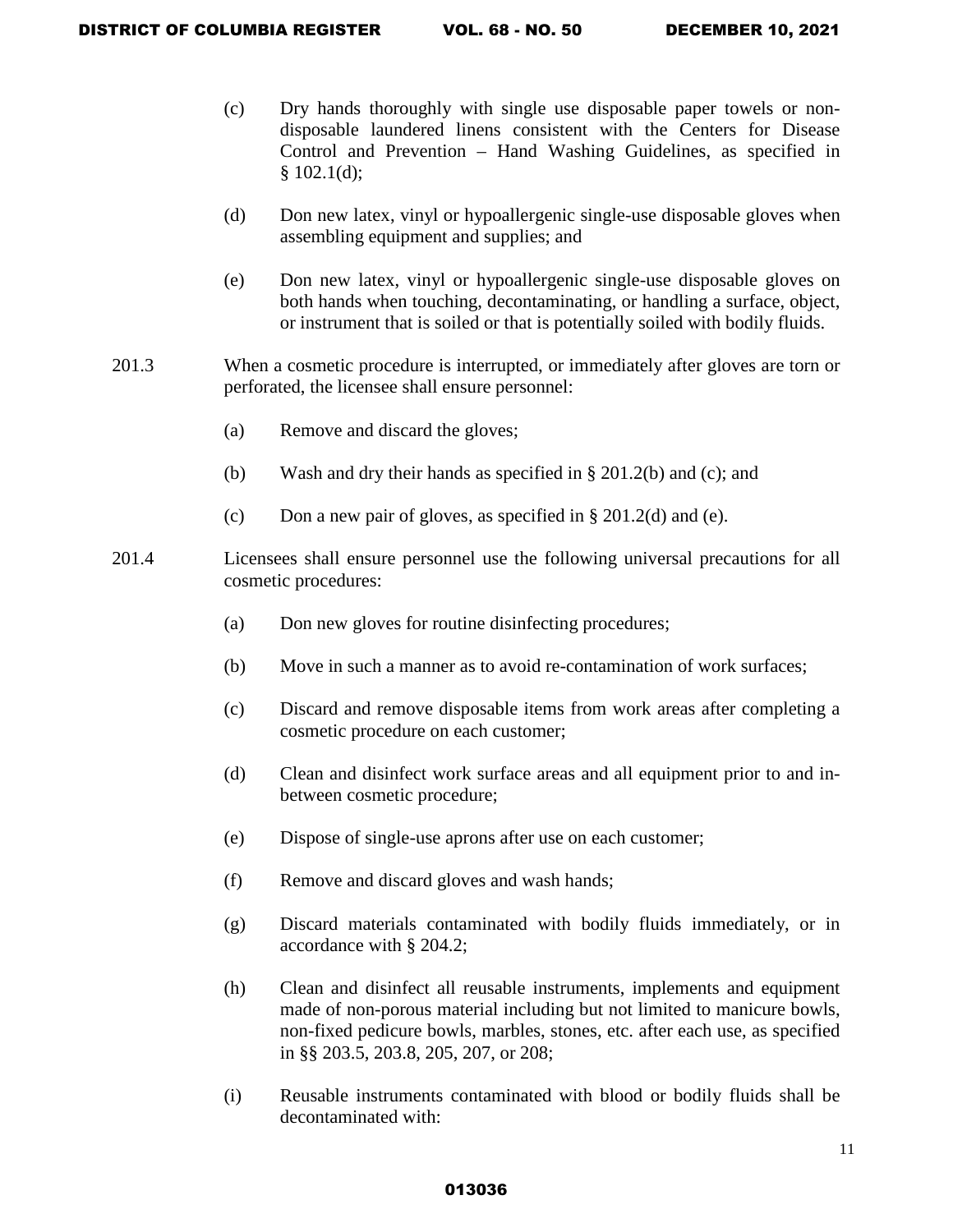(c) Dry hands thoroughly with single use disposable paper towels or non-disposable laundered linens consistent with the Centers for Disease Control and Prevention – Hand Washing Guidelines, as specified in § 102.1(d);

(d) Don new latex, vinyl or hypoallergenic single-use disposable gloves when assembling equipment and supplies; and

(e) Don new latex, vinyl or hypoallergenic single-use disposable gloves on both hands when touching, decontaminating, or handling a surface, object, or instrument that is soiled or that is potentially soiled with bodily fluids.

201.3 When a cosmetic procedure is interrupted, or immediately after gloves are torn or perforated, the licensee shall ensure personnel:

(a) Remove and discard the gloves;

(b) Wash and dry their hands as specified in § 201.2(b) and (c); and

(c) Don a new pair of gloves, as specified in § 201.2(d) and (e).

201.4 Licensees shall ensure personnel use the following universal precautions for all cosmetic procedures:

(a) Don new gloves for routine disinfecting procedures;

(b) Move in such a manner as to avoid re-contamination of work surfaces;

(c) Discard and remove disposable items from work areas after completing a cosmetic procedure on each customer;

(d) Clean and disinfect work surface areas and all equipment prior to and in-between cosmetic procedure;

(e) Dispose of single-use aprons after use on each customer;

(f) Remove and discard gloves and wash hands;

(g) Discard materials contaminated with bodily fluids immediately, or in accordance with § 204.2;

(h) Clean and disinfect all reusable instruments, implements and equipment made of non-porous material including but not limited to manicure bowls, non-fixed pedicure bowls, marbles, stones, etc. after each use, as specified in §§ 203.5, 203.8, 205, 207, or 208;

(i) Reusable instruments contaminated with blood or bodily fluids shall be decontaminated with: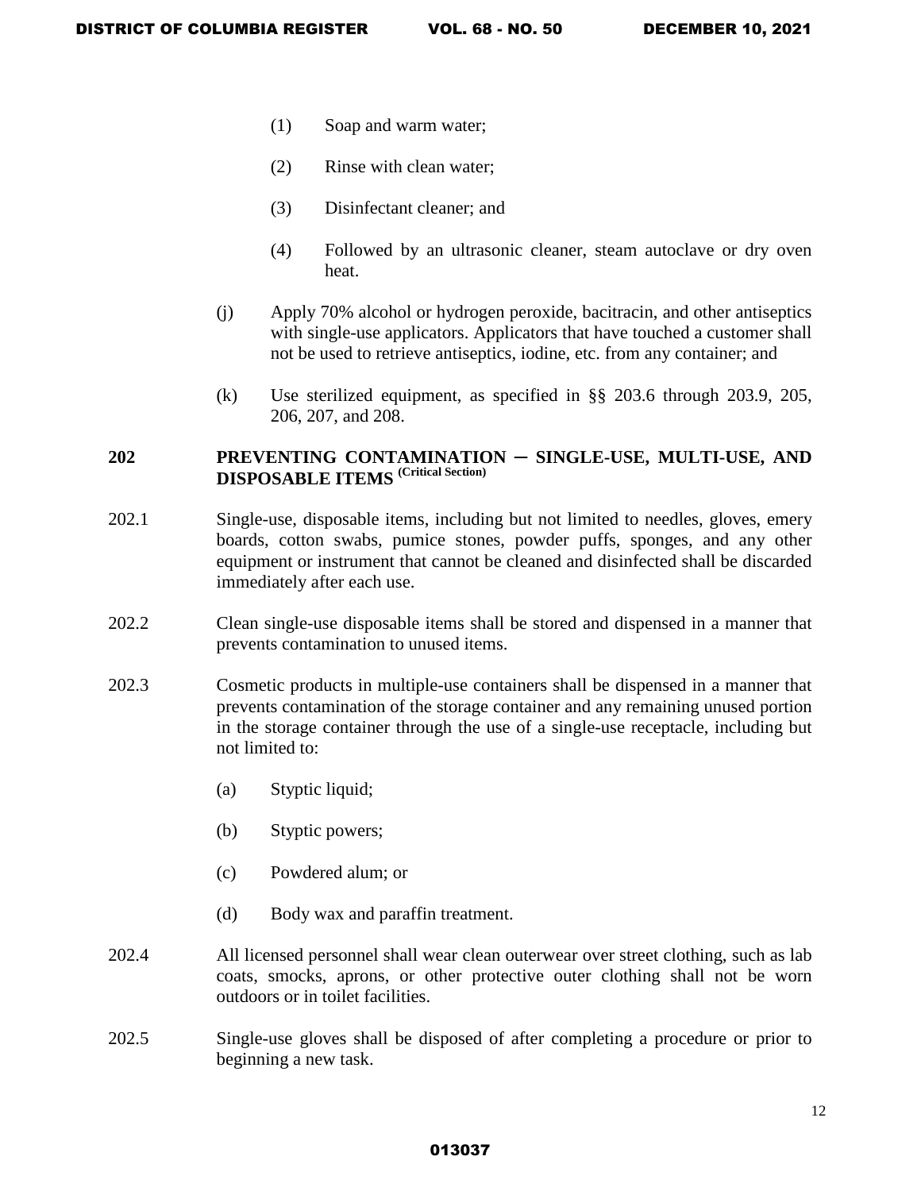(1) Soap and warm water;

(2) Rinse with clean water;

(3) Disinfectant cleaner; and

(4) Followed by an ultrasonic cleaner, steam autoclave or dry oven heat.

(j) Apply 70% alcohol or hydrogen peroxide, bacitracin, and other antiseptics with single-use applicators. Applicators that have touched a customer shall not be used to retrieve antiseptics, iodine, etc. from any container; and

(k) Use sterilized equipment, as specified in §§ 203.6 through 203.9, 205, 206, 207, and 208.

## 202 PREVENTING CONTAMINATION – SINGLE-USE, MULTI-USE, AND DISPOSABLE ITEMS (Critical Section)

202.1 Single-use, disposable items, including but not limited to needles, gloves, emery boards, cotton swabs, pumice stones, powder puffs, sponges, and any other equipment or instrument that cannot be cleaned and disinfected shall be discarded immediately after each use.

202.2 Clean single-use disposable items shall be stored and dispensed in a manner that prevents contamination to unused items.

202.3 Cosmetic products in multiple-use containers shall be dispensed in a manner that prevents contamination of the storage container and any remaining unused portion in the storage container through the use of a single-use receptacle, including but not limited to:

(a) Styptic liquid;

(b) Styptic powers;

(c) Powdered alum; or

(d) Body wax and paraffin treatment.

202.4 All licensed personnel shall wear clean outerwear over street clothing, such as lab coats, smocks, aprons, or other protective outer clothing shall not be worn outdoors or in toilet facilities.

202.5 Single-use gloves shall be disposed of after completing a procedure or prior to beginning a new task.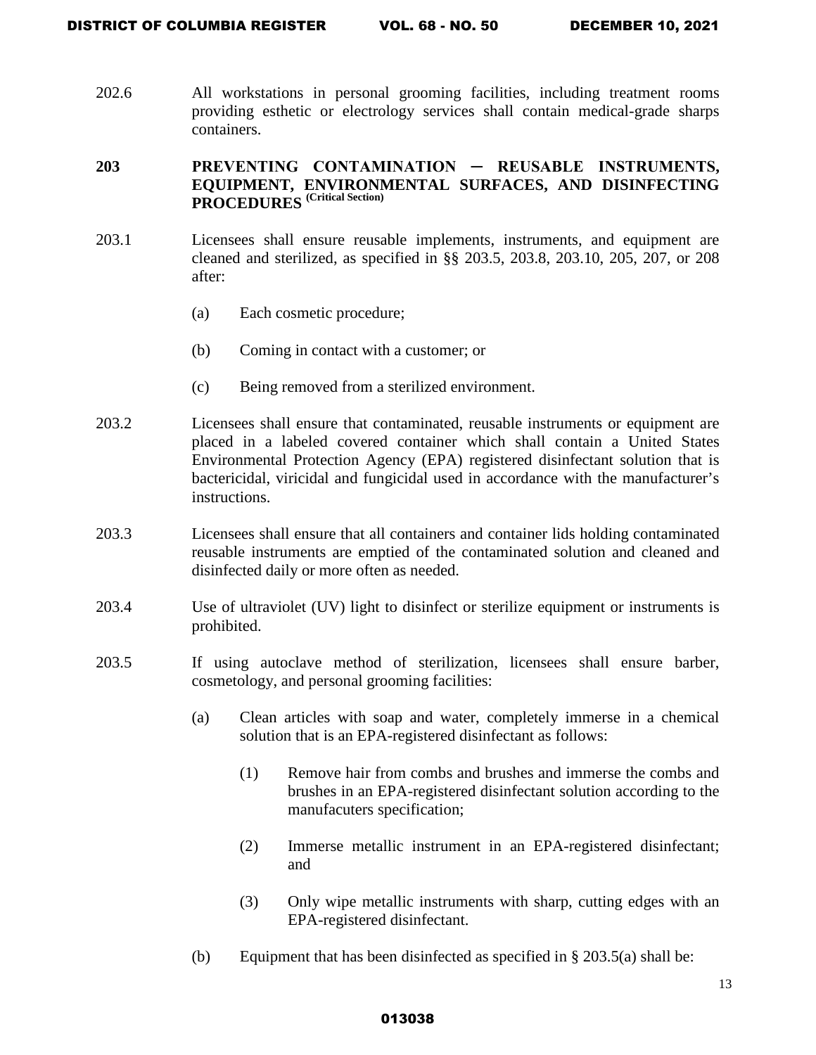202.6 All workstations in personal grooming facilities, including treatment rooms providing esthetic or electrology services shall contain medical-grade sharps containers.

**203 PREVENTING CONTAMINATION ─ REUSABLE INSTRUMENTS, EQUIPMENT, ENVIRONMENTAL SURFACES, AND DISINFECTING PROCEDURES (Critical Section)**

203.1 Licensees shall ensure reusable implements, instruments, and equipment are cleaned and sterilized, as specified in §§ 203.5, 203.8, 203.10, 205, 207, or 208 after:

(a) Each cosmetic procedure;

(b) Coming in contact with a customer; or

(c) Being removed from a sterilized environment.

203.2 Licensees shall ensure that contaminated, reusable instruments or equipment are placed in a labeled covered container which shall contain a United States Environmental Protection Agency (EPA) registered disinfectant solution that is bactericidal, viricidal and fungicidal used in accordance with the manufacturer's instructions.

203.3 Licensees shall ensure that all containers and container lids holding contaminated reusable instruments are emptied of the contaminated solution and cleaned and disinfected daily or more often as needed.

203.4 Use of ultraviolet (UV) light to disinfect or sterilize equipment or instruments is prohibited.

203.5 If using autoclave method of sterilization, licensees shall ensure barber, cosmetology, and personal grooming facilities:

(a) Clean articles with soap and water, completely immerse in a chemical solution that is an EPA-registered disinfectant as follows:

(1) Remove hair from combs and brushes and immerse the combs and brushes in an EPA-registered disinfectant solution according to the manufacuters specification;

(2) Immerse metallic instrument in an EPA-registered disinfectant; and

(3) Only wipe metallic instruments with sharp, cutting edges with an EPA-registered disinfectant.

(b) Equipment that has been disinfected as specified in § 203.5(a) shall be: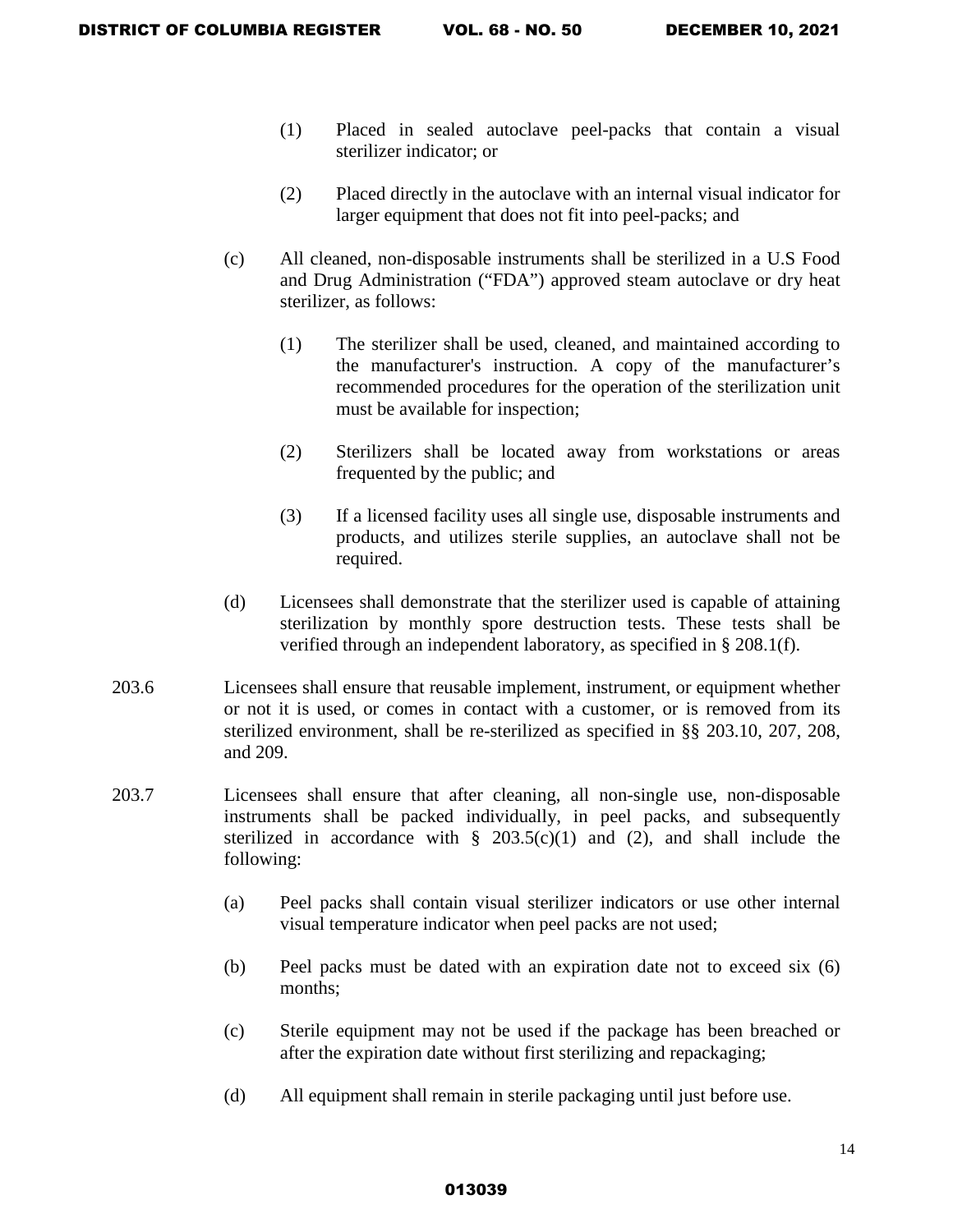(1) Placed in sealed autoclave peel-packs that contain a visual sterilizer indicator; or

(2) Placed directly in the autoclave with an internal visual indicator for larger equipment that does not fit into peel-packs; and

(c) All cleaned, non-disposable instruments shall be sterilized in a U.S Food and Drug Administration ("FDA") approved steam autoclave or dry heat sterilizer, as follows:

(1) The sterilizer shall be used, cleaned, and maintained according to the manufacturer's instruction. A copy of the manufacturer's recommended procedures for the operation of the sterilization unit must be available for inspection;

(2) Sterilizers shall be located away from workstations or areas frequented by the public; and

(3) If a licensed facility uses all single use, disposable instruments and products, and utilizes sterile supplies, an autoclave shall not be required.

(d) Licensees shall demonstrate that the sterilizer used is capable of attaining sterilization by monthly spore destruction tests. These tests shall be verified through an independent laboratory, as specified in § 208.1(f).

203.6 Licensees shall ensure that reusable implement, instrument, or equipment whether or not it is used, or comes in contact with a customer, or is removed from its sterilized environment, shall be re-sterilized as specified in §§ 203.10, 207, 208, and 209.

203.7 Licensees shall ensure that after cleaning, all non-single use, non-disposable instruments shall be packed individually, in peel packs, and subsequently sterilized in accordance with § 203.5(c)(1) and (2), and shall include the following:

(a) Peel packs shall contain visual sterilizer indicators or use other internal visual temperature indicator when peel packs are not used;

(b) Peel packs must be dated with an expiration date not to exceed six (6) months;

(c) Sterile equipment may not be used if the package has been breached or after the expiration date without first sterilizing and repackaging;

(d) All equipment shall remain in sterile packaging until just before use.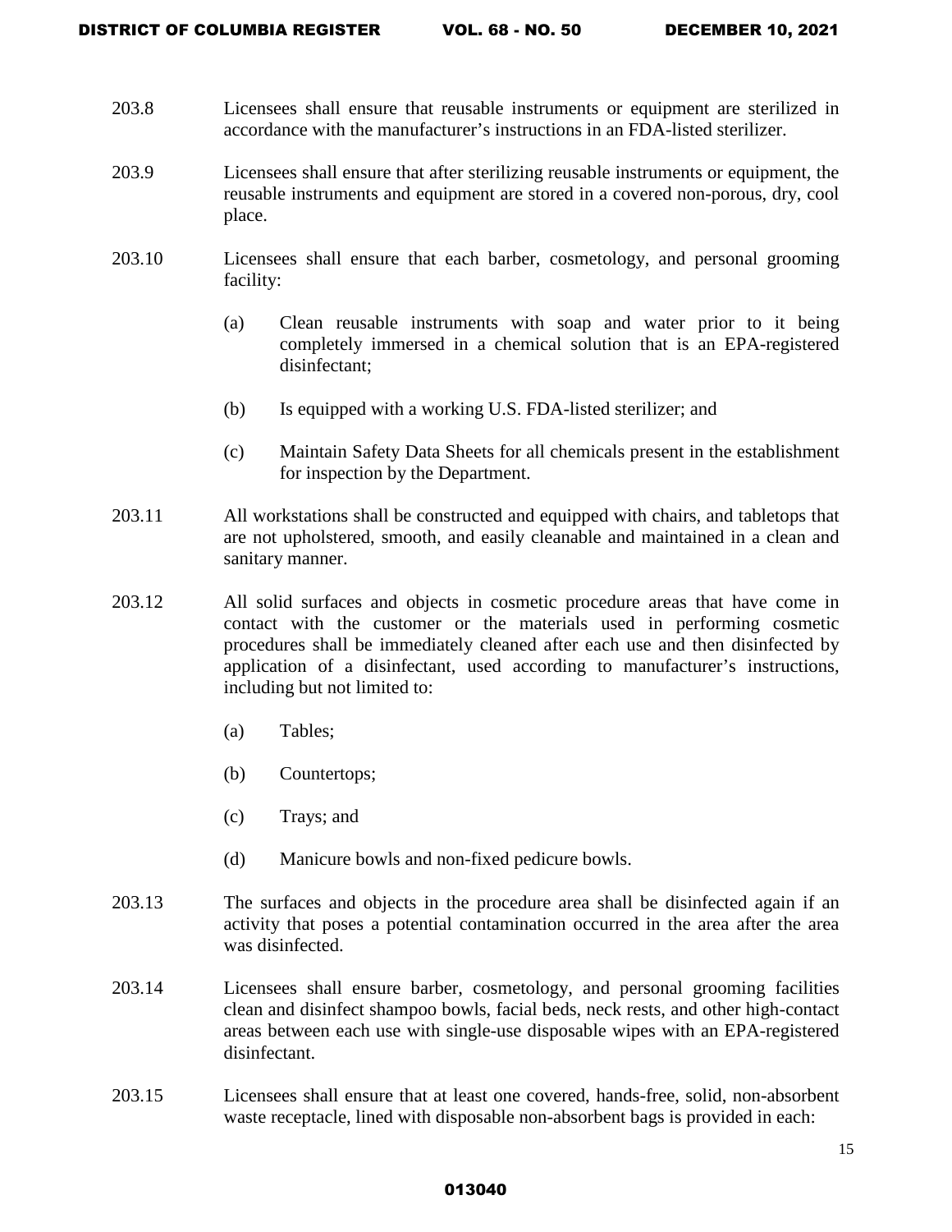203.8 Licensees shall ensure that reusable instruments or equipment are sterilized in accordance with the manufacturer's instructions in an FDA-listed sterilizer.

203.9 Licensees shall ensure that after sterilizing reusable instruments or equipment, the reusable instruments and equipment are stored in a covered non-porous, dry, cool place.

203.10 Licensees shall ensure that each barber, cosmetology, and personal grooming facility:

(a) Clean reusable instruments with soap and water prior to it being completely immersed in a chemical solution that is an EPA-registered disinfectant;

(b) Is equipped with a working U.S. FDA-listed sterilizer; and

(c) Maintain Safety Data Sheets for all chemicals present in the establishment for inspection by the Department.

203.11 All workstations shall be constructed and equipped with chairs, and tabletops that are not upholstered, smooth, and easily cleanable and maintained in a clean and sanitary manner.

203.12 All solid surfaces and objects in cosmetic procedure areas that have come in contact with the customer or the materials used in performing cosmetic procedures shall be immediately cleaned after each use and then disinfected by application of a disinfectant, used according to manufacturer's instructions, including but not limited to:

(a) Tables;

(b) Countertops;

(c) Trays; and

(d) Manicure bowls and non-fixed pedicure bowls.

203.13 The surfaces and objects in the procedure area shall be disinfected again if an activity that poses a potential contamination occurred in the area after the area was disinfected.

203.14 Licensees shall ensure barber, cosmetology, and personal grooming facilities clean and disinfect shampoo bowls, facial beds, neck rests, and other high-contact areas between each use with single-use disposable wipes with an EPA-registered disinfectant.

203.15 Licensees shall ensure that at least one covered, hands-free, solid, non-absorbent waste receptacle, lined with disposable non-absorbent bags is provided in each: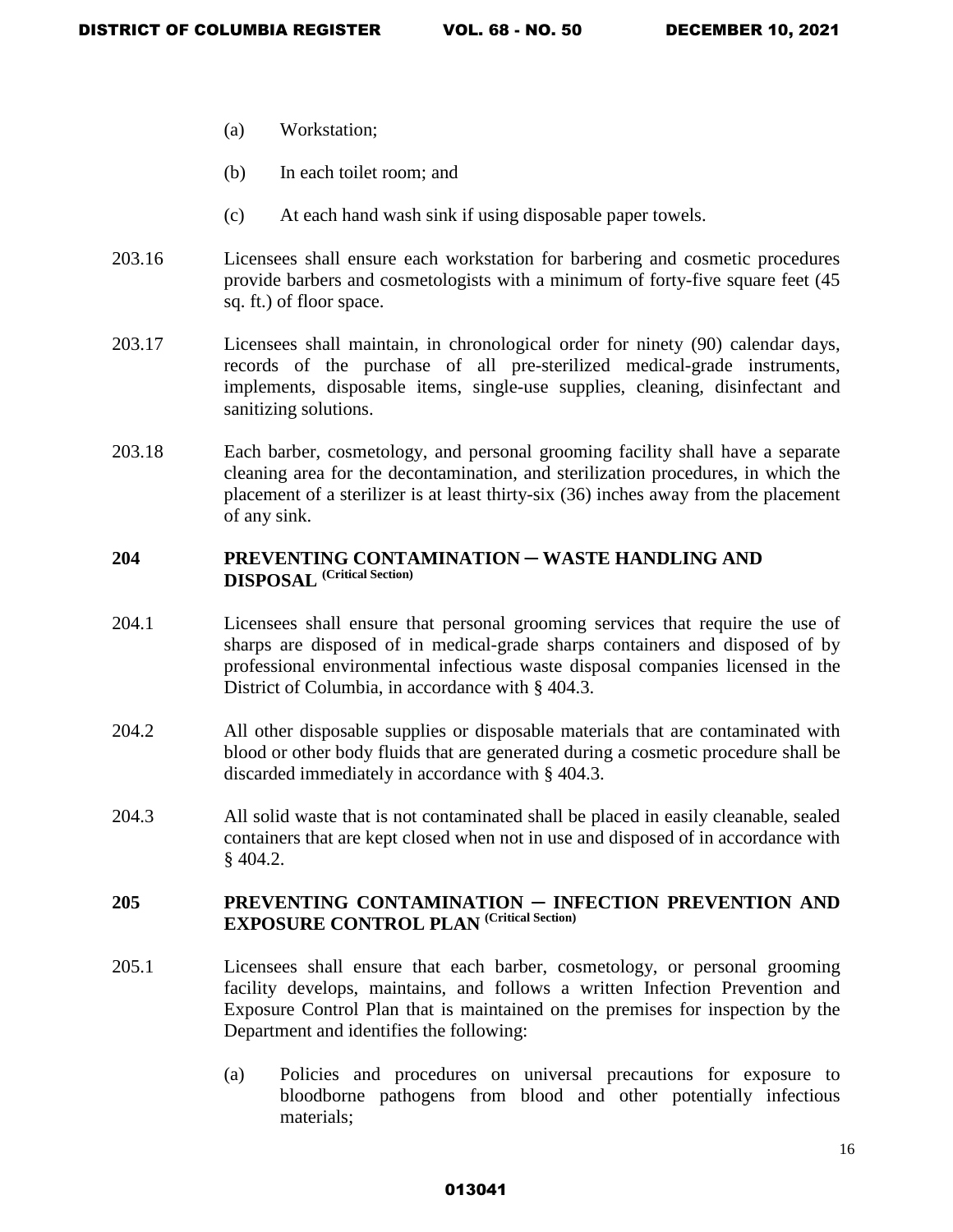(a) Workstation;

(b) In each toilet room; and

(c) At each hand wash sink if using disposable paper towels.

203.16 Licensees shall ensure each workstation for barbering and cosmetic procedures provide barbers and cosmetologists with a minimum of forty-five square feet (45 sq. ft.) of floor space.

203.17 Licensees shall maintain, in chronological order for ninety (90) calendar days, records of the purchase of all pre-sterilized medical-grade instruments, implements, disposable items, single-use supplies, cleaning, disinfectant and sanitizing solutions.

203.18 Each barber, cosmetology, and personal grooming facility shall have a separate cleaning area for the decontamination, and sterilization procedures, in which the placement of a sterilizer is at least thirty-six (36) inches away from the placement of any sink.

## 204 PREVENTING CONTAMINATION ─ WASTE HANDLING AND DISPOSAL (Critical Section)

204.1 Licensees shall ensure that personal grooming services that require the use of sharps are disposed of in medical-grade sharps containers and disposed of by professional environmental infectious waste disposal companies licensed in the District of Columbia, in accordance with § 404.3.

204.2 All other disposable supplies or disposable materials that are contaminated with blood or other body fluids that are generated during a cosmetic procedure shall be discarded immediately in accordance with § 404.3.

204.3 All solid waste that is not contaminated shall be placed in easily cleanable, sealed containers that are kept closed when not in use and disposed of in accordance with § 404.2.

## 205 PREVENTING CONTAMINATION ─ INFECTION PREVENTION AND EXPOSURE CONTROL PLAN (Critical Section)

205.1 Licensees shall ensure that each barber, cosmetology, or personal grooming facility develops, maintains, and follows a written Infection Prevention and Exposure Control Plan that is maintained on the premises for inspection by the Department and identifies the following:

(a) Policies and procedures on universal precautions for exposure to bloodborne pathogens from blood and other potentially infectious materials;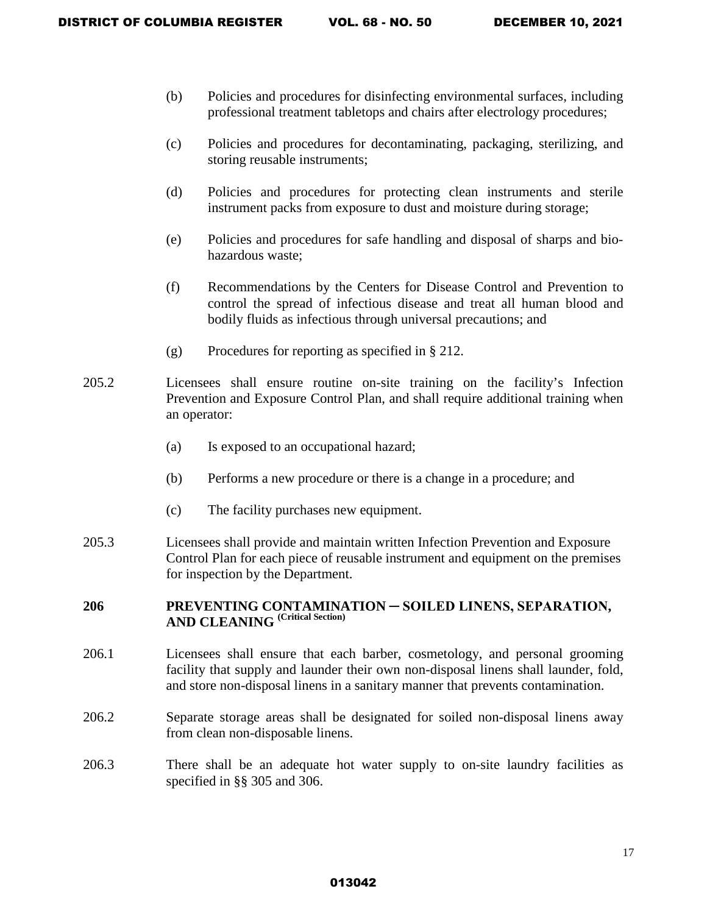(b) Policies and procedures for disinfecting environmental surfaces, including professional treatment tabletops and chairs after electrology procedures;

(c) Policies and procedures for decontaminating, packaging, sterilizing, and storing reusable instruments;

(d) Policies and procedures for protecting clean instruments and sterile instrument packs from exposure to dust and moisture during storage;

(e) Policies and procedures for safe handling and disposal of sharps and bio-hazardous waste;

(f) Recommendations by the Centers for Disease Control and Prevention to control the spread of infectious disease and treat all human blood and bodily fluids as infectious through universal precautions; and

(g) Procedures for reporting as specified in § 212.

205.2 Licensees shall ensure routine on-site training on the facility's Infection Prevention and Exposure Control Plan, and shall require additional training when an operator:

(a) Is exposed to an occupational hazard;

(b) Performs a new procedure or there is a change in a procedure; and

(c) The facility purchases new equipment.

205.3 Licensees shall provide and maintain written Infection Prevention and Exposure Control Plan for each piece of reusable instrument and equipment on the premises for inspection by the Department.

**206 PREVENTING CONTAMINATION ─ SOILED LINENS, SEPARATION, AND CLEANING (Critical Section)**

206.1 Licensees shall ensure that each barber, cosmetology, and personal grooming facility that supply and launder their own non-disposal linens shall launder, fold, and store non-disposal linens in a sanitary manner that prevents contamination.

206.2 Separate storage areas shall be designated for soiled non-disposal linens away from clean non-disposable linens.

206.3 There shall be an adequate hot water supply to on-site laundry facilities as specified in §§ 305 and 306.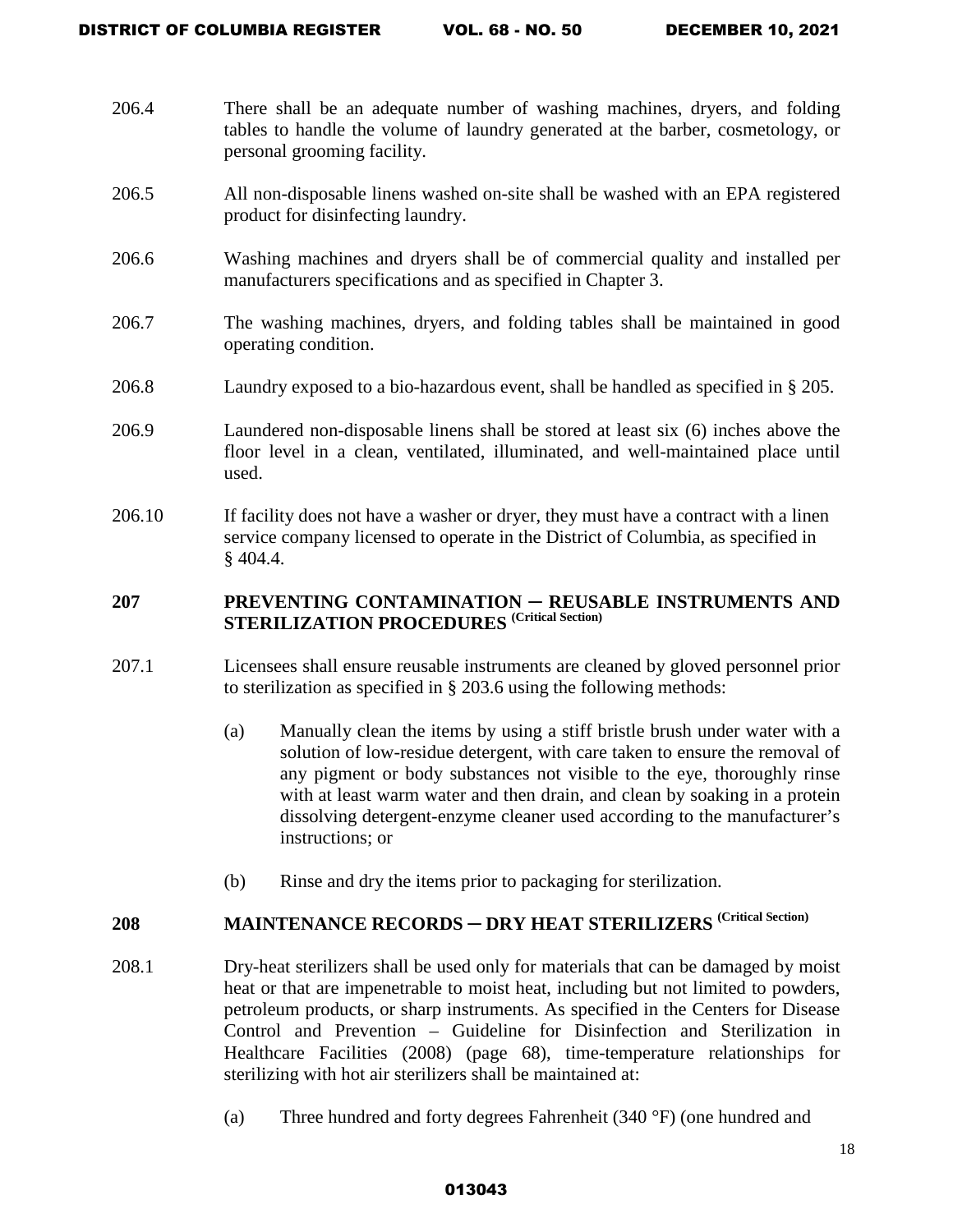206.4 There shall be an adequate number of washing machines, dryers, and folding tables to handle the volume of laundry generated at the barber, cosmetology, or personal grooming facility.

206.5 All non-disposable linens washed on-site shall be washed with an EPA registered product for disinfecting laundry.

206.6 Washing machines and dryers shall be of commercial quality and installed per manufacturers specifications and as specified in Chapter 3.

206.7 The washing machines, dryers, and folding tables shall be maintained in good operating condition.

206.8 Laundry exposed to a bio-hazardous event, shall be handled as specified in § 205.

206.9 Laundered non-disposable linens shall be stored at least six (6) inches above the floor level in a clean, ventilated, illuminated, and well-maintained place until used.

206.10 If facility does not have a washer or dryer, they must have a contract with a linen service company licensed to operate in the District of Columbia, as specified in § 404.4.

## 207 PREVENTING CONTAMINATION ─ REUSABLE INSTRUMENTS AND STERILIZATION PROCEDURES (Critical Section)

207.1 Licensees shall ensure reusable instruments are cleaned by gloved personnel prior to sterilization as specified in § 203.6 using the following methods:

(a) Manually clean the items by using a stiff bristle brush under water with a solution of low-residue detergent, with care taken to ensure the removal of any pigment or body substances not visible to the eye, thoroughly rinse with at least warm water and then drain, and clean by soaking in a protein dissolving detergent-enzyme cleaner used according to the manufacturer's instructions; or

(b) Rinse and dry the items prior to packaging for sterilization.

## 208 MAINTENANCE RECORDS ─ DRY HEAT STERILIZERS (Critical Section)

208.1 Dry-heat sterilizers shall be used only for materials that can be damaged by moist heat or that are impenetrable to moist heat, including but not limited to powders, petroleum products, or sharp instruments. As specified in the Centers for Disease Control and Prevention – Guideline for Disinfection and Sterilization in Healthcare Facilities (2008) (page 68), time-temperature relationships for sterilizing with hot air sterilizers shall be maintained at:

(a) Three hundred and forty degrees Fahrenheit (340 °F) (one hundred and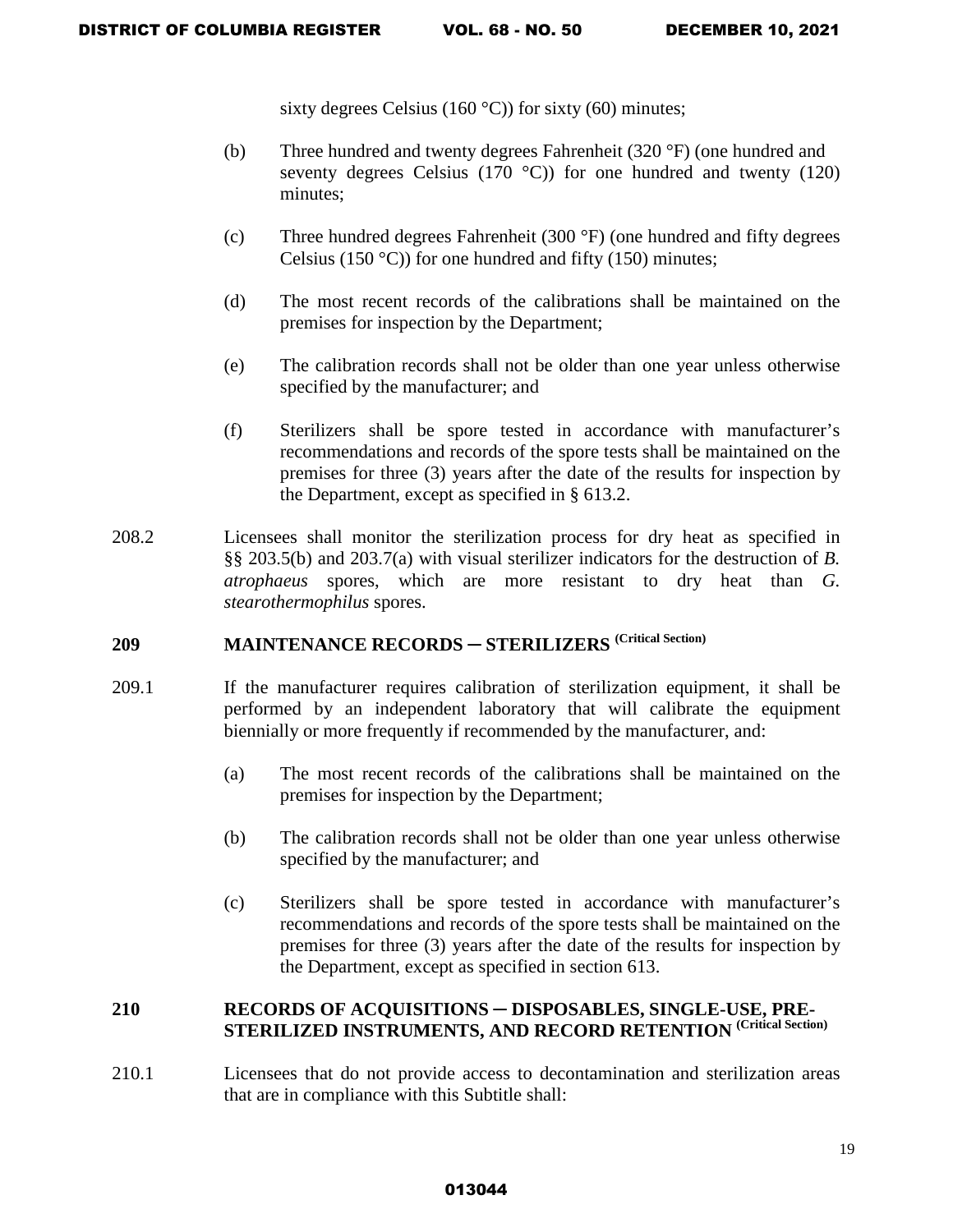sixty degrees Celsius (160 °C)) for sixty (60) minutes;

(b) Three hundred and twenty degrees Fahrenheit (320 °F) (one hundred and seventy degrees Celsius (170 °C)) for one hundred and twenty (120) minutes;

(c) Three hundred degrees Fahrenheit (300 °F) (one hundred and fifty degrees Celsius (150 °C)) for one hundred and fifty (150) minutes;

(d) The most recent records of the calibrations shall be maintained on the premises for inspection by the Department;

(e) The calibration records shall not be older than one year unless otherwise specified by the manufacturer; and

(f) Sterilizers shall be spore tested in accordance with manufacturer's recommendations and records of the spore tests shall be maintained on the premises for three (3) years after the date of the results for inspection by the Department, except as specified in § 613.2.

208.2 Licensees shall monitor the sterilization process for dry heat as specified in §§ 203.5(b) and 203.7(a) with visual sterilizer indicators for the destruction of *B. atrophaeus* spores, which are more resistant to dry heat than *G. stearothermophilus* spores.

## 209 MAINTENANCE RECORDS ─ STERILIZERS (Critical Section)

209.1 If the manufacturer requires calibration of sterilization equipment, it shall be performed by an independent laboratory that will calibrate the equipment biennially or more frequently if recommended by the manufacturer, and:

(a) The most recent records of the calibrations shall be maintained on the premises for inspection by the Department;

(b) The calibration records shall not be older than one year unless otherwise specified by the manufacturer; and

(c) Sterilizers shall be spore tested in accordance with manufacturer's recommendations and records of the spore tests shall be maintained on the premises for three (3) years after the date of the results for inspection by the Department, except as specified in section 613.

## 210 RECORDS OF ACQUISITIONS ─ DISPOSABLES, SINGLE-USE, PRE-STERILIZED INSTRUMENTS, AND RECORD RETENTION (Critical Section)

210.1 Licensees that do not provide access to decontamination and sterilization areas that are in compliance with this Subtitle shall: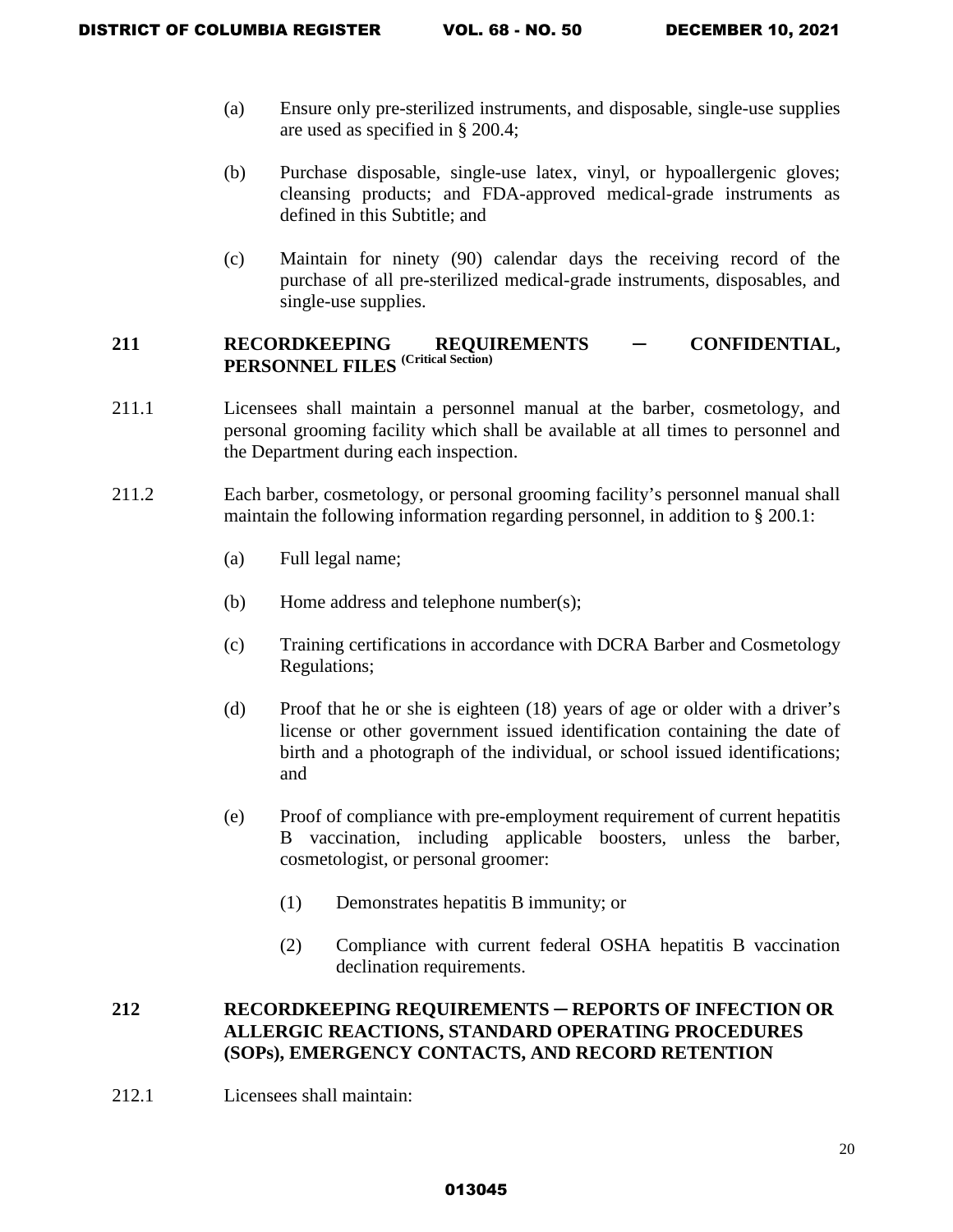(a) Ensure only pre-sterilized instruments, and disposable, single-use supplies are used as specified in § 200.4;

(b) Purchase disposable, single-use latex, vinyl, or hypoallergenic gloves; cleansing products; and FDA-approved medical-grade instruments as defined in this Subtitle; and

(c) Maintain for ninety (90) calendar days the receiving record of the purchase of all pre-sterilized medical-grade instruments, disposables, and single-use supplies.

## 211 RECORDKEEPING REQUIREMENTS ─ CONFIDENTIAL, PERSONNEL FILES (Critical Section)

211.1 Licensees shall maintain a personnel manual at the barber, cosmetology, and personal grooming facility which shall be available at all times to personnel and the Department during each inspection.

211.2 Each barber, cosmetology, or personal grooming facility's personnel manual shall maintain the following information regarding personnel, in addition to § 200.1:

(a) Full legal name;

(b) Home address and telephone number(s);

(c) Training certifications in accordance with DCRA Barber and Cosmetology Regulations;

(d) Proof that he or she is eighteen (18) years of age or older with a driver's license or other government issued identification containing the date of birth and a photograph of the individual, or school issued identifications; and

(e) Proof of compliance with pre-employment requirement of current hepatitis B vaccination, including applicable boosters, unless the barber, cosmetologist, or personal groomer:

(1) Demonstrates hepatitis B immunity; or

(2) Compliance with current federal OSHA hepatitis B vaccination declination requirements.

## 212 RECORDKEEPING REQUIREMENTS ─ REPORTS OF INFECTION OR ALLERGIC REACTIONS, STANDARD OPERATING PROCEDURES (SOPs), EMERGENCY CONTACTS, AND RECORD RETENTION

212.1 Licensees shall maintain: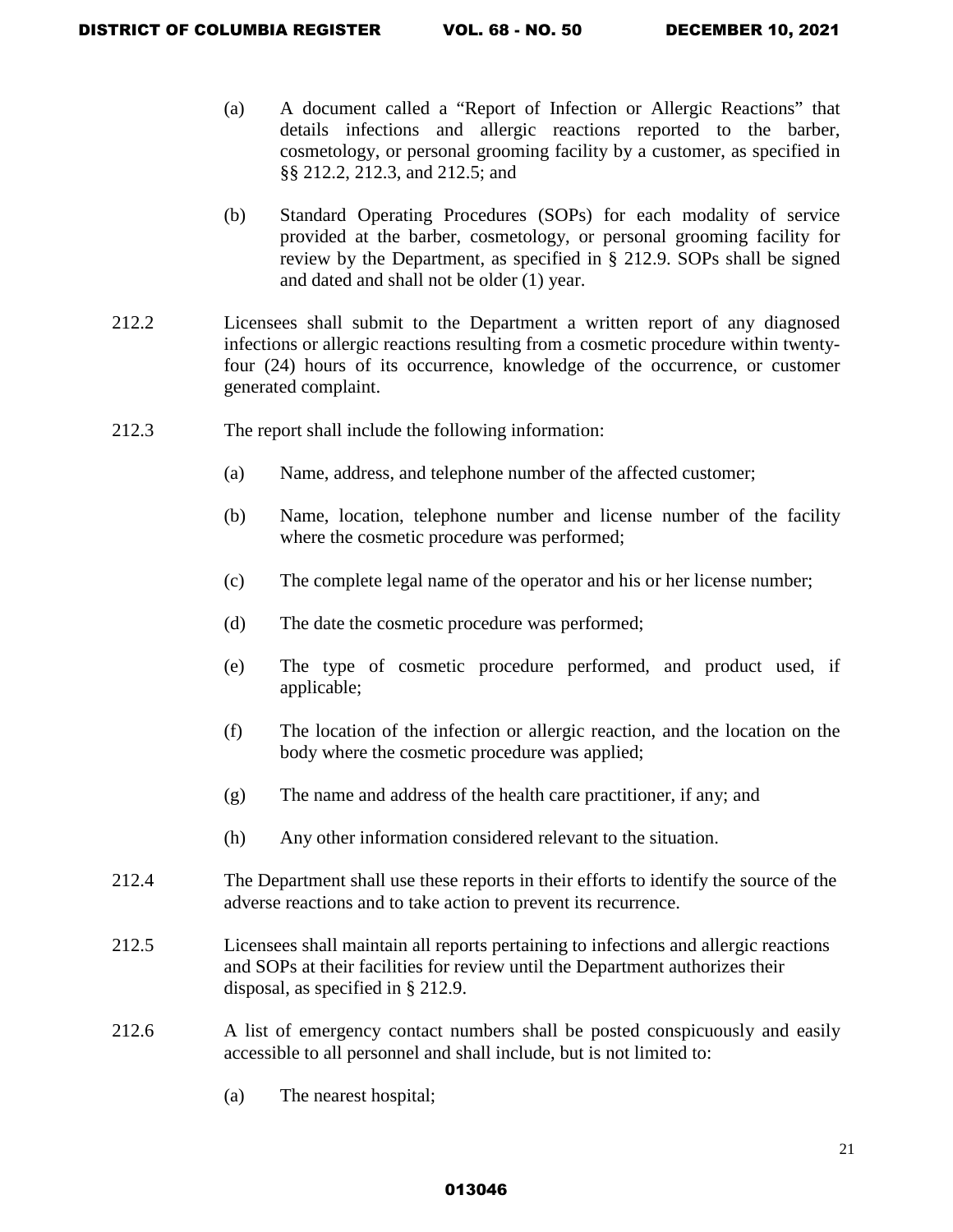(a) A document called a "Report of Infection or Allergic Reactions" that details infections and allergic reactions reported to the barber, cosmetology, or personal grooming facility by a customer, as specified in §§ 212.2, 212.3, and 212.5; and

(b) Standard Operating Procedures (SOPs) for each modality of service provided at the barber, cosmetology, or personal grooming facility for review by the Department, as specified in § 212.9. SOPs shall be signed and dated and shall not be older (1) year.

212.2 Licensees shall submit to the Department a written report of any diagnosed infections or allergic reactions resulting from a cosmetic procedure within twenty-four (24) hours of its occurrence, knowledge of the occurrence, or customer generated complaint.

212.3 The report shall include the following information:

(a) Name, address, and telephone number of the affected customer;

(b) Name, location, telephone number and license number of the facility where the cosmetic procedure was performed;

(c) The complete legal name of the operator and his or her license number;

(d) The date the cosmetic procedure was performed;

(e) The type of cosmetic procedure performed, and product used, if applicable;

(f) The location of the infection or allergic reaction, and the location on the body where the cosmetic procedure was applied;

(g) The name and address of the health care practitioner, if any; and

(h) Any other information considered relevant to the situation.

212.4 The Department shall use these reports in their efforts to identify the source of the adverse reactions and to take action to prevent its recurrence.

212.5 Licensees shall maintain all reports pertaining to infections and allergic reactions and SOPs at their facilities for review until the Department authorizes their disposal, as specified in § 212.9.

212.6 A list of emergency contact numbers shall be posted conspicuously and easily accessible to all personnel and shall include, but is not limited to:

(a) The nearest hospital;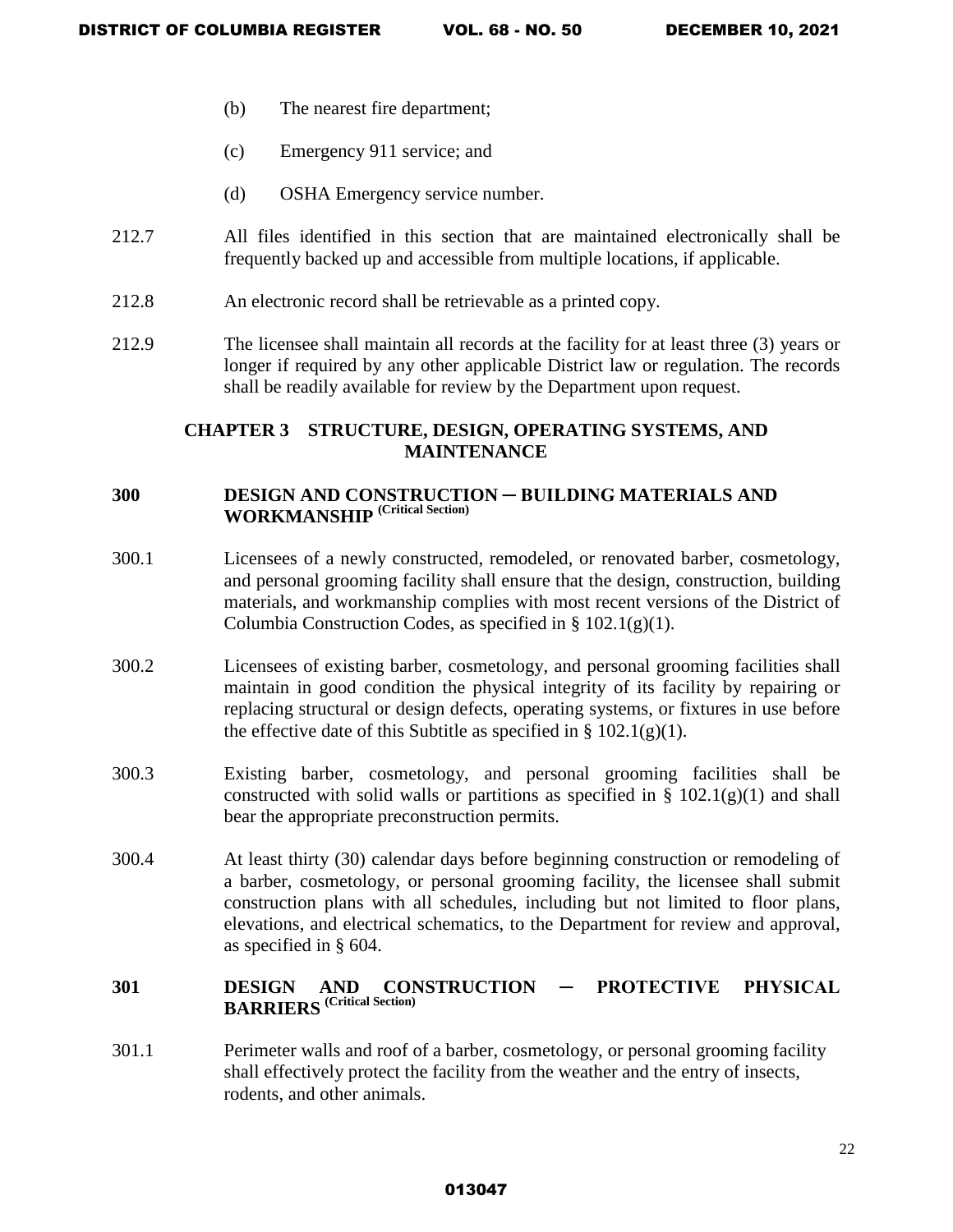(b) The nearest fire department;

(c) Emergency 911 service; and

(d) OSHA Emergency service number.

212.7 All files identified in this section that are maintained electronically shall be frequently backed up and accessible from multiple locations, if applicable.

212.8 An electronic record shall be retrievable as a printed copy.

212.9 The licensee shall maintain all records at the facility for at least three (3) years or longer if required by any other applicable District law or regulation. The records shall be readily available for review by the Department upon request.

## CHAPTER 3 STRUCTURE, DESIGN, OPERATING SYSTEMS, AND MAINTENANCE

### 300 DESIGN AND CONSTRUCTION ─ BUILDING MATERIALS AND WORKMANSHIP (Critical Section)

300.1 Licensees of a newly constructed, remodeled, or renovated barber, cosmetology, and personal grooming facility shall ensure that the design, construction, building materials, and workmanship complies with most recent versions of the District of Columbia Construction Codes, as specified in § 102.1(g)(1).

300.2 Licensees of existing barber, cosmetology, and personal grooming facilities shall maintain in good condition the physical integrity of its facility by repairing or replacing structural or design defects, operating systems, or fixtures in use before the effective date of this Subtitle as specified in § 102.1(g)(1).

300.3 Existing barber, cosmetology, and personal grooming facilities shall be constructed with solid walls or partitions as specified in § 102.1(g)(1) and shall bear the appropriate preconstruction permits.

300.4 At least thirty (30) calendar days before beginning construction or remodeling of a barber, cosmetology, or personal grooming facility, the licensee shall submit construction plans with all schedules, including but not limited to floor plans, elevations, and electrical schematics, to the Department for review and approval, as specified in § 604.

### 301 DESIGN AND CONSTRUCTION ─ PROTECTIVE PHYSICAL BARRIERS (Critical Section)

301.1 Perimeter walls and roof of a barber, cosmetology, or personal grooming facility shall effectively protect the facility from the weather and the entry of insects, rodents, and other animals.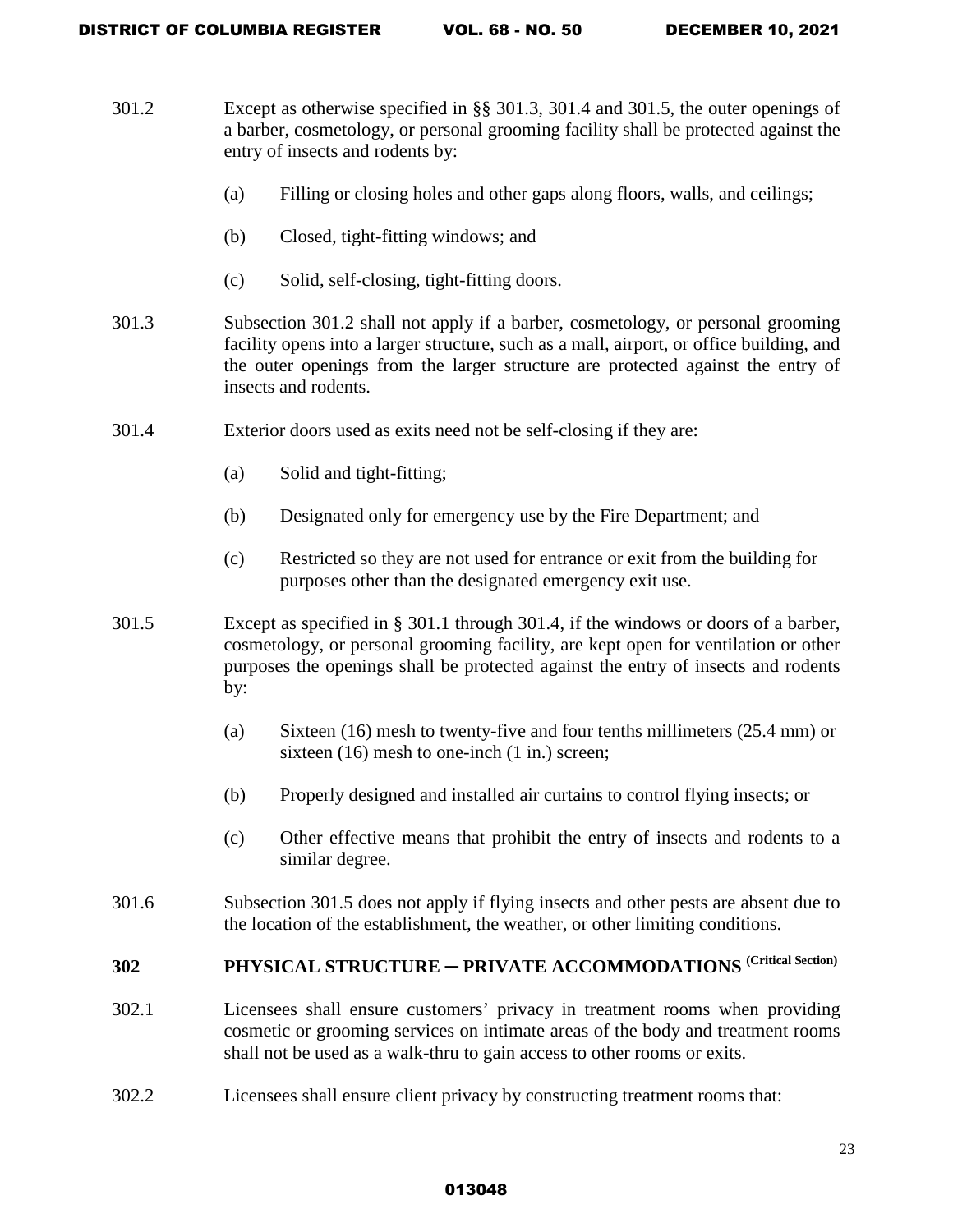301.2 Except as otherwise specified in §§ 301.3, 301.4 and 301.5, the outer openings of a barber, cosmetology, or personal grooming facility shall be protected against the entry of insects and rodents by:

(a) Filling or closing holes and other gaps along floors, walls, and ceilings;

(b) Closed, tight-fitting windows; and

(c) Solid, self-closing, tight-fitting doors.

301.3 Subsection 301.2 shall not apply if a barber, cosmetology, or personal grooming facility opens into a larger structure, such as a mall, airport, or office building, and the outer openings from the larger structure are protected against the entry of insects and rodents.

301.4 Exterior doors used as exits need not be self-closing if they are:

(a) Solid and tight-fitting;

(b) Designated only for emergency use by the Fire Department; and

(c) Restricted so they are not used for entrance or exit from the building for purposes other than the designated emergency exit use.

301.5 Except as specified in § 301.1 through 301.4, if the windows or doors of a barber, cosmetology, or personal grooming facility, are kept open for ventilation or other purposes the openings shall be protected against the entry of insects and rodents by:

(a) Sixteen (16) mesh to twenty-five and four tenths millimeters (25.4 mm) or sixteen (16) mesh to one-inch (1 in.) screen;

(b) Properly designed and installed air curtains to control flying insects; or

(c) Other effective means that prohibit the entry of insects and rodents to a similar degree.

301.6 Subsection 301.5 does not apply if flying insects and other pests are absent due to the location of the establishment, the weather, or other limiting conditions.

## 302 PHYSICAL STRUCTURE – PRIVATE ACCOMMODATIONS (Critical Section)

302.1 Licensees shall ensure customers' privacy in treatment rooms when providing cosmetic or grooming services on intimate areas of the body and treatment rooms shall not be used as a walk-thru to gain access to other rooms or exits.

302.2 Licensees shall ensure client privacy by constructing treatment rooms that: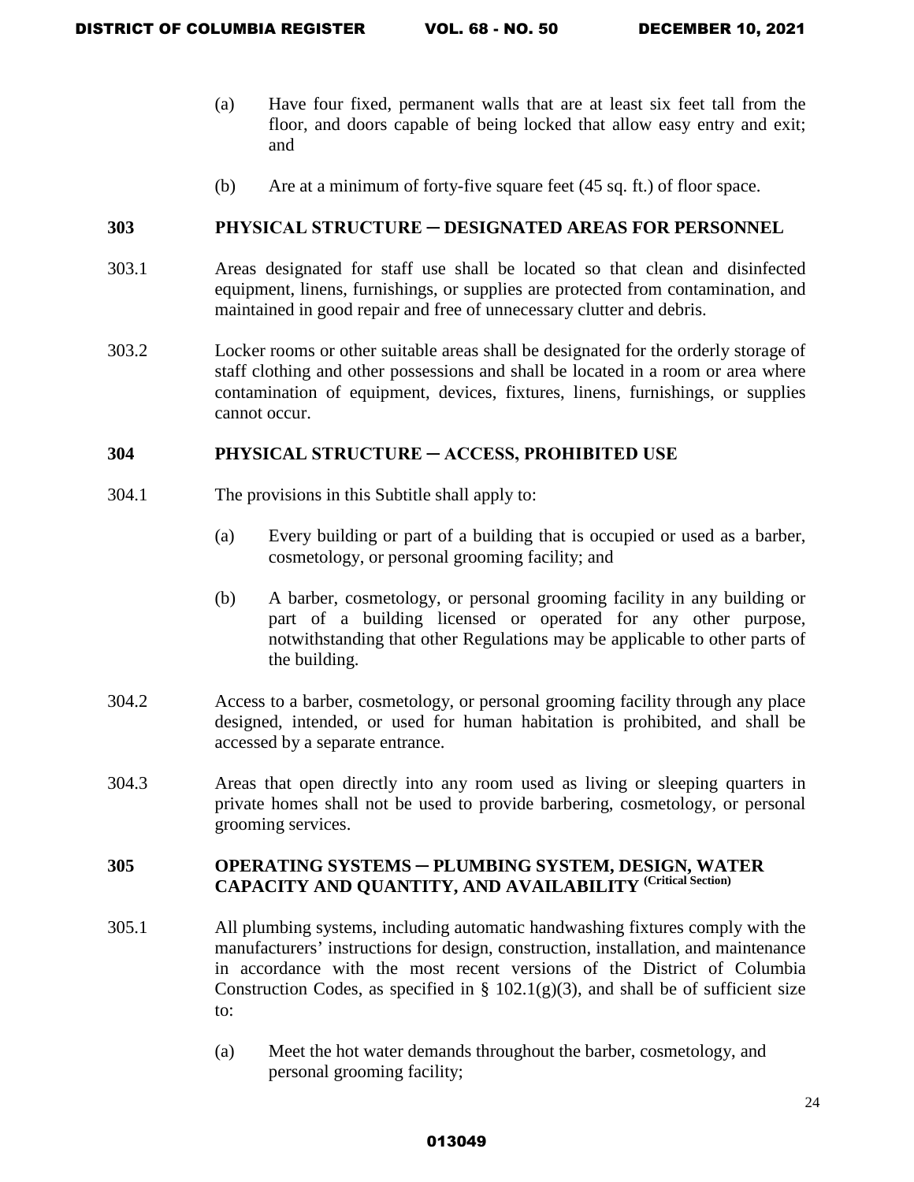(a) Have four fixed, permanent walls that are at least six feet tall from the floor, and doors capable of being locked that allow easy entry and exit; and

(b) Are at a minimum of forty-five square feet (45 sq. ft.) of floor space.

### 303 PHYSICAL STRUCTURE ─ DESIGNATED AREAS FOR PERSONNEL

303.1 Areas designated for staff use shall be located so that clean and disinfected equipment, linens, furnishings, or supplies are protected from contamination, and maintained in good repair and free of unnecessary clutter and debris.

303.2 Locker rooms or other suitable areas shall be designated for the orderly storage of staff clothing and other possessions and shall be located in a room or area where contamination of equipment, devices, fixtures, linens, furnishings, or supplies cannot occur.

### 304 PHYSICAL STRUCTURE ─ ACCESS, PROHIBITED USE

304.1 The provisions in this Subtitle shall apply to:

(a) Every building or part of a building that is occupied or used as a barber, cosmetology, or personal grooming facility; and

(b) A barber, cosmetology, or personal grooming facility in any building or part of a building licensed or operated for any other purpose, notwithstanding that other Regulations may be applicable to other parts of the building.

304.2 Access to a barber, cosmetology, or personal grooming facility through any place designed, intended, or used for human habitation is prohibited, and shall be accessed by a separate entrance.

304.3 Areas that open directly into any room used as living or sleeping quarters in private homes shall not be used to provide barbering, cosmetology, or personal grooming services.

### 305 OPERATING SYSTEMS ─ PLUMBING SYSTEM, DESIGN, WATER CAPACITY AND QUANTITY, AND AVAILABILITY (Critical Section)

305.1 All plumbing systems, including automatic handwashing fixtures comply with the manufacturers' instructions for design, construction, installation, and maintenance in accordance with the most recent versions of the District of Columbia Construction Codes, as specified in § 102.1(g)(3), and shall be of sufficient size to:

(a) Meet the hot water demands throughout the barber, cosmetology, and personal grooming facility;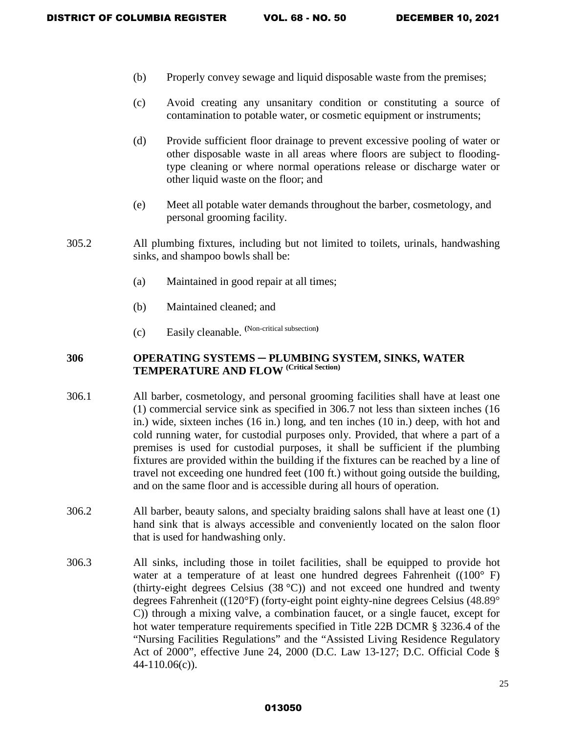(b) Properly convey sewage and liquid disposable waste from the premises;

(c) Avoid creating any unsanitary condition or constituting a source of contamination to potable water, or cosmetic equipment or instruments;

(d) Provide sufficient floor drainage to prevent excessive pooling of water or other disposable waste in all areas where floors are subject to flooding-type cleaning or where normal operations release or discharge water or other liquid waste on the floor; and

(e) Meet all potable water demands throughout the barber, cosmetology, and personal grooming facility.

305.2 All plumbing fixtures, including but not limited to toilets, urinals, handwashing sinks, and shampoo bowls shall be:

(a) Maintained in good repair at all times;

(b) Maintained cleaned; and

(c) Easily cleanable. (Non-critical subsection)

**306 OPERATING SYSTEMS ─ PLUMBING SYSTEM, SINKS, WATER TEMPERATURE AND FLOW (Critical Section)**

306.1 All barber, cosmetology, and personal grooming facilities shall have at least one (1) commercial service sink as specified in 306.7 not less than sixteen inches (16 in.) wide, sixteen inches (16 in.) long, and ten inches (10 in.) deep, with hot and cold running water, for custodial purposes only. Provided, that where a part of a premises is used for custodial purposes, it shall be sufficient if the plumbing fixtures are provided within the building if the fixtures can be reached by a line of travel not exceeding one hundred feet (100 ft.) without going outside the building, and on the same floor and is accessible during all hours of operation.

306.2 All barber, beauty salons, and specialty braiding salons shall have at least one (1) hand sink that is always accessible and conveniently located on the salon floor that is used for handwashing only.

306.3 All sinks, including those in toilet facilities, shall be equipped to provide hot water at a temperature of at least one hundred degrees Fahrenheit ((100° F) (thirty-eight degrees Celsius (38 °C)) and not exceed one hundred and twenty degrees Fahrenheit ((120°F) (forty-eight point eighty-nine degrees Celsius (48.89° C)) through a mixing valve, a combination faucet, or a single faucet, except for hot water temperature requirements specified in Title 22B DCMR § 3236.4 of the "Nursing Facilities Regulations" and the "Assisted Living Residence Regulatory Act of 2000", effective June 24, 2000 (D.C. Law 13-127; D.C. Official Code § 44-110.06(c)).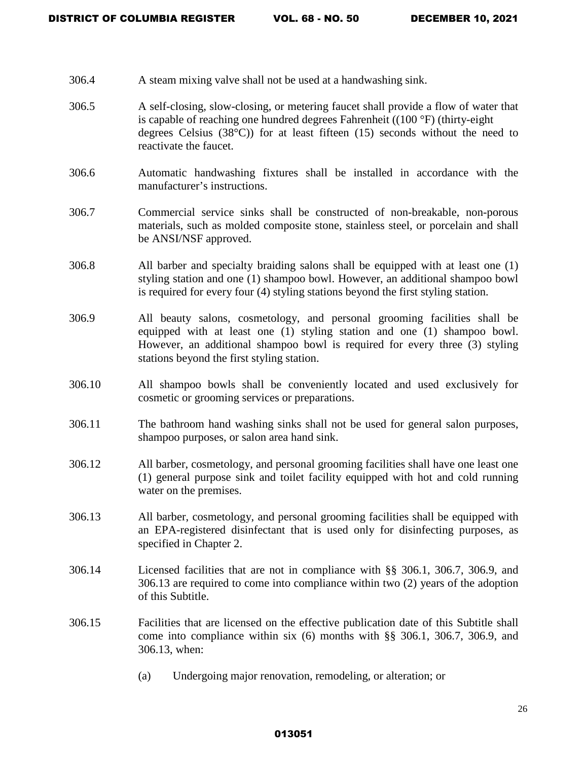306.4 A steam mixing valve shall not be used at a handwashing sink.

306.5 A self-closing, slow-closing, or metering faucet shall provide a flow of water that is capable of reaching one hundred degrees Fahrenheit ((100 °F) (thirty-eight degrees Celsius (38°C)) for at least fifteen (15) seconds without the need to reactivate the faucet.

306.6 Automatic handwashing fixtures shall be installed in accordance with the manufacturer's instructions.

306.7 Commercial service sinks shall be constructed of non-breakable, non-porous materials, such as molded composite stone, stainless steel, or porcelain and shall be ANSI/NSF approved.

306.8 All barber and specialty braiding salons shall be equipped with at least one (1) styling station and one (1) shampoo bowl. However, an additional shampoo bowl is required for every four (4) styling stations beyond the first styling station.

306.9 All beauty salons, cosmetology, and personal grooming facilities shall be equipped with at least one (1) styling station and one (1) shampoo bowl. However, an additional shampoo bowl is required for every three (3) styling stations beyond the first styling station.

306.10 All shampoo bowls shall be conveniently located and used exclusively for cosmetic or grooming services or preparations.

306.11 The bathroom hand washing sinks shall not be used for general salon purposes, shampoo purposes, or salon area hand sink.

306.12 All barber, cosmetology, and personal grooming facilities shall have one least one (1) general purpose sink and toilet facility equipped with hot and cold running water on the premises.

306.13 All barber, cosmetology, and personal grooming facilities shall be equipped with an EPA-registered disinfectant that is used only for disinfecting purposes, as specified in Chapter 2.

306.14 Licensed facilities that are not in compliance with §§ 306.1, 306.7, 306.9, and 306.13 are required to come into compliance within two (2) years of the adoption of this Subtitle.

306.15 Facilities that are licensed on the effective publication date of this Subtitle shall come into compliance within six (6) months with §§ 306.1, 306.7, 306.9, and 306.13, when:

(a) Undergoing major renovation, remodeling, or alteration; or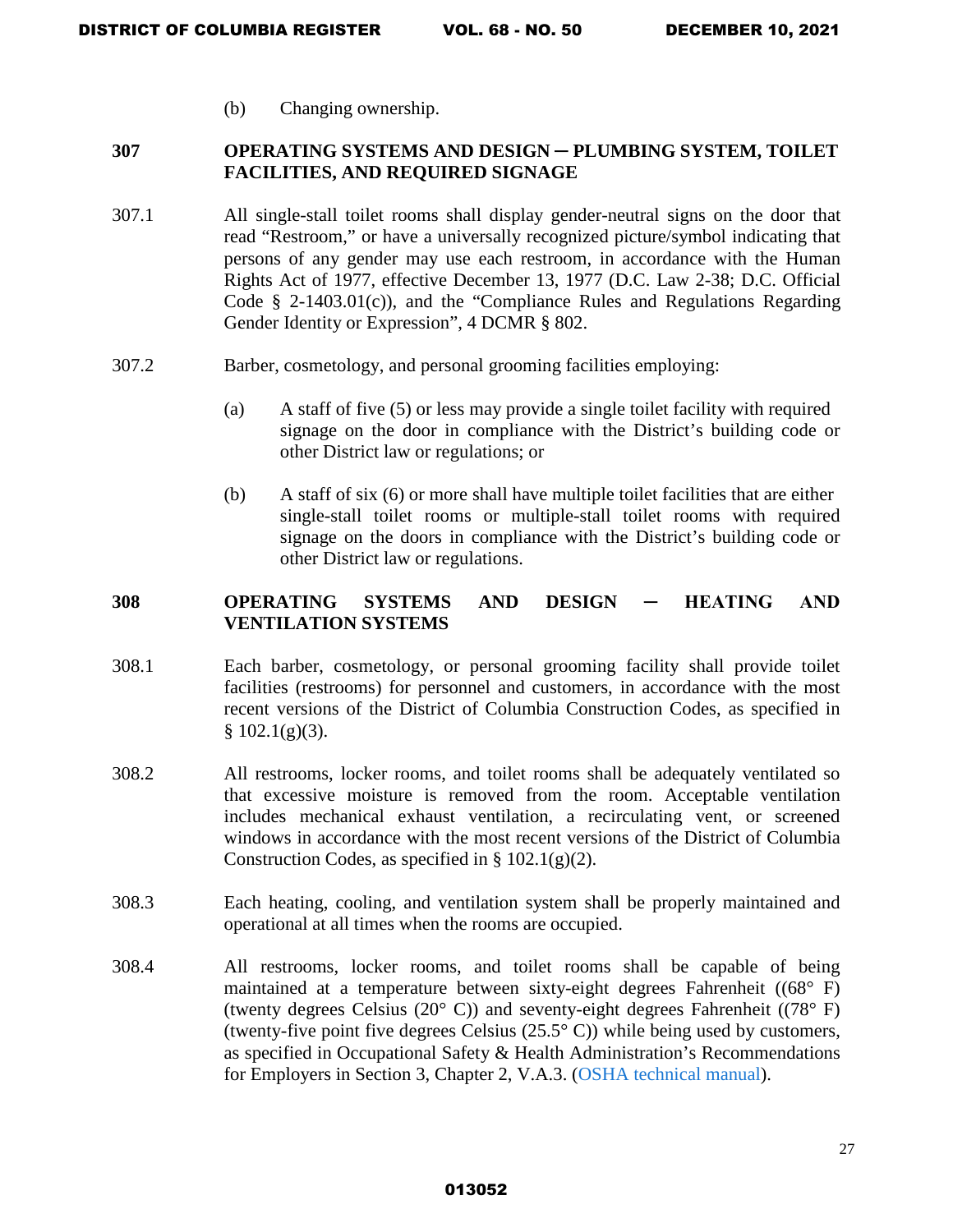(b) Changing ownership.

## 307 OPERATING SYSTEMS AND DESIGN ─ PLUMBING SYSTEM, TOILET FACILITIES, AND REQUIRED SIGNAGE

307.1 All single-stall toilet rooms shall display gender-neutral signs on the door that read "Restroom," or have a universally recognized picture/symbol indicating that persons of any gender may use each restroom, in accordance with the Human Rights Act of 1977, effective December 13, 1977 (D.C. Law 2-38; D.C. Official Code § 2-1403.01(c)), and the "Compliance Rules and Regulations Regarding Gender Identity or Expression", 4 DCMR § 802.

307.2 Barber, cosmetology, and personal grooming facilities employing:

(a) A staff of five (5) or less may provide a single toilet facility with required signage on the door in compliance with the District's building code or other District law or regulations; or

(b) A staff of six (6) or more shall have multiple toilet facilities that are either single-stall toilet rooms or multiple-stall toilet rooms with required signage on the doors in compliance with the District's building code or other District law or regulations.

## 308 OPERATING SYSTEMS AND DESIGN ─ HEATING AND VENTILATION SYSTEMS

308.1 Each barber, cosmetology, or personal grooming facility shall provide toilet facilities (restrooms) for personnel and customers, in accordance with the most recent versions of the District of Columbia Construction Codes, as specified in § 102.1(g)(3).

308.2 All restrooms, locker rooms, and toilet rooms shall be adequately ventilated so that excessive moisture is removed from the room. Acceptable ventilation includes mechanical exhaust ventilation, a recirculating vent, or screened windows in accordance with the most recent versions of the District of Columbia Construction Codes, as specified in § 102.1(g)(2).

308.3 Each heating, cooling, and ventilation system shall be properly maintained and operational at all times when the rooms are occupied.

308.4 All restrooms, locker rooms, and toilet rooms shall be capable of being maintained at a temperature between sixty-eight degrees Fahrenheit ((68° F) (twenty degrees Celsius (20° C)) and seventy-eight degrees Fahrenheit ((78° F) (twenty-five point five degrees Celsius (25.5° C)) while being used by customers, as specified in Occupational Safety & Health Administration's Recommendations for Employers in Section 3, Chapter 2, V.A.3. (OSHA technical manual).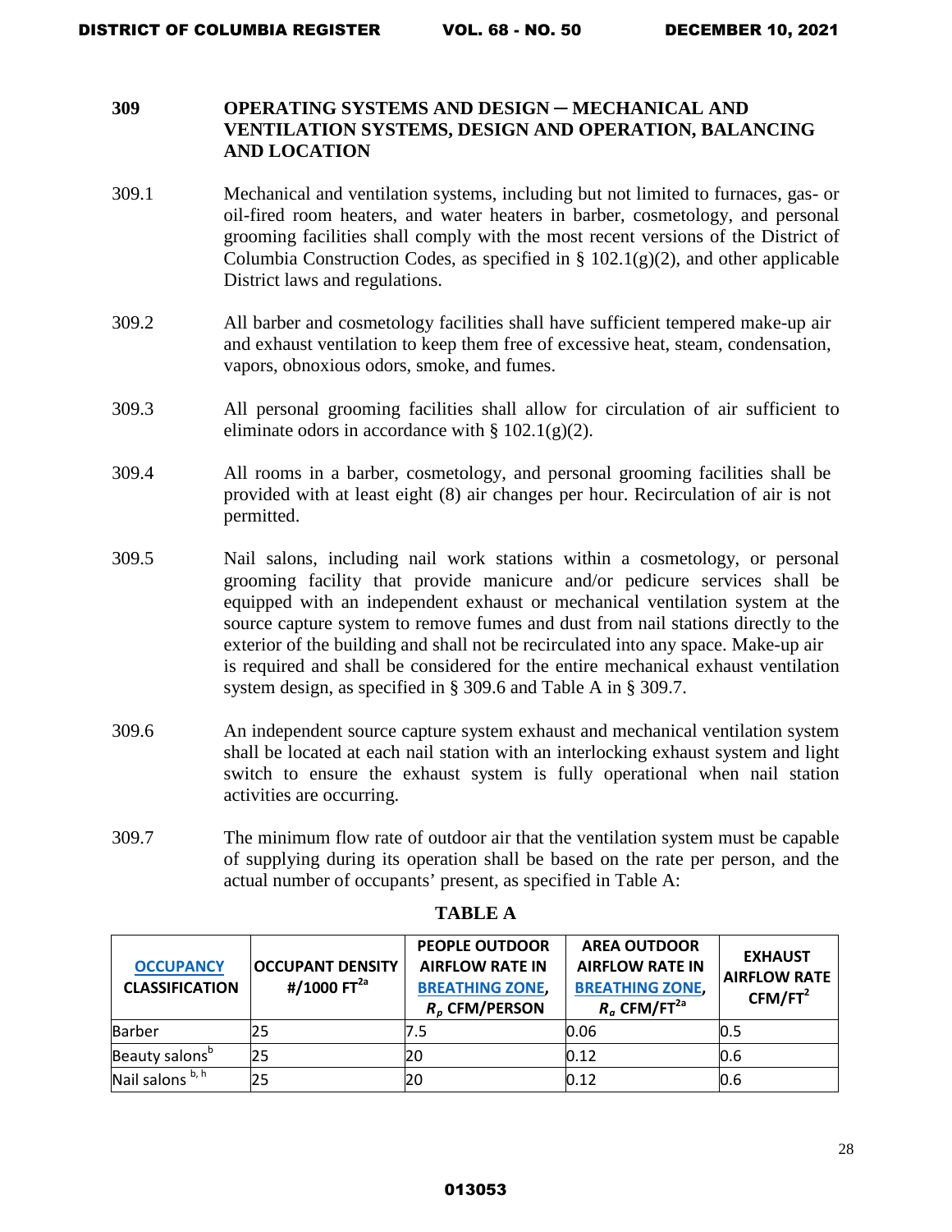### 309 OPERATING SYSTEMS AND DESIGN ─ MECHANICAL AND VENTILATION SYSTEMS, DESIGN AND OPERATION, BALANCING AND LOCATION

309.1 Mechanical and ventilation systems, including but not limited to furnaces, gas- or oil-fired room heaters, and water heaters in barber, cosmetology, and personal grooming facilities shall comply with the most recent versions of the District of Columbia Construction Codes, as specified in § 102.1(g)(2), and other applicable District laws and regulations.

309.2 All barber and cosmetology facilities shall have sufficient tempered make-up air and exhaust ventilation to keep them free of excessive heat, steam, condensation, vapors, obnoxious odors, smoke, and fumes.

309.3 All personal grooming facilities shall allow for circulation of air sufficient to eliminate odors in accordance with § 102.1(g)(2).

309.4 All rooms in a barber, cosmetology, and personal grooming facilities shall be provided with at least eight (8) air changes per hour. Recirculation of air is not permitted.

309.5 Nail salons, including nail work stations within a cosmetology, or personal grooming facility that provide manicure and/or pedicure services shall be equipped with an independent exhaust or mechanical ventilation system at the source capture system to remove fumes and dust from nail stations directly to the exterior of the building and shall not be recirculated into any space. Make-up air is required and shall be considered for the entire mechanical exhaust ventilation system design, as specified in § 309.6 and Table A in § 309.7.

309.6 An independent source capture system exhaust and mechanical ventilation system shall be located at each nail station with an interlocking exhaust system and light switch to ensure the exhaust system is fully operational when nail station activities are occurring.

309.7 The minimum flow rate of outdoor air that the ventilation system must be capable of supplying during its operation shall be based on the rate per person, and the actual number of occupants' present, as specified in Table A:

**TABLE A**

| OCCUPANCY CLASSIFICATION | OCCUPANT DENSITY #/1000 FT[2a] | PEOPLE OUTDOOR AIRFLOW RATE IN BREATHING ZONE, $R_p$ CFM/PERSON | AREA OUTDOOR AIRFLOW RATE IN BREATHING ZONE, $R_a$ CFM/FT[2a] | EXHAUST AIRFLOW RATE CFM/FT$^2$ |
|---|---|---|---|---|
| Barber | 25 | 7.5 | 0.06 | 0.5 |
| Beauty salons[b] | 25 | 20 | 0.12 | 0.6 |
| Nail salons [b, h] | 25 | 20 | 0.12 | 0.6 |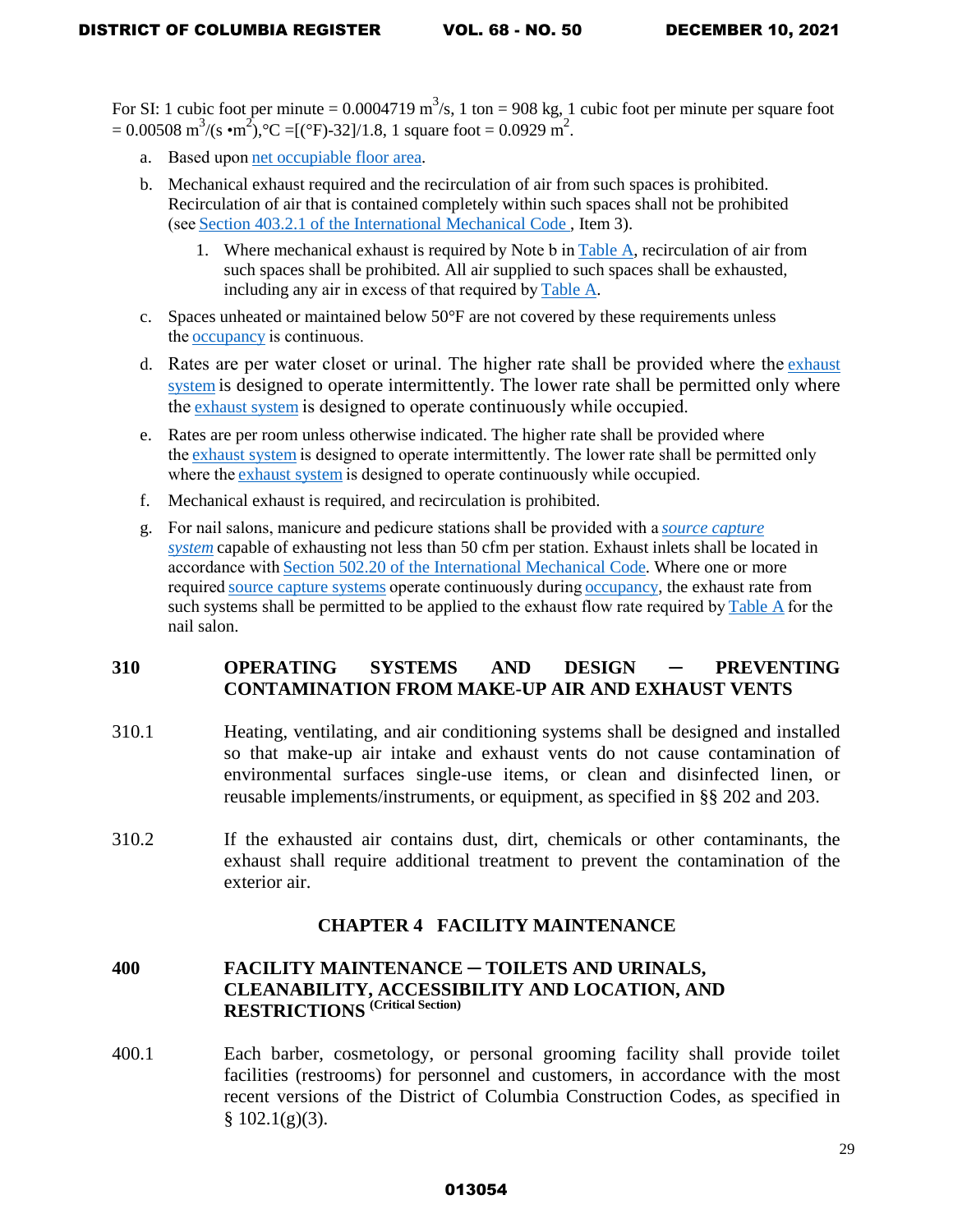For SI: 1 cubic foot per minute = 0.0004719 $m^3$/s, 1 ton = 908 kg, 1 cubic foot per minute per square foot = 0.00508 $m^3/(s \cdot m^2)$,°C =[(°F)-32]/1.8, 1 square foot = 0.0929 $m^2$.

a. Based upon net occupiable floor area.

b. Mechanical exhaust required and the recirculation of air from such spaces is prohibited. Recirculation of air that is contained completely within such spaces shall not be prohibited (see Section 403.2.1 of the International Mechanical Code , Item 3).

   1. Where mechanical exhaust is required by Note b in Table A, recirculation of air from such spaces shall be prohibited. All air supplied to such spaces shall be exhausted, including any air in excess of that required by Table A.

c. Spaces unheated or maintained below 50°F are not covered by these requirements unless the occupancy is continuous.

d. Rates are per water closet or urinal. The higher rate shall be provided where the exhaust system is designed to operate intermittently. The lower rate shall be permitted only where the exhaust system is designed to operate continuously while occupied.

e. Rates are per room unless otherwise indicated. The higher rate shall be provided where the exhaust system is designed to operate intermittently. The lower rate shall be permitted only where the exhaust system is designed to operate continuously while occupied.

f. Mechanical exhaust is required, and recirculation is prohibited.

g. For nail salons, manicure and pedicure stations shall be provided with a *source capture system* capable of exhausting not less than 50 cfm per station. Exhaust inlets shall be located in accordance with Section 502.20 of the International Mechanical Code. Where one or more required source capture systems operate continuously during occupancy, the exhaust rate from such systems shall be permitted to be applied to the exhaust flow rate required by Table A for the nail salon.

## 310 OPERATING SYSTEMS AND DESIGN – PREVENTING CONTAMINATION FROM MAKE-UP AIR AND EXHAUST VENTS

310.1 Heating, ventilating, and air conditioning systems shall be designed and installed so that make-up air intake and exhaust vents do not cause contamination of environmental surfaces single-use items, or clean and disinfected linen, or reusable implements/instruments, or equipment, as specified in §§ 202 and 203.

310.2 If the exhausted air contains dust, dirt, chemicals or other contaminants, the exhaust shall require additional treatment to prevent the contamination of the exterior air.

# CHAPTER 4 FACILITY MAINTENANCE

## 400 FACILITY MAINTENANCE – TOILETS AND URINALS, CLEANABILITY, ACCESSIBILITY AND LOCATION, AND RESTRICTIONS (Critical Section)

400.1 Each barber, cosmetology, or personal grooming facility shall provide toilet facilities (restrooms) for personnel and customers, in accordance with the most recent versions of the District of Columbia Construction Codes, as specified in § 102.1(g)(3).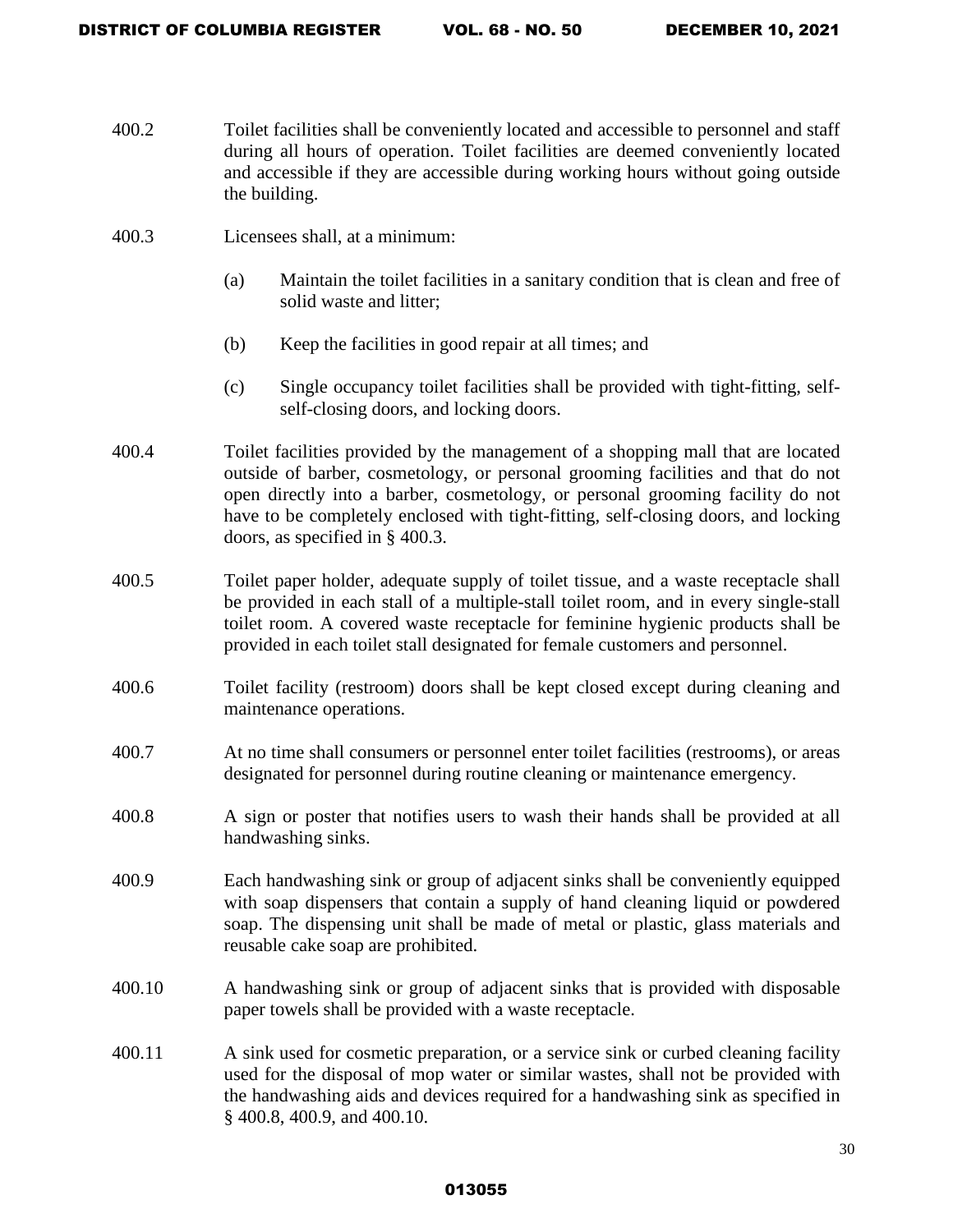400.2 Toilet facilities shall be conveniently located and accessible to personnel and staff during all hours of operation. Toilet facilities are deemed conveniently located and accessible if they are accessible during working hours without going outside the building.

400.3 Licensees shall, at a minimum:

(a) Maintain the toilet facilities in a sanitary condition that is clean and free of solid waste and litter;

(b) Keep the facilities in good repair at all times; and

(c) Single occupancy toilet facilities shall be provided with tight-fitting, self-self-closing doors, and locking doors.

400.4 Toilet facilities provided by the management of a shopping mall that are located outside of barber, cosmetology, or personal grooming facilities and that do not open directly into a barber, cosmetology, or personal grooming facility do not have to be completely enclosed with tight-fitting, self-closing doors, and locking doors, as specified in § 400.3.

400.5 Toilet paper holder, adequate supply of toilet tissue, and a waste receptacle shall be provided in each stall of a multiple-stall toilet room, and in every single-stall toilet room. A covered waste receptacle for feminine hygienic products shall be provided in each toilet stall designated for female customers and personnel.

400.6 Toilet facility (restroom) doors shall be kept closed except during cleaning and maintenance operations.

400.7 At no time shall consumers or personnel enter toilet facilities (restrooms), or areas designated for personnel during routine cleaning or maintenance emergency.

400.8 A sign or poster that notifies users to wash their hands shall be provided at all handwashing sinks.

400.9 Each handwashing sink or group of adjacent sinks shall be conveniently equipped with soap dispensers that contain a supply of hand cleaning liquid or powdered soap. The dispensing unit shall be made of metal or plastic, glass materials and reusable cake soap are prohibited.

400.10 A handwashing sink or group of adjacent sinks that is provided with disposable paper towels shall be provided with a waste receptacle.

400.11 A sink used for cosmetic preparation, or a service sink or curbed cleaning facility used for the disposal of mop water or similar wastes, shall not be provided with the handwashing aids and devices required for a handwashing sink as specified in § 400.8, 400.9, and 400.10.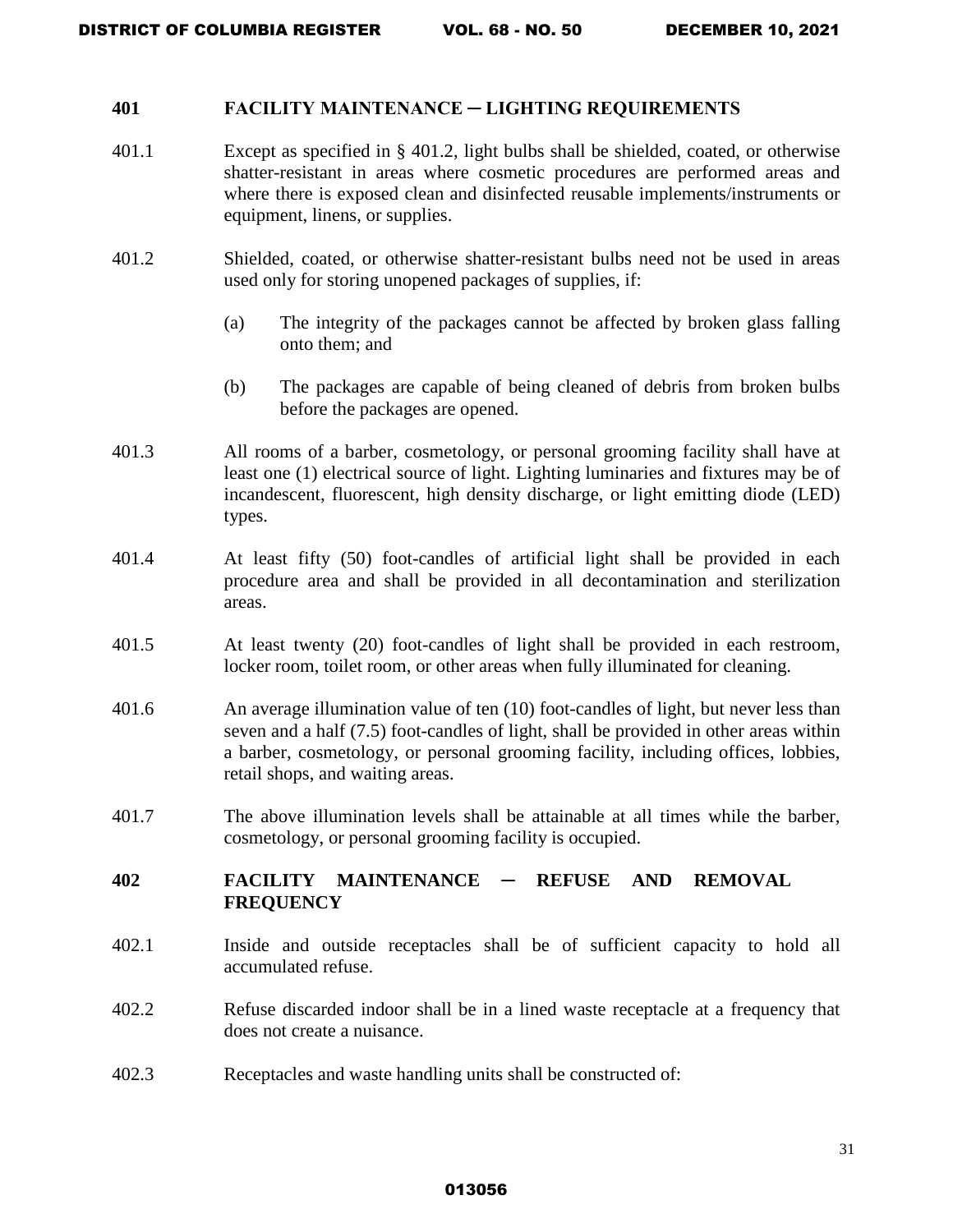## 401 FACILITY MAINTENANCE ─ LIGHTING REQUIREMENTS

401.1 Except as specified in § 401.2, light bulbs shall be shielded, coated, or otherwise shatter-resistant in areas where cosmetic procedures are performed areas and where there is exposed clean and disinfected reusable implements/instruments or equipment, linens, or supplies.

401.2 Shielded, coated, or otherwise shatter-resistant bulbs need not be used in areas used only for storing unopened packages of supplies, if:

(a) The integrity of the packages cannot be affected by broken glass falling onto them; and

(b) The packages are capable of being cleaned of debris from broken bulbs before the packages are opened.

401.3 All rooms of a barber, cosmetology, or personal grooming facility shall have at least one (1) electrical source of light. Lighting luminaries and fixtures may be of incandescent, fluorescent, high density discharge, or light emitting diode (LED) types.

401.4 At least fifty (50) foot-candles of artificial light shall be provided in each procedure area and shall be provided in all decontamination and sterilization areas.

401.5 At least twenty (20) foot-candles of light shall be provided in each restroom, locker room, toilet room, or other areas when fully illuminated for cleaning.

401.6 An average illumination value of ten (10) foot-candles of light, but never less than seven and a half (7.5) foot-candles of light, shall be provided in other areas within a barber, cosmetology, or personal grooming facility, including offices, lobbies, retail shops, and waiting areas.

401.7 The above illumination levels shall be attainable at all times while the barber, cosmetology, or personal grooming facility is occupied.

## 402 FACILITY MAINTENANCE ─ REFUSE AND REMOVAL FREQUENCY

402.1 Inside and outside receptacles shall be of sufficient capacity to hold all accumulated refuse.

402.2 Refuse discarded indoor shall be in a lined waste receptacle at a frequency that does not create a nuisance.

402.3 Receptacles and waste handling units shall be constructed of: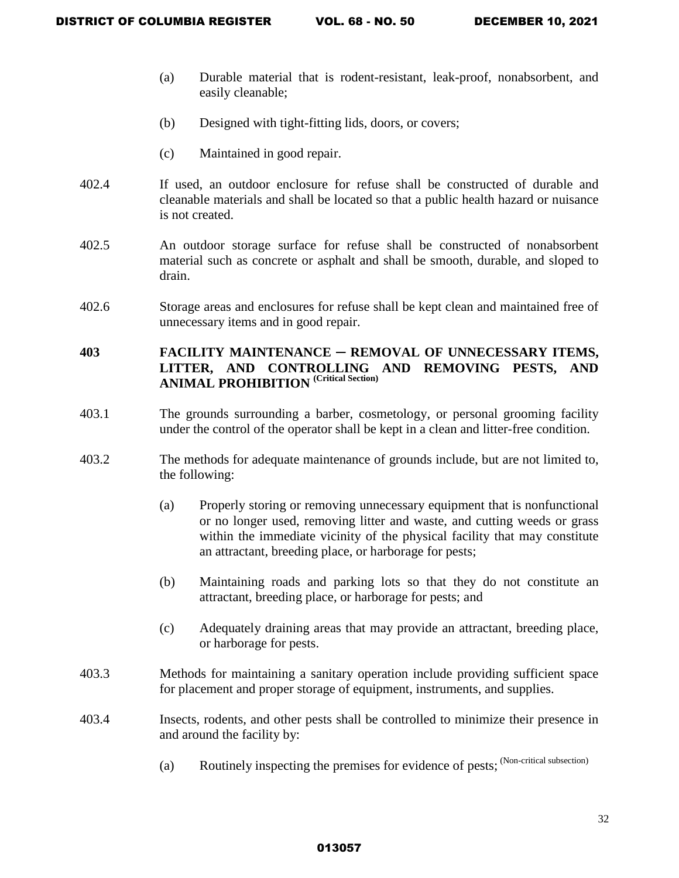(a) Durable material that is rodent-resistant, leak-proof, nonabsorbent, and easily cleanable;

(b) Designed with tight-fitting lids, doors, or covers;

(c) Maintained in good repair.

402.4 If used, an outdoor enclosure for refuse shall be constructed of durable and cleanable materials and shall be located so that a public health hazard or nuisance is not created.

402.5 An outdoor storage surface for refuse shall be constructed of nonabsorbent material such as concrete or asphalt and shall be smooth, durable, and sloped to drain.

402.6 Storage areas and enclosures for refuse shall be kept clean and maintained free of unnecessary items and in good repair.

**403 FACILITY MAINTENANCE – REMOVAL OF UNNECESSARY ITEMS, LITTER, AND CONTROLLING AND REMOVING PESTS, AND ANIMAL PROHIBITION (Critical Section)**

403.1 The grounds surrounding a barber, cosmetology, or personal grooming facility under the control of the operator shall be kept in a clean and litter-free condition.

403.2 The methods for adequate maintenance of grounds include, but are not limited to, the following:

(a) Properly storing or removing unnecessary equipment that is nonfunctional or no longer used, removing litter and waste, and cutting weeds or grass within the immediate vicinity of the physical facility that may constitute an attractant, breeding place, or harborage for pests;

(b) Maintaining roads and parking lots so that they do not constitute an attractant, breeding place, or harborage for pests; and

(c) Adequately draining areas that may provide an attractant, breeding place, or harborage for pests.

403.3 Methods for maintaining a sanitary operation include providing sufficient space for placement and proper storage of equipment, instruments, and supplies.

403.4 Insects, rodents, and other pests shall be controlled to minimize their presence in and around the facility by:

(a) Routinely inspecting the premises for evidence of pests; (Non-critical subsection)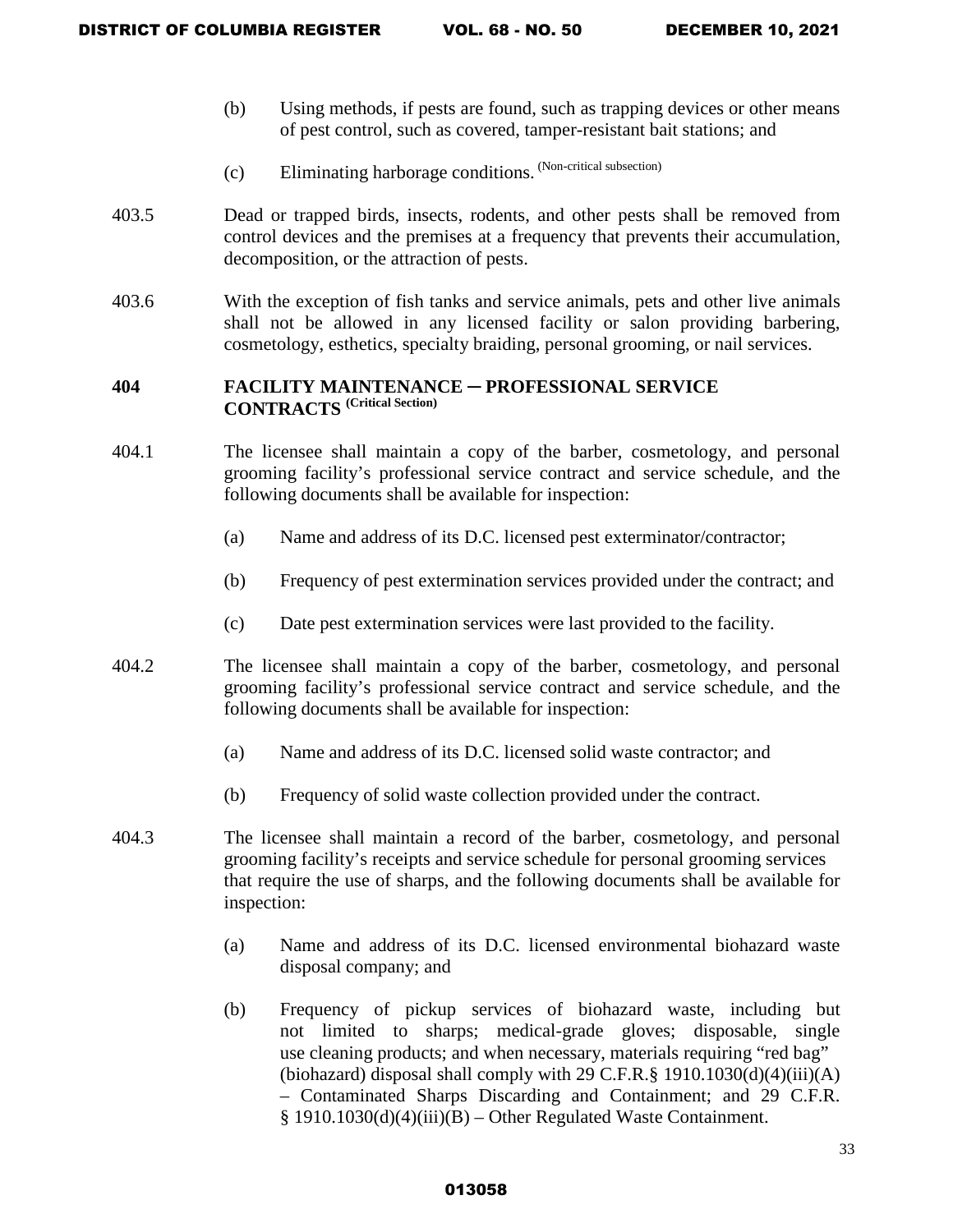(b) Using methods, if pests are found, such as trapping devices or other means of pest control, such as covered, tamper-resistant bait stations; and

(c) Eliminating harborage conditions. (Non-critical subsection)

403.5 Dead or trapped birds, insects, rodents, and other pests shall be removed from control devices and the premises at a frequency that prevents their accumulation, decomposition, or the attraction of pests.

403.6 With the exception of fish tanks and service animals, pets and other live animals shall not be allowed in any licensed facility or salon providing barbering, cosmetology, esthetics, specialty braiding, personal grooming, or nail services.

**404 FACILITY MAINTENANCE – PROFESSIONAL SERVICE CONTRACTS (Critical Section)**

404.1 The licensee shall maintain a copy of the barber, cosmetology, and personal grooming facility's professional service contract and service schedule, and the following documents shall be available for inspection:

(a) Name and address of its D.C. licensed pest exterminator/contractor;

(b) Frequency of pest extermination services provided under the contract; and

(c) Date pest extermination services were last provided to the facility.

404.2 The licensee shall maintain a copy of the barber, cosmetology, and personal grooming facility's professional service contract and service schedule, and the following documents shall be available for inspection:

(a) Name and address of its D.C. licensed solid waste contractor; and

(b) Frequency of solid waste collection provided under the contract.

404.3 The licensee shall maintain a record of the barber, cosmetology, and personal grooming facility's receipts and service schedule for personal grooming services that require the use of sharps, and the following documents shall be available for inspection:

(a) Name and address of its D.C. licensed environmental biohazard waste disposal company; and

(b) Frequency of pickup services of biohazard waste, including but not limited to sharps; medical-grade gloves; disposable, single use cleaning products; and when necessary, materials requiring "red bag" (biohazard) disposal shall comply with 29 C.F.R.§ 1910.1030(d)(4)(iii)(A) – Contaminated Sharps Discarding and Containment; and 29 C.F.R. § 1910.1030(d)(4)(iii)(B) – Other Regulated Waste Containment.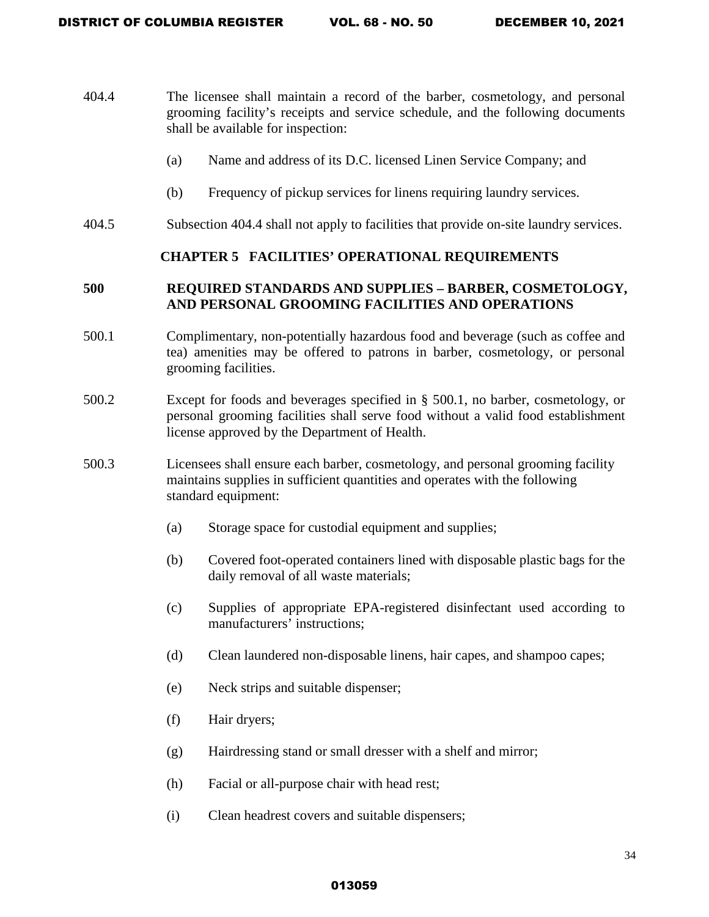404.4 The licensee shall maintain a record of the barber, cosmetology, and personal grooming facility's receipts and service schedule, and the following documents shall be available for inspection:

(a) Name and address of its D.C. licensed Linen Service Company; and

(b) Frequency of pickup services for linens requiring laundry services.

404.5 Subsection 404.4 shall not apply to facilities that provide on-site laundry services.

## CHAPTER 5 FACILITIES' OPERATIONAL REQUIREMENTS

### 500 REQUIRED STANDARDS AND SUPPLIES – BARBER, COSMETOLOGY, AND PERSONAL GROOMING FACILITIES AND OPERATIONS

500.1 Complimentary, non-potentially hazardous food and beverage (such as coffee and tea) amenities may be offered to patrons in barber, cosmetology, or personal grooming facilities.

500.2 Except for foods and beverages specified in § 500.1, no barber, cosmetology, or personal grooming facilities shall serve food without a valid food establishment license approved by the Department of Health.

500.3 Licensees shall ensure each barber, cosmetology, and personal grooming facility maintains supplies in sufficient quantities and operates with the following standard equipment:

(a) Storage space for custodial equipment and supplies;

(b) Covered foot-operated containers lined with disposable plastic bags for the daily removal of all waste materials;

(c) Supplies of appropriate EPA-registered disinfectant used according to manufacturers' instructions;

(d) Clean laundered non-disposable linens, hair capes, and shampoo capes;

(e) Neck strips and suitable dispenser;

(f) Hair dryers;

(g) Hairdressing stand or small dresser with a shelf and mirror;

(h) Facial or all-purpose chair with head rest;

(i) Clean headrest covers and suitable dispensers;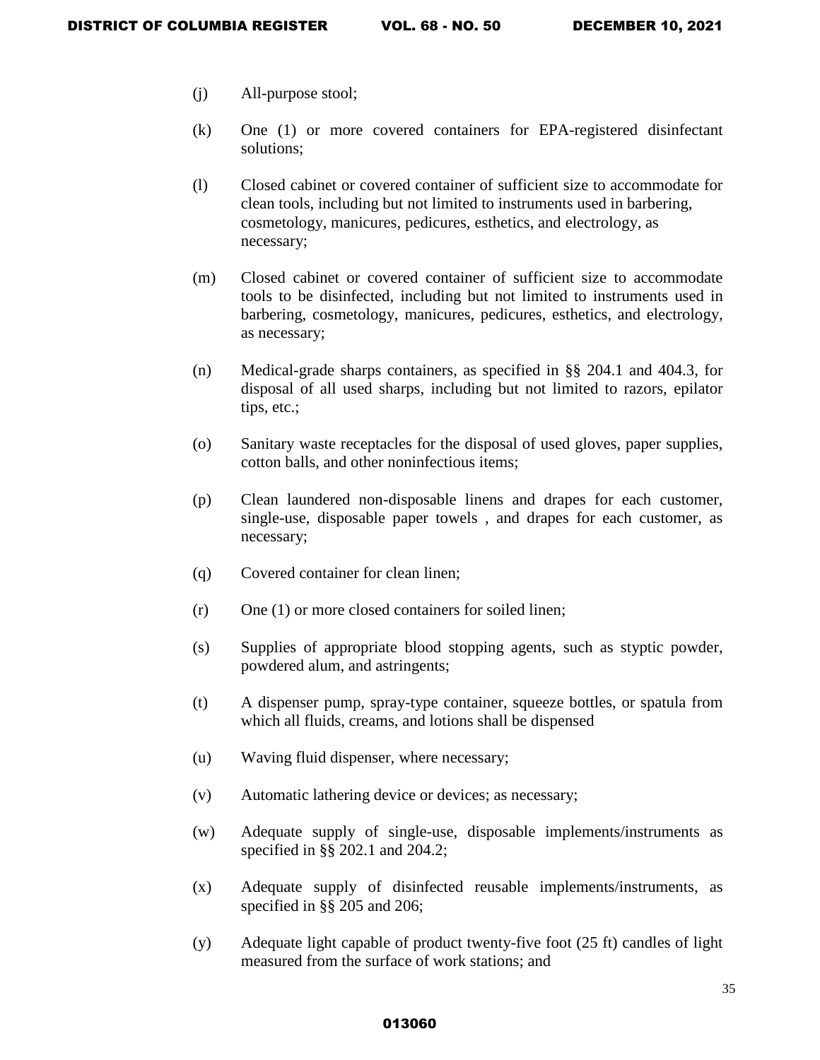(j) All-purpose stool;

(k) One (1) or more covered containers for EPA-registered disinfectant solutions;

(l) Closed cabinet or covered container of sufficient size to accommodate for clean tools, including but not limited to instruments used in barbering, cosmetology, manicures, pedicures, esthetics, and electrology, as necessary;

(m) Closed cabinet or covered container of sufficient size to accommodate tools to be disinfected, including but not limited to instruments used in barbering, cosmetology, manicures, pedicures, esthetics, and electrology, as necessary;

(n) Medical-grade sharps containers, as specified in §§ 204.1 and 404.3, for disposal of all used sharps, including but not limited to razors, epilator tips, etc.;

(o) Sanitary waste receptacles for the disposal of used gloves, paper supplies, cotton balls, and other noninfectious items;

(p) Clean laundered non-disposable linens and drapes for each customer, single-use, disposable paper towels , and drapes for each customer, as necessary;

(q) Covered container for clean linen;

(r) One (1) or more closed containers for soiled linen;

(s) Supplies of appropriate blood stopping agents, such as styptic powder, powdered alum, and astringents;

(t) A dispenser pump, spray-type container, squeeze bottles, or spatula from which all fluids, creams, and lotions shall be dispensed

(u) Waving fluid dispenser, where necessary;

(v) Automatic lathering device or devices; as necessary;

(w) Adequate supply of single-use, disposable implements/instruments as specified in §§ 202.1 and 204.2;

(x) Adequate supply of disinfected reusable implements/instruments, as specified in §§ 205 and 206;

(y) Adequate light capable of product twenty-five foot (25 ft) candles of light measured from the surface of work stations; and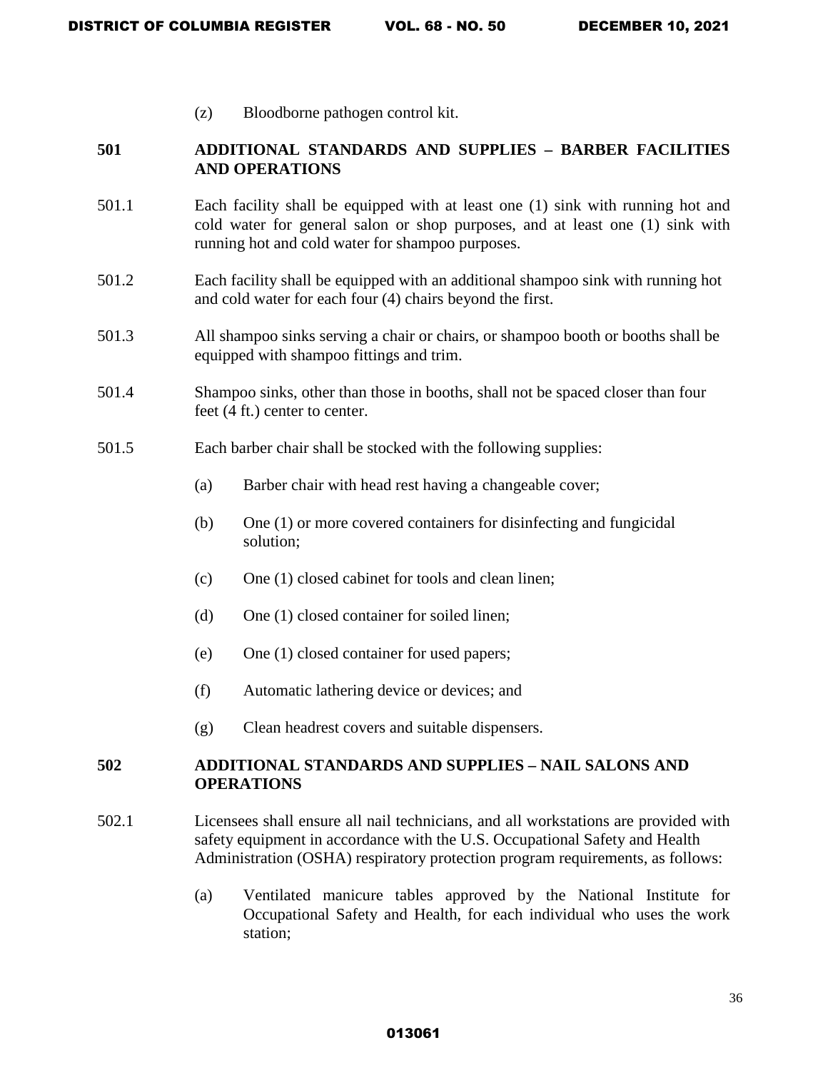(z) Bloodborne pathogen control kit.

## 501 ADDITIONAL STANDARDS AND SUPPLIES – BARBER FACILITIES AND OPERATIONS

501.1 Each facility shall be equipped with at least one (1) sink with running hot and cold water for general salon or shop purposes, and at least one (1) sink with running hot and cold water for shampoo purposes.

501.2 Each facility shall be equipped with an additional shampoo sink with running hot and cold water for each four (4) chairs beyond the first.

501.3 All shampoo sinks serving a chair or chairs, or shampoo booth or booths shall be equipped with shampoo fittings and trim.

501.4 Shampoo sinks, other than those in booths, shall not be spaced closer than four feet (4 ft.) center to center.

501.5 Each barber chair shall be stocked with the following supplies:

(a) Barber chair with head rest having a changeable cover;

(b) One (1) or more covered containers for disinfecting and fungicidal solution;

(c) One (1) closed cabinet for tools and clean linen;

(d) One (1) closed container for soiled linen;

(e) One (1) closed container for used papers;

(f) Automatic lathering device or devices; and

(g) Clean headrest covers and suitable dispensers.

## 502 ADDITIONAL STANDARDS AND SUPPLIES – NAIL SALONS AND OPERATIONS

502.1 Licensees shall ensure all nail technicians, and all workstations are provided with safety equipment in accordance with the U.S. Occupational Safety and Health Administration (OSHA) respiratory protection program requirements, as follows:

(a) Ventilated manicure tables approved by the National Institute for Occupational Safety and Health, for each individual who uses the work station;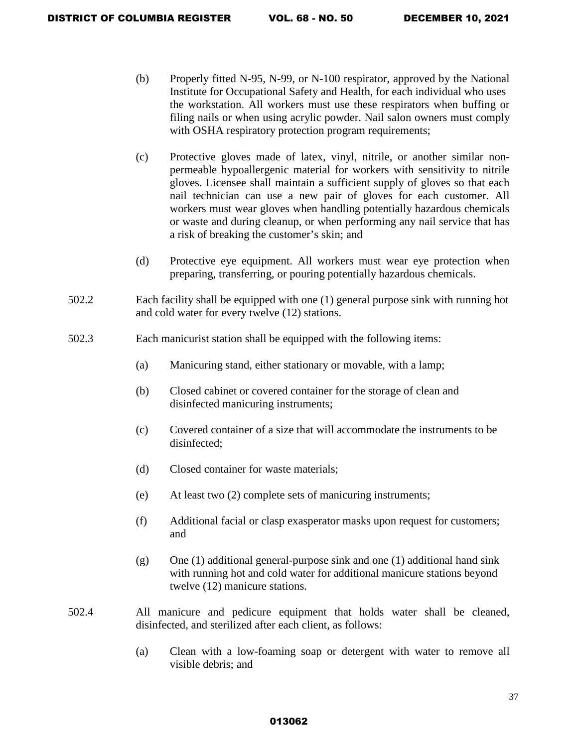(b) Properly fitted N-95, N-99, or N-100 respirator, approved by the National Institute for Occupational Safety and Health, for each individual who uses the workstation. All workers must use these respirators when buffing or filing nails or when using acrylic powder. Nail salon owners must comply with OSHA respiratory protection program requirements;

(c) Protective gloves made of latex, vinyl, nitrile, or another similar non-permeable hypoallergenic material for workers with sensitivity to nitrile gloves. Licensee shall maintain a sufficient supply of gloves so that each nail technician can use a new pair of gloves for each customer. All workers must wear gloves when handling potentially hazardous chemicals or waste and during cleanup, or when performing any nail service that has a risk of breaking the customer's skin; and

(d) Protective eye equipment. All workers must wear eye protection when preparing, transferring, or pouring potentially hazardous chemicals.

502.2 Each facility shall be equipped with one (1) general purpose sink with running hot and cold water for every twelve (12) stations.

502.3 Each manicurist station shall be equipped with the following items:

(a) Manicuring stand, either stationary or movable, with a lamp;

(b) Closed cabinet or covered container for the storage of clean and disinfected manicuring instruments;

(c) Covered container of a size that will accommodate the instruments to be disinfected;

(d) Closed container for waste materials;

(e) At least two (2) complete sets of manicuring instruments;

(f) Additional facial or clasp exasperator masks upon request for customers; and

(g) One (1) additional general-purpose sink and one (1) additional hand sink with running hot and cold water for additional manicure stations beyond twelve (12) manicure stations.

502.4 All manicure and pedicure equipment that holds water shall be cleaned, disinfected, and sterilized after each client, as follows:

(a) Clean with a low-foaming soap or detergent with water to remove all visible debris; and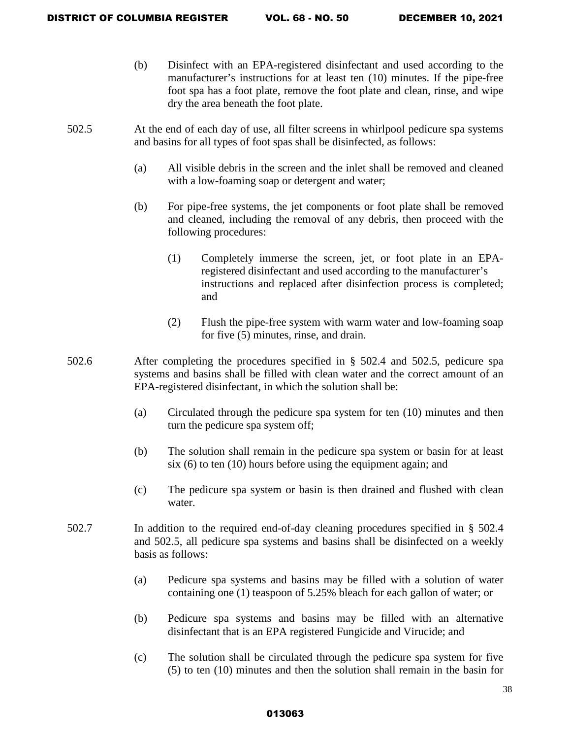(b) Disinfect with an EPA-registered disinfectant and used according to the manufacturer's instructions for at least ten (10) minutes. If the pipe-free foot spa has a foot plate, remove the foot plate and clean, rinse, and wipe dry the area beneath the foot plate.

502.5 At the end of each day of use, all filter screens in whirlpool pedicure spa systems and basins for all types of foot spas shall be disinfected, as follows:

(a) All visible debris in the screen and the inlet shall be removed and cleaned with a low-foaming soap or detergent and water;

(b) For pipe-free systems, the jet components or foot plate shall be removed and cleaned, including the removal of any debris, then proceed with the following procedures:

(1) Completely immerse the screen, jet, or foot plate in an EPA-registered disinfectant and used according to the manufacturer's instructions and replaced after disinfection process is completed; and

(2) Flush the pipe-free system with warm water and low-foaming soap for five (5) minutes, rinse, and drain.

502.6 After completing the procedures specified in § 502.4 and 502.5, pedicure spa systems and basins shall be filled with clean water and the correct amount of an EPA-registered disinfectant, in which the solution shall be:

(a) Circulated through the pedicure spa system for ten (10) minutes and then turn the pedicure spa system off;

(b) The solution shall remain in the pedicure spa system or basin for at least six (6) to ten (10) hours before using the equipment again; and

(c) The pedicure spa system or basin is then drained and flushed with clean water.

502.7 In addition to the required end-of-day cleaning procedures specified in § 502.4 and 502.5, all pedicure spa systems and basins shall be disinfected on a weekly basis as follows:

(a) Pedicure spa systems and basins may be filled with a solution of water containing one (1) teaspoon of 5.25% bleach for each gallon of water; or

(b) Pedicure spa systems and basins may be filled with an alternative disinfectant that is an EPA registered Fungicide and Virucide; and

(c) The solution shall be circulated through the pedicure spa system for five (5) to ten (10) minutes and then the solution shall remain in the basin for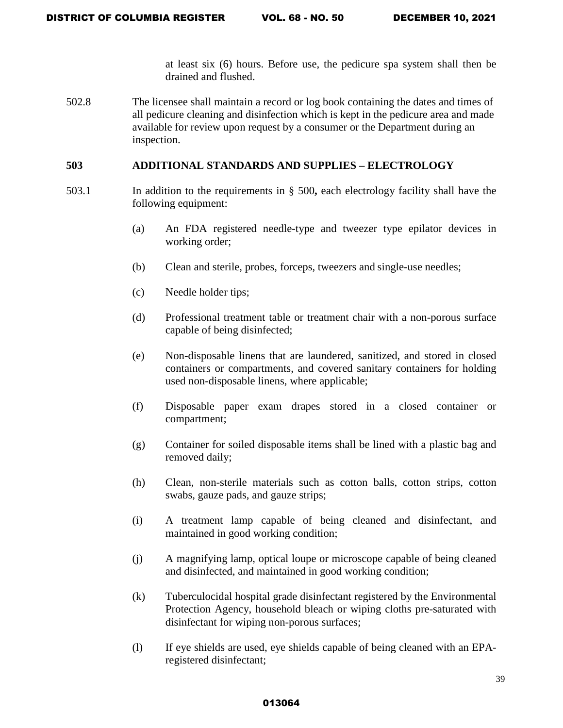at least six (6) hours. Before use, the pedicure spa system shall then be drained and flushed.

502.8 The licensee shall maintain a record or log book containing the dates and times of all pedicure cleaning and disinfection which is kept in the pedicure area and made available for review upon request by a consumer or the Department during an inspection.

## 503 ADDITIONAL STANDARDS AND SUPPLIES – ELECTROLOGY

503.1 In addition to the requirements in § 500**,** each electrology facility shall have the following equipment:

(a) An FDA registered needle-type and tweezer type epilator devices in working order;

(b) Clean and sterile, probes, forceps, tweezers and single-use needles;

(c) Needle holder tips;

(d) Professional treatment table or treatment chair with a non-porous surface capable of being disinfected;

(e) Non-disposable linens that are laundered, sanitized, and stored in closed containers or compartments, and covered sanitary containers for holding used non-disposable linens, where applicable;

(f) Disposable paper exam drapes stored in a closed container or compartment;

(g) Container for soiled disposable items shall be lined with a plastic bag and removed daily;

(h) Clean, non-sterile materials such as cotton balls, cotton strips, cotton swabs, gauze pads, and gauze strips;

(i) A treatment lamp capable of being cleaned and disinfectant, and maintained in good working condition;

(j) A magnifying lamp, optical loupe or microscope capable of being cleaned and disinfected, and maintained in good working condition;

(k) Tuberculocidal hospital grade disinfectant registered by the Environmental Protection Agency, household bleach or wiping cloths pre-saturated with disinfectant for wiping non-porous surfaces;

(l) If eye shields are used, eye shields capable of being cleaned with an EPA-registered disinfectant;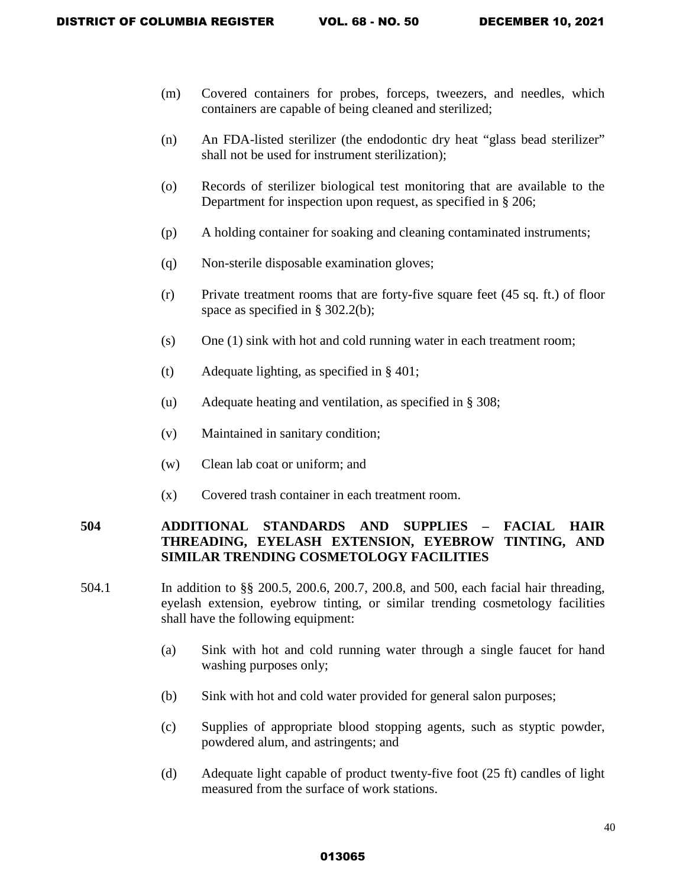(m) Covered containers for probes, forceps, tweezers, and needles, which containers are capable of being cleaned and sterilized;

(n) An FDA-listed sterilizer (the endodontic dry heat "glass bead sterilizer" shall not be used for instrument sterilization);

(o) Records of sterilizer biological test monitoring that are available to the Department for inspection upon request, as specified in § 206;

(p) A holding container for soaking and cleaning contaminated instruments;

(q) Non-sterile disposable examination gloves;

(r) Private treatment rooms that are forty-five square feet (45 sq. ft.) of floor space as specified in § 302.2(b);

(s) One (1) sink with hot and cold running water in each treatment room;

(t) Adequate lighting, as specified in § 401;

(u) Adequate heating and ventilation, as specified in § 308;

(v) Maintained in sanitary condition;

(w) Clean lab coat or uniform; and

(x) Covered trash container in each treatment room.

## 504 ADDITIONAL STANDARDS AND SUPPLIES – FACIAL HAIR THREADING, EYELASH EXTENSION, EYEBROW TINTING, AND SIMILAR TRENDING COSMETOLOGY FACILITIES

504.1 In addition to §§ 200.5, 200.6, 200.7, 200.8, and 500, each facial hair threading, eyelash extension, eyebrow tinting, or similar trending cosmetology facilities shall have the following equipment:

(a) Sink with hot and cold running water through a single faucet for hand washing purposes only;

(b) Sink with hot and cold water provided for general salon purposes;

(c) Supplies of appropriate blood stopping agents, such as styptic powder, powdered alum, and astringents; and

(d) Adequate light capable of product twenty-five foot (25 ft) candles of light measured from the surface of work stations.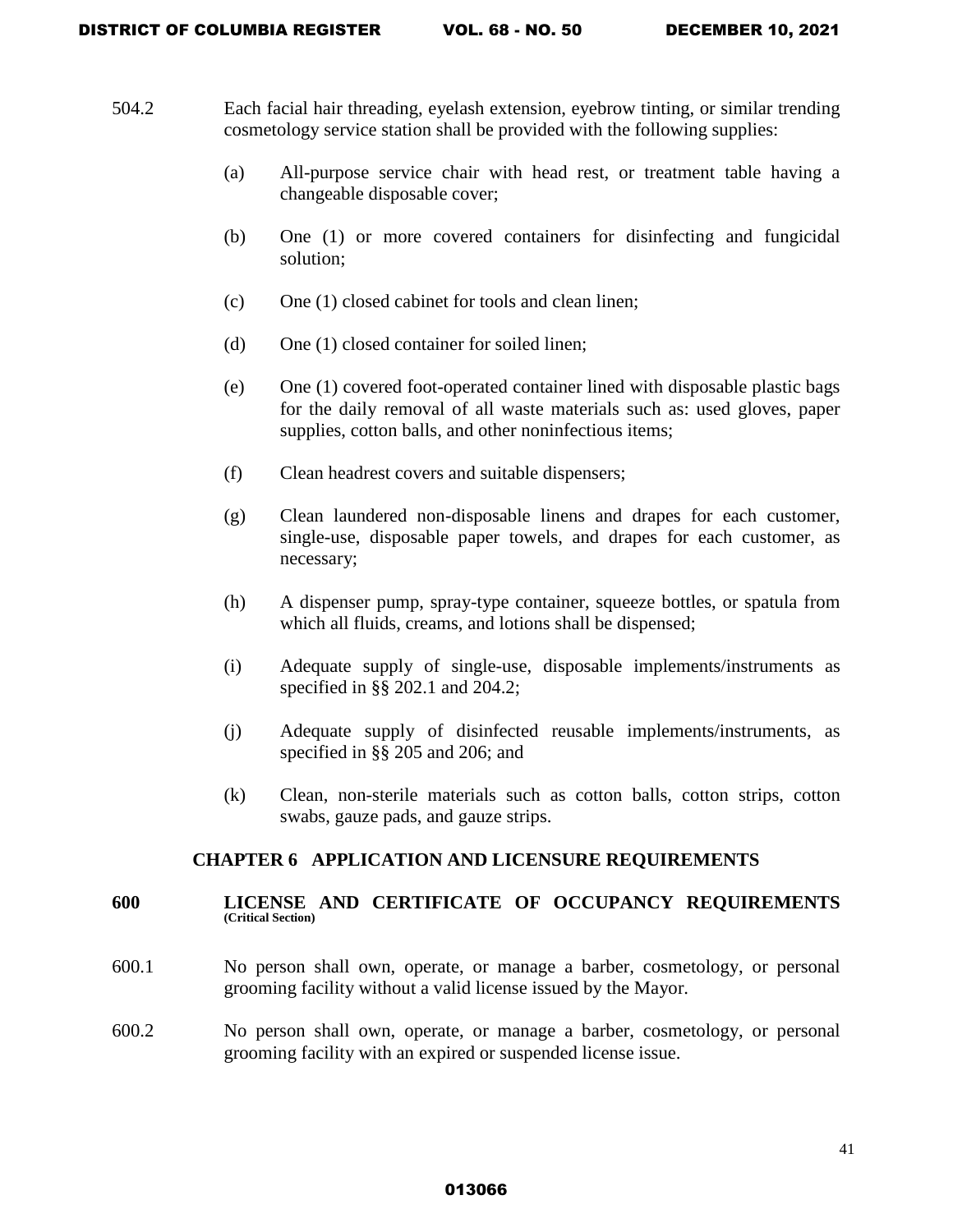504.2 Each facial hair threading, eyelash extension, eyebrow tinting, or similar trending cosmetology service station shall be provided with the following supplies:

(a) All-purpose service chair with head rest, or treatment table having a changeable disposable cover;

(b) One (1) or more covered containers for disinfecting and fungicidal solution;

(c) One (1) closed cabinet for tools and clean linen;

(d) One (1) closed container for soiled linen;

(e) One (1) covered foot-operated container lined with disposable plastic bags for the daily removal of all waste materials such as: used gloves, paper supplies, cotton balls, and other noninfectious items;

(f) Clean headrest covers and suitable dispensers;

(g) Clean laundered non-disposable linens and drapes for each customer, single-use, disposable paper towels, and drapes for each customer, as necessary;

(h) A dispenser pump, spray-type container, squeeze bottles, or spatula from which all fluids, creams, and lotions shall be dispensed;

(i) Adequate supply of single-use, disposable implements/instruments as specified in §§ 202.1 and 204.2;

(j) Adequate supply of disinfected reusable implements/instruments, as specified in §§ 205 and 206; and

(k) Clean, non-sterile materials such as cotton balls, cotton strips, cotton swabs, gauze pads, and gauze strips.

## CHAPTER 6 APPLICATION AND LICENSURE REQUIREMENTS

### 600 LICENSE AND CERTIFICATE OF OCCUPANCY REQUIREMENTS (Critical Section)

600.1 No person shall own, operate, or manage a barber, cosmetology, or personal grooming facility without a valid license issued by the Mayor.

600.2 No person shall own, operate, or manage a barber, cosmetology, or personal grooming facility with an expired or suspended license issue.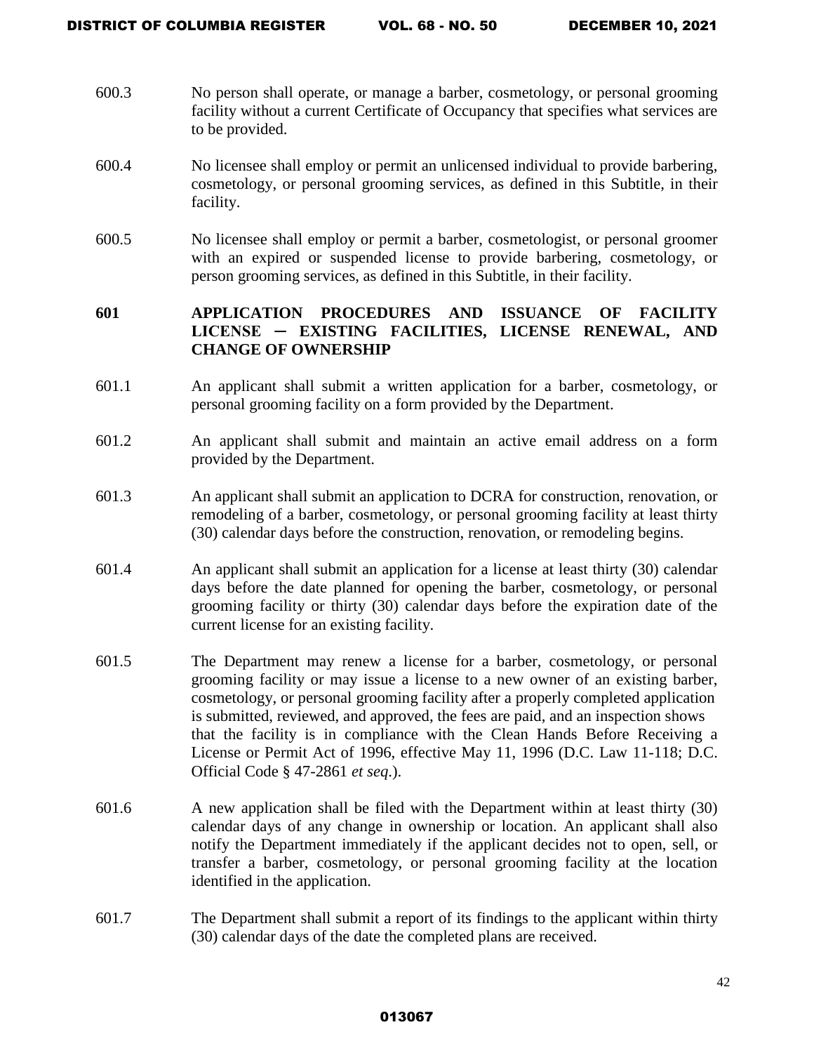600.3 No person shall operate, or manage a barber, cosmetology, or personal grooming facility without a current Certificate of Occupancy that specifies what services are to be provided.

600.4 No licensee shall employ or permit an unlicensed individual to provide barbering, cosmetology, or personal grooming services, as defined in this Subtitle, in their facility.

600.5 No licensee shall employ or permit a barber, cosmetologist, or personal groomer with an expired or suspended license to provide barbering, cosmetology, or person grooming services, as defined in this Subtitle, in their facility.

## 601 APPLICATION PROCEDURES AND ISSUANCE OF FACILITY LICENSE – EXISTING FACILITIES, LICENSE RENEWAL, AND CHANGE OF OWNERSHIP

601.1 An applicant shall submit a written application for a barber, cosmetology, or personal grooming facility on a form provided by the Department.

601.2 An applicant shall submit and maintain an active email address on a form provided by the Department.

601.3 An applicant shall submit an application to DCRA for construction, renovation, or remodeling of a barber, cosmetology, or personal grooming facility at least thirty (30) calendar days before the construction, renovation, or remodeling begins.

601.4 An applicant shall submit an application for a license at least thirty (30) calendar days before the date planned for opening the barber, cosmetology, or personal grooming facility or thirty (30) calendar days before the expiration date of the current license for an existing facility.

601.5 The Department may renew a license for a barber, cosmetology, or personal grooming facility or may issue a license to a new owner of an existing barber, cosmetology, or personal grooming facility after a properly completed application is submitted, reviewed, and approved, the fees are paid, and an inspection shows that the facility is in compliance with the Clean Hands Before Receiving a License or Permit Act of 1996, effective May 11, 1996 (D.C. Law 11-118; D.C. Official Code § 47-2861 *et seq*.).

601.6 A new application shall be filed with the Department within at least thirty (30) calendar days of any change in ownership or location. An applicant shall also notify the Department immediately if the applicant decides not to open, sell, or transfer a barber, cosmetology, or personal grooming facility at the location identified in the application.

601.7 The Department shall submit a report of its findings to the applicant within thirty (30) calendar days of the date the completed plans are received.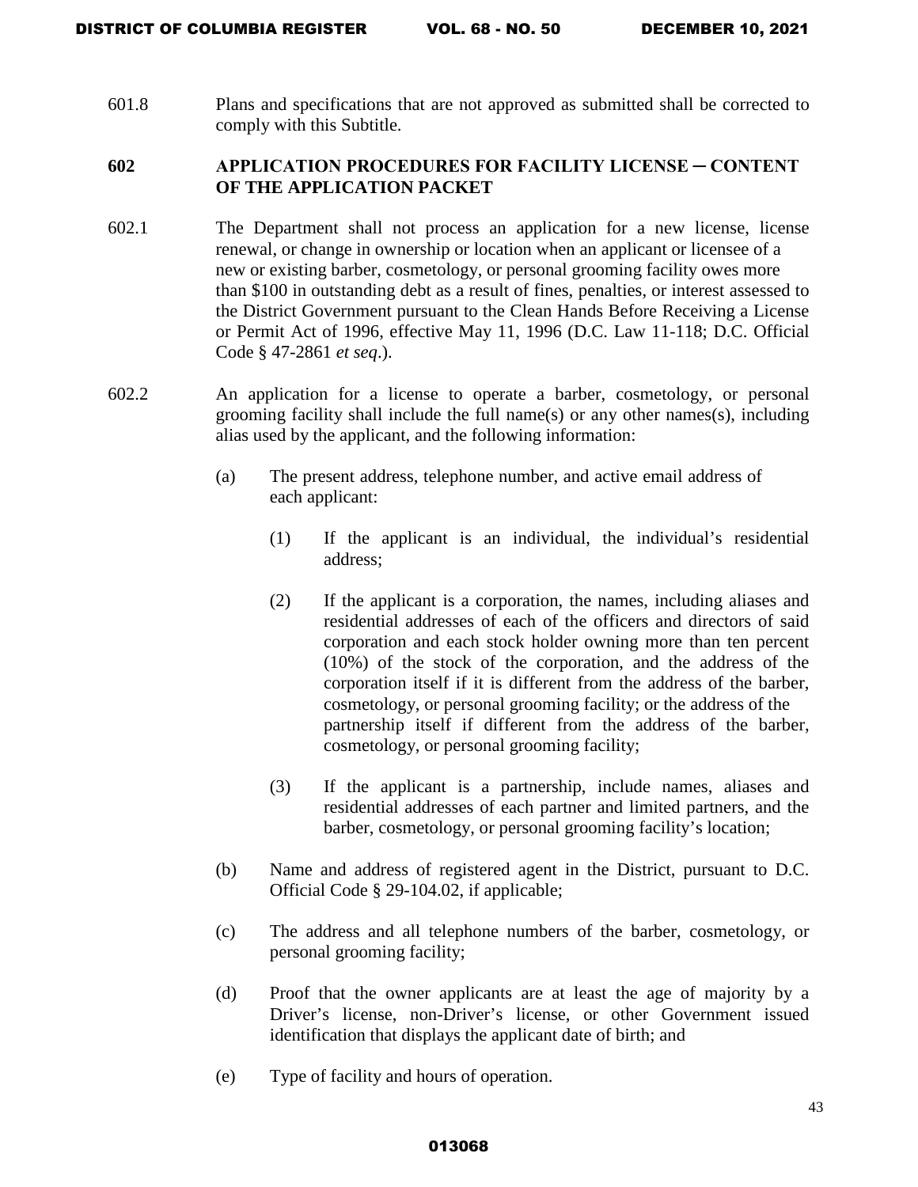601.8 Plans and specifications that are not approved as submitted shall be corrected to comply with this Subtitle.

### 602 APPLICATION PROCEDURES FOR FACILITY LICENSE ─ CONTENT OF THE APPLICATION PACKET

602.1 The Department shall not process an application for a new license, license renewal, or change in ownership or location when an applicant or licensee of a new or existing barber, cosmetology, or personal grooming facility owes more than $100 in outstanding debt as a result of fines, penalties, or interest assessed to the District Government pursuant to the Clean Hands Before Receiving a License or Permit Act of 1996, effective May 11, 1996 (D.C. Law 11-118; D.C. Official Code § 47-2861 *et seq*.).

602.2 An application for a license to operate a barber, cosmetology, or personal grooming facility shall include the full name(s) or any other names(s), including alias used by the applicant, and the following information:

(a) The present address, telephone number, and active email address of each applicant:

(1) If the applicant is an individual, the individual's residential address;

(2) If the applicant is a corporation, the names, including aliases and residential addresses of each of the officers and directors of said corporation and each stock holder owning more than ten percent (10%) of the stock of the corporation, and the address of the corporation itself if it is different from the address of the barber, cosmetology, or personal grooming facility; or the address of the partnership itself if different from the address of the barber, cosmetology, or personal grooming facility;

(3) If the applicant is a partnership, include names, aliases and residential addresses of each partner and limited partners, and the barber, cosmetology, or personal grooming facility's location;

(b) Name and address of registered agent in the District, pursuant to D.C. Official Code § 29-104.02, if applicable;

(c) The address and all telephone numbers of the barber, cosmetology, or personal grooming facility;

(d) Proof that the owner applicants are at least the age of majority by a Driver's license, non-Driver's license, or other Government issued identification that displays the applicant date of birth; and

(e) Type of facility and hours of operation.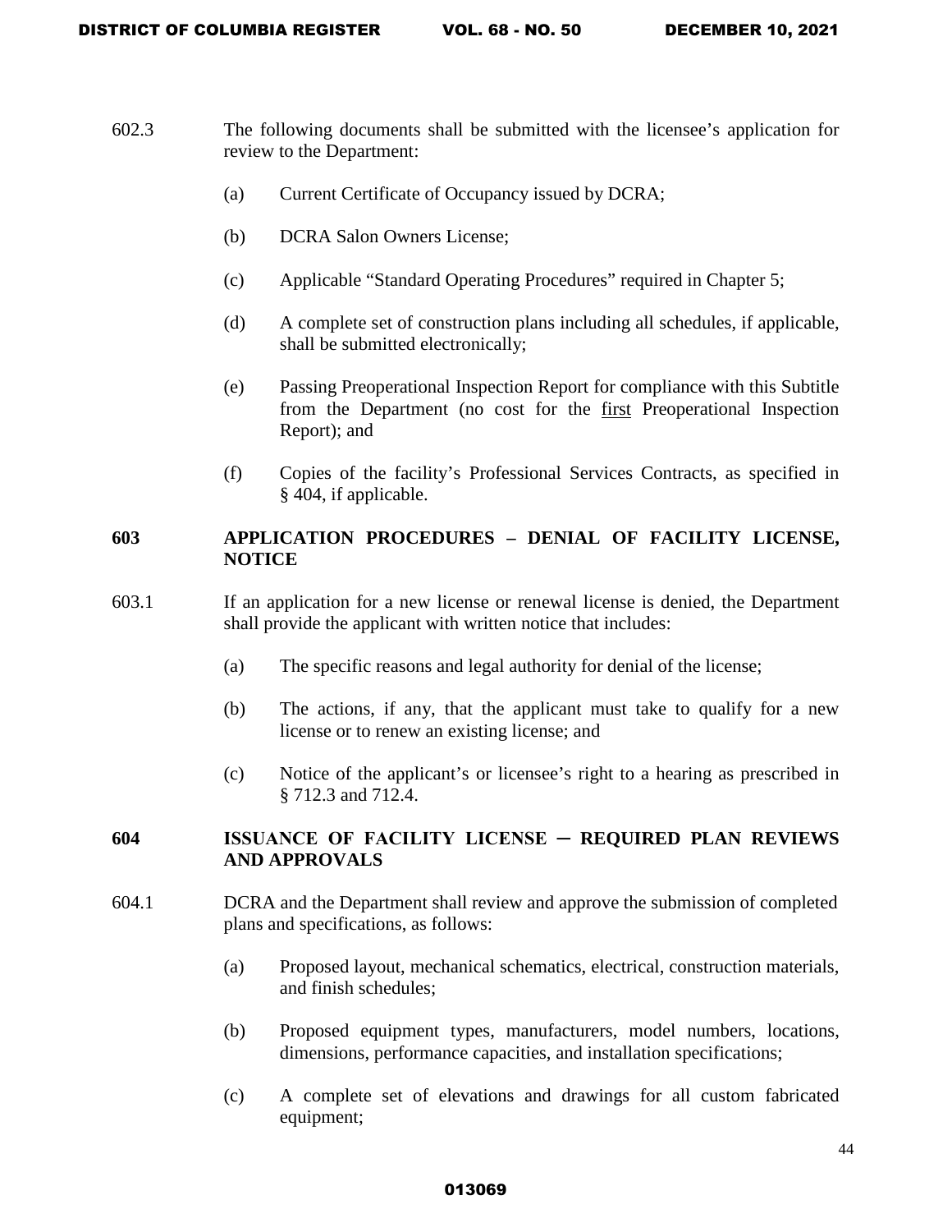602.3 The following documents shall be submitted with the licensee's application for review to the Department:

(a) Current Certificate of Occupancy issued by DCRA;

(b) DCRA Salon Owners License;

(c) Applicable "Standard Operating Procedures" required in Chapter 5;

(d) A complete set of construction plans including all schedules, if applicable, shall be submitted electronically;

(e) Passing Preoperational Inspection Report for compliance with this Subtitle from the Department (no cost for the first Preoperational Inspection Report); and

(f) Copies of the facility's Professional Services Contracts, as specified in § 404, if applicable.

**603 APPLICATION PROCEDURES – DENIAL OF FACILITY LICENSE, NOTICE**

603.1 If an application for a new license or renewal license is denied, the Department shall provide the applicant with written notice that includes:

(a) The specific reasons and legal authority for denial of the license;

(b) The actions, if any, that the applicant must take to qualify for a new license or to renew an existing license; and

(c) Notice of the applicant's or licensee's right to a hearing as prescribed in § 712.3 and 712.4.

**604 ISSUANCE OF FACILITY LICENSE – REQUIRED PLAN REVIEWS AND APPROVALS**

604.1 DCRA and the Department shall review and approve the submission of completed plans and specifications, as follows:

(a) Proposed layout, mechanical schematics, electrical, construction materials, and finish schedules;

(b) Proposed equipment types, manufacturers, model numbers, locations, dimensions, performance capacities, and installation specifications;

(c) A complete set of elevations and drawings for all custom fabricated equipment;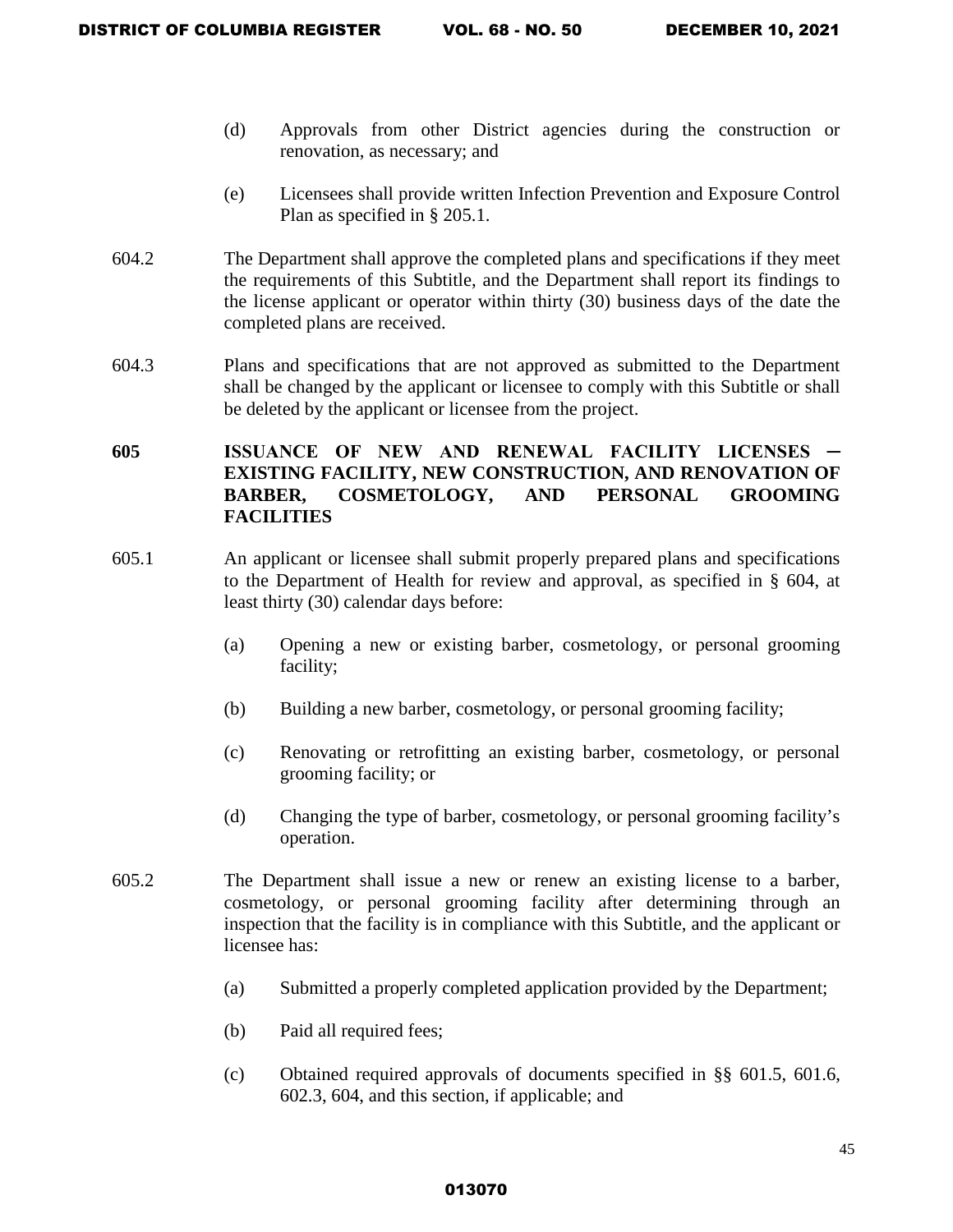(d) Approvals from other District agencies during the construction or renovation, as necessary; and

(e) Licensees shall provide written Infection Prevention and Exposure Control Plan as specified in § 205.1.

604.2 The Department shall approve the completed plans and specifications if they meet the requirements of this Subtitle, and the Department shall report its findings to the license applicant or operator within thirty (30) business days of the date the completed plans are received.

604.3 Plans and specifications that are not approved as submitted to the Department shall be changed by the applicant or licensee to comply with this Subtitle or shall be deleted by the applicant or licensee from the project.

**605 ISSUANCE OF NEW AND RENEWAL FACILITY LICENSES – EXISTING FACILITY, NEW CONSTRUCTION, AND RENOVATION OF BARBER, COSMETOLOGY, AND PERSONAL GROOMING FACILITIES**

605.1 An applicant or licensee shall submit properly prepared plans and specifications to the Department of Health for review and approval, as specified in § 604, at least thirty (30) calendar days before:

(a) Opening a new or existing barber, cosmetology, or personal grooming facility;

(b) Building a new barber, cosmetology, or personal grooming facility;

(c) Renovating or retrofitting an existing barber, cosmetology, or personal grooming facility; or

(d) Changing the type of barber, cosmetology, or personal grooming facility's operation.

605.2 The Department shall issue a new or renew an existing license to a barber, cosmetology, or personal grooming facility after determining through an inspection that the facility is in compliance with this Subtitle, and the applicant or licensee has:

(a) Submitted a properly completed application provided by the Department;

(b) Paid all required fees;

(c) Obtained required approvals of documents specified in §§ 601.5, 601.6, 602.3, 604, and this section, if applicable; and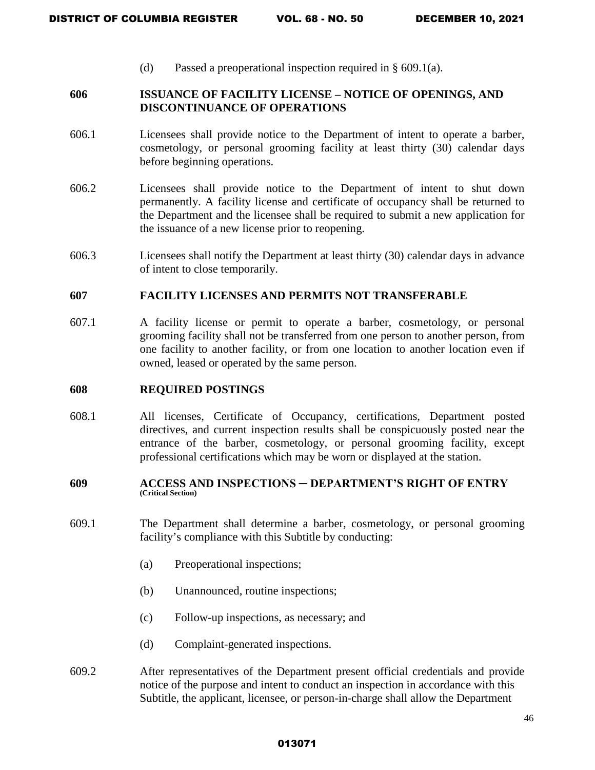(d) Passed a preoperational inspection required in § 609.1(a).

### 606 ISSUANCE OF FACILITY LICENSE – NOTICE OF OPENINGS, AND DISCONTINUANCE OF OPERATIONS

606.1 Licensees shall provide notice to the Department of intent to operate a barber, cosmetology, or personal grooming facility at least thirty (30) calendar days before beginning operations.

606.2 Licensees shall provide notice to the Department of intent to shut down permanently. A facility license and certificate of occupancy shall be returned to the Department and the licensee shall be required to submit a new application for the issuance of a new license prior to reopening.

606.3 Licensees shall notify the Department at least thirty (30) calendar days in advance of intent to close temporarily.

### 607 FACILITY LICENSES AND PERMITS NOT TRANSFERABLE

607.1 A facility license or permit to operate a barber, cosmetology, or personal grooming facility shall not be transferred from one person to another person, from one facility to another facility, or from one location to another location even if owned, leased or operated by the same person.

### 608 REQUIRED POSTINGS

608.1 All licenses, Certificate of Occupancy, certifications, Department posted directives, and current inspection results shall be conspicuously posted near the entrance of the barber, cosmetology, or personal grooming facility, except professional certifications which may be worn or displayed at the station.

### 609 ACCESS AND INSPECTIONS ─ DEPARTMENT'S RIGHT OF ENTRY (Critical Section)

609.1 The Department shall determine a barber, cosmetology, or personal grooming facility's compliance with this Subtitle by conducting:

(a) Preoperational inspections;

(b) Unannounced, routine inspections;

(c) Follow-up inspections, as necessary; and

(d) Complaint-generated inspections.

609.2 After representatives of the Department present official credentials and provide notice of the purpose and intent to conduct an inspection in accordance with this Subtitle, the applicant, licensee, or person-in-charge shall allow the Department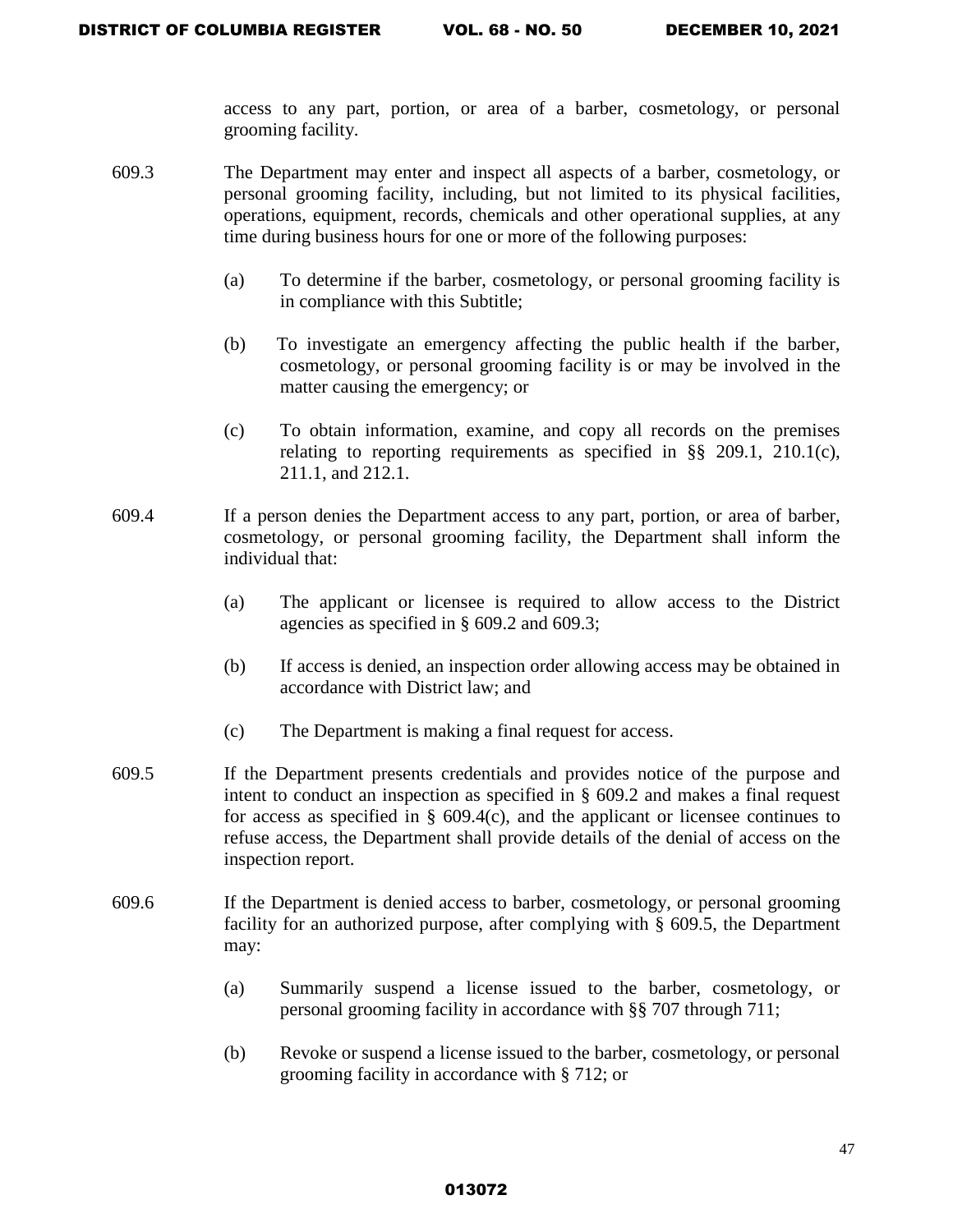access to any part, portion, or area of a barber, cosmetology, or personal grooming facility.

609.3 The Department may enter and inspect all aspects of a barber, cosmetology, or personal grooming facility, including, but not limited to its physical facilities, operations, equipment, records, chemicals and other operational supplies, at any time during business hours for one or more of the following purposes:

(a) To determine if the barber, cosmetology, or personal grooming facility is in compliance with this Subtitle;

(b) To investigate an emergency affecting the public health if the barber, cosmetology, or personal grooming facility is or may be involved in the matter causing the emergency; or

(c) To obtain information, examine, and copy all records on the premises relating to reporting requirements as specified in §§ 209.1, 210.1(c), 211.1, and 212.1.

609.4 If a person denies the Department access to any part, portion, or area of barber, cosmetology, or personal grooming facility, the Department shall inform the individual that:

(a) The applicant or licensee is required to allow access to the District agencies as specified in § 609.2 and 609.3;

(b) If access is denied, an inspection order allowing access may be obtained in accordance with District law; and

(c) The Department is making a final request for access.

609.5 If the Department presents credentials and provides notice of the purpose and intent to conduct an inspection as specified in § 609.2 and makes a final request for access as specified in § 609.4(c), and the applicant or licensee continues to refuse access, the Department shall provide details of the denial of access on the inspection report.

609.6 If the Department is denied access to barber, cosmetology, or personal grooming facility for an authorized purpose, after complying with § 609.5, the Department may:

(a) Summarily suspend a license issued to the barber, cosmetology, or personal grooming facility in accordance with §§ 707 through 711;

(b) Revoke or suspend a license issued to the barber, cosmetology, or personal grooming facility in accordance with § 712; or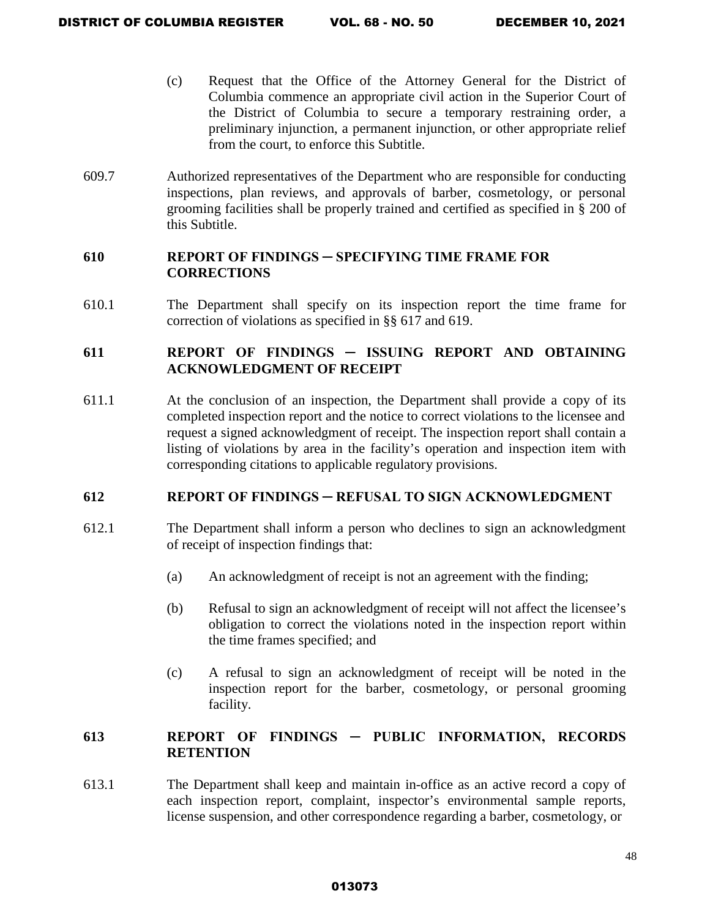(c) Request that the Office of the Attorney General for the District of Columbia commence an appropriate civil action in the Superior Court of the District of Columbia to secure a temporary restraining order, a preliminary injunction, a permanent injunction, or other appropriate relief from the court, to enforce this Subtitle.

609.7 Authorized representatives of the Department who are responsible for conducting inspections, plan reviews, and approvals of barber, cosmetology, or personal grooming facilities shall be properly trained and certified as specified in § 200 of this Subtitle.

## 610 REPORT OF FINDINGS ─ SPECIFYING TIME FRAME FOR CORRECTIONS

610.1 The Department shall specify on its inspection report the time frame for correction of violations as specified in §§ 617 and 619.

## 611 REPORT OF FINDINGS ─ ISSUING REPORT AND OBTAINING ACKNOWLEDGMENT OF RECEIPT

611.1 At the conclusion of an inspection, the Department shall provide a copy of its completed inspection report and the notice to correct violations to the licensee and request a signed acknowledgment of receipt. The inspection report shall contain a listing of violations by area in the facility's operation and inspection item with corresponding citations to applicable regulatory provisions.

## 612 REPORT OF FINDINGS ─ REFUSAL TO SIGN ACKNOWLEDGMENT

612.1 The Department shall inform a person who declines to sign an acknowledgment of receipt of inspection findings that:

(a) An acknowledgment of receipt is not an agreement with the finding;

(b) Refusal to sign an acknowledgment of receipt will not affect the licensee's obligation to correct the violations noted in the inspection report within the time frames specified; and

(c) A refusal to sign an acknowledgment of receipt will be noted in the inspection report for the barber, cosmetology, or personal grooming facility.

## 613 REPORT OF FINDINGS ─ PUBLIC INFORMATION, RECORDS RETENTION

613.1 The Department shall keep and maintain in-office as an active record a copy of each inspection report, complaint, inspector's environmental sample reports, license suspension, and other correspondence regarding a barber, cosmetology, or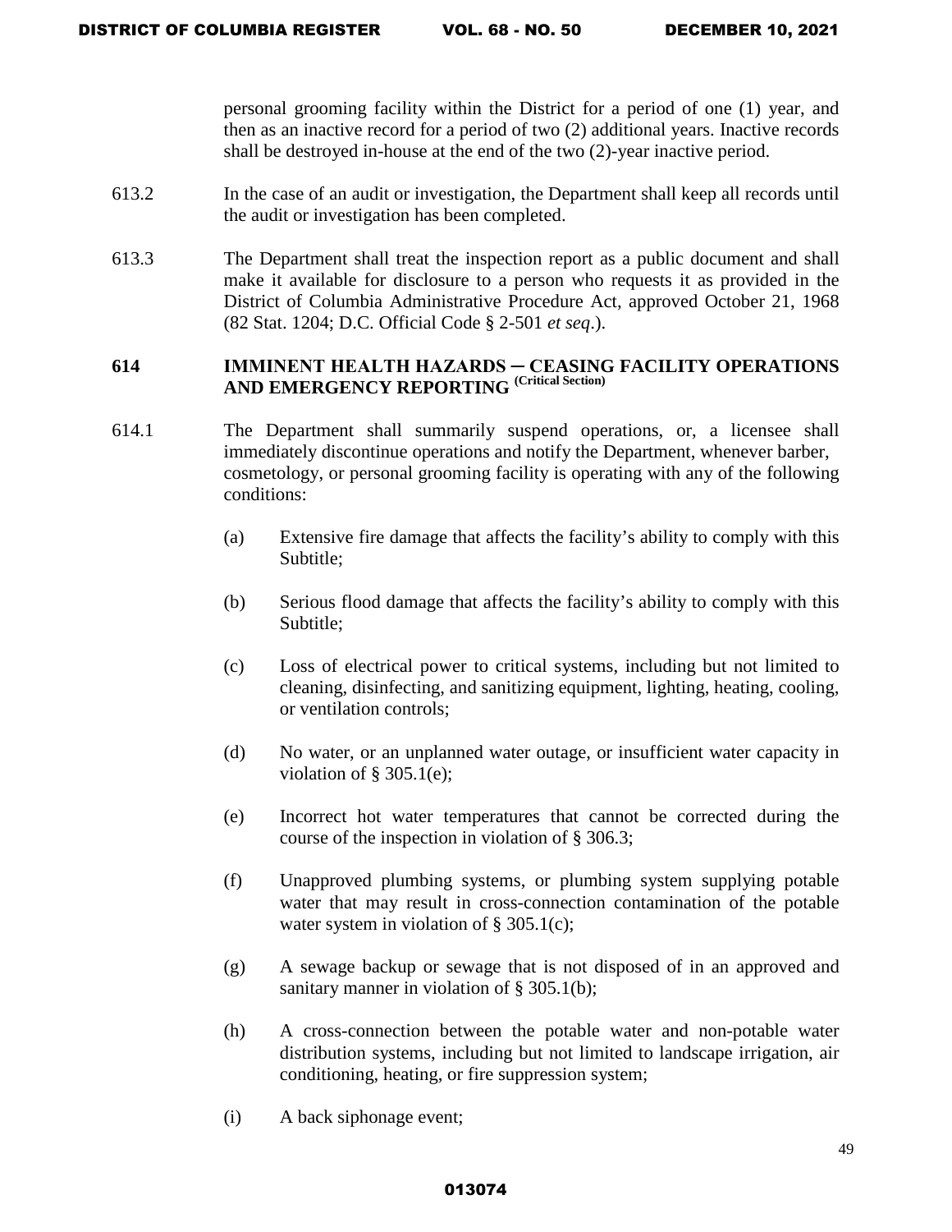personal grooming facility within the District for a period of one (1) year, and then as an inactive record for a period of two (2) additional years. Inactive records shall be destroyed in-house at the end of the two (2)-year inactive period.

613.2 In the case of an audit or investigation, the Department shall keep all records until the audit or investigation has been completed.

613.3 The Department shall treat the inspection report as a public document and shall make it available for disclosure to a person who requests it as provided in the District of Columbia Administrative Procedure Act, approved October 21, 1968 (82 Stat. 1204; D.C. Official Code § 2-501 *et seq*.).

## 614 IMMINENT HEALTH HAZARDS ─ CEASING FACILITY OPERATIONS AND EMERGENCY REPORTING (Critical Section)

614.1 The Department shall summarily suspend operations, or, a licensee shall immediately discontinue operations and notify the Department, whenever barber, cosmetology, or personal grooming facility is operating with any of the following conditions:

(a) Extensive fire damage that affects the facility's ability to comply with this Subtitle;

(b) Serious flood damage that affects the facility's ability to comply with this Subtitle;

(c) Loss of electrical power to critical systems, including but not limited to cleaning, disinfecting, and sanitizing equipment, lighting, heating, cooling, or ventilation controls;

(d) No water, or an unplanned water outage, or insufficient water capacity in violation of § 305.1(e);

(e) Incorrect hot water temperatures that cannot be corrected during the course of the inspection in violation of § 306.3;

(f) Unapproved plumbing systems, or plumbing system supplying potable water that may result in cross-connection contamination of the potable water system in violation of § 305.1(c);

(g) A sewage backup or sewage that is not disposed of in an approved and sanitary manner in violation of § 305.1(b);

(h) A cross-connection between the potable water and non-potable water distribution systems, including but not limited to landscape irrigation, air conditioning, heating, or fire suppression system;

(i) A back siphonage event;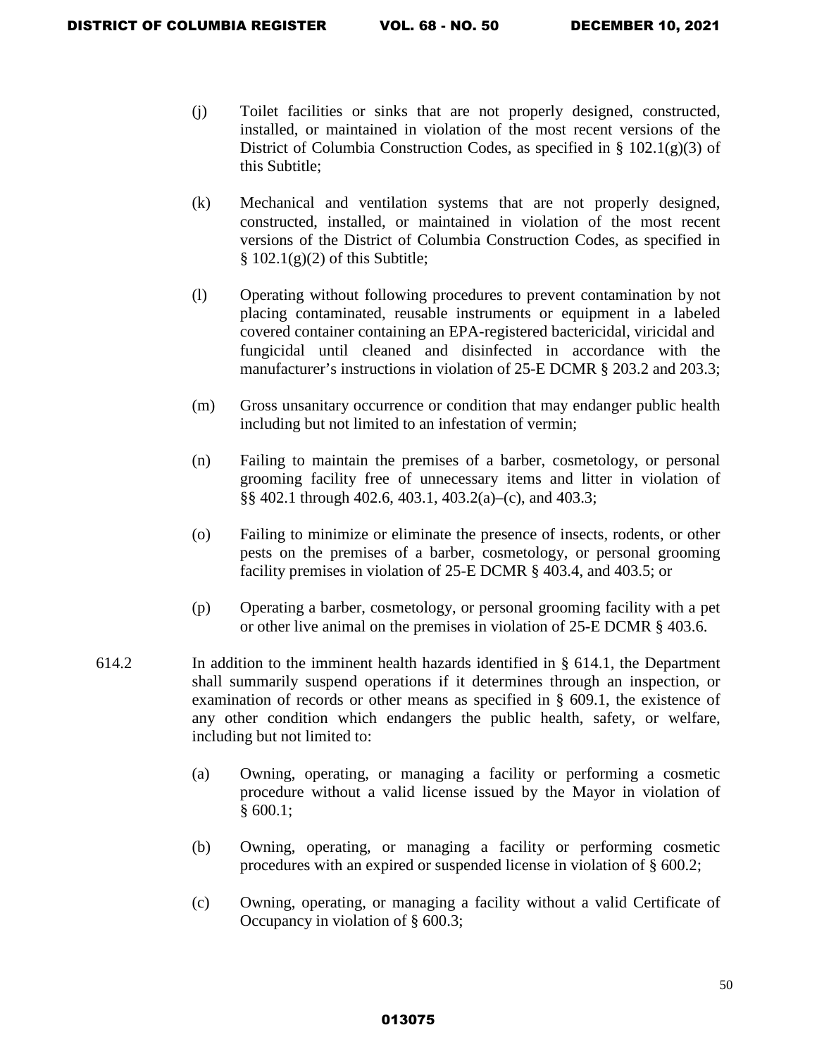(j) Toilet facilities or sinks that are not properly designed, constructed, installed, or maintained in violation of the most recent versions of the District of Columbia Construction Codes, as specified in § 102.1(g)(3) of this Subtitle;

(k) Mechanical and ventilation systems that are not properly designed, constructed, installed, or maintained in violation of the most recent versions of the District of Columbia Construction Codes, as specified in § 102.1(g)(2) of this Subtitle;

(l) Operating without following procedures to prevent contamination by not placing contaminated, reusable instruments or equipment in a labeled covered container containing an EPA-registered bactericidal, viricidal and fungicidal until cleaned and disinfected in accordance with the manufacturer's instructions in violation of 25-E DCMR § 203.2 and 203.3;

(m) Gross unsanitary occurrence or condition that may endanger public health including but not limited to an infestation of vermin;

(n) Failing to maintain the premises of a barber, cosmetology, or personal grooming facility free of unnecessary items and litter in violation of §§ 402.1 through 402.6, 403.1, 403.2(a)–(c), and 403.3;

(o) Failing to minimize or eliminate the presence of insects, rodents, or other pests on the premises of a barber, cosmetology, or personal grooming facility premises in violation of 25-E DCMR § 403.4, and 403.5; or

(p) Operating a barber, cosmetology, or personal grooming facility with a pet or other live animal on the premises in violation of 25-E DCMR § 403.6.

614.2 In addition to the imminent health hazards identified in § 614.1, the Department shall summarily suspend operations if it determines through an inspection, or examination of records or other means as specified in § 609.1, the existence of any other condition which endangers the public health, safety, or welfare, including but not limited to:

(a) Owning, operating, or managing a facility or performing a cosmetic procedure without a valid license issued by the Mayor in violation of § 600.1;

(b) Owning, operating, or managing a facility or performing cosmetic procedures with an expired or suspended license in violation of § 600.2;

(c) Owning, operating, or managing a facility without a valid Certificate of Occupancy in violation of § 600.3;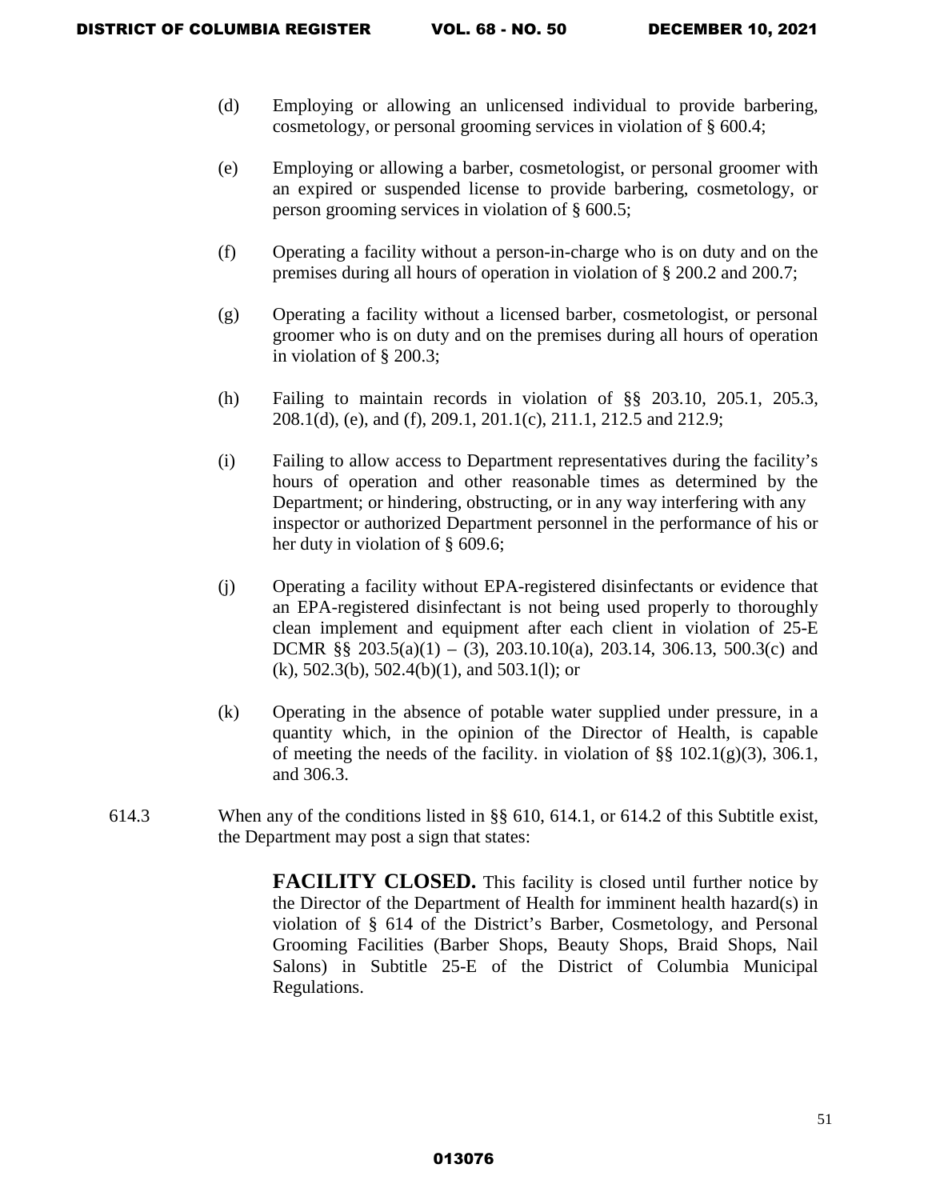(d) Employing or allowing an unlicensed individual to provide barbering, cosmetology, or personal grooming services in violation of § 600.4;

(e) Employing or allowing a barber, cosmetologist, or personal groomer with an expired or suspended license to provide barbering, cosmetology, or person grooming services in violation of § 600.5;

(f) Operating a facility without a person-in-charge who is on duty and on the premises during all hours of operation in violation of § 200.2 and 200.7;

(g) Operating a facility without a licensed barber, cosmetologist, or personal groomer who is on duty and on the premises during all hours of operation in violation of § 200.3;

(h) Failing to maintain records in violation of §§ 203.10, 205.1, 205.3, 208.1(d), (e), and (f), 209.1, 201.1(c), 211.1, 212.5 and 212.9;

(i) Failing to allow access to Department representatives during the facility's hours of operation and other reasonable times as determined by the Department; or hindering, obstructing, or in any way interfering with any inspector or authorized Department personnel in the performance of his or her duty in violation of § 609.6;

(j) Operating a facility without EPA-registered disinfectants or evidence that an EPA-registered disinfectant is not being used properly to thoroughly clean implement and equipment after each client in violation of 25-E DCMR §§ 203.5(a)(1) – (3), 203.10.10(a), 203.14, 306.13, 500.3(c) and (k), 502.3(b), 502.4(b)(1), and 503.1(l); or

(k) Operating in the absence of potable water supplied under pressure, in a quantity which, in the opinion of the Director of Health, is capable of meeting the needs of the facility. in violation of §§ 102.1(g)(3), 306.1, and 306.3.

614.3 When any of the conditions listed in §§ 610, 614.1, or 614.2 of this Subtitle exist, the Department may post a sign that states:

> **FACILITY CLOSED.** This facility is closed until further notice by the Director of the Department of Health for imminent health hazard(s) in violation of § 614 of the District's Barber, Cosmetology, and Personal Grooming Facilities (Barber Shops, Beauty Shops, Braid Shops, Nail Salons) in Subtitle 25-E of the District of Columbia Municipal Regulations.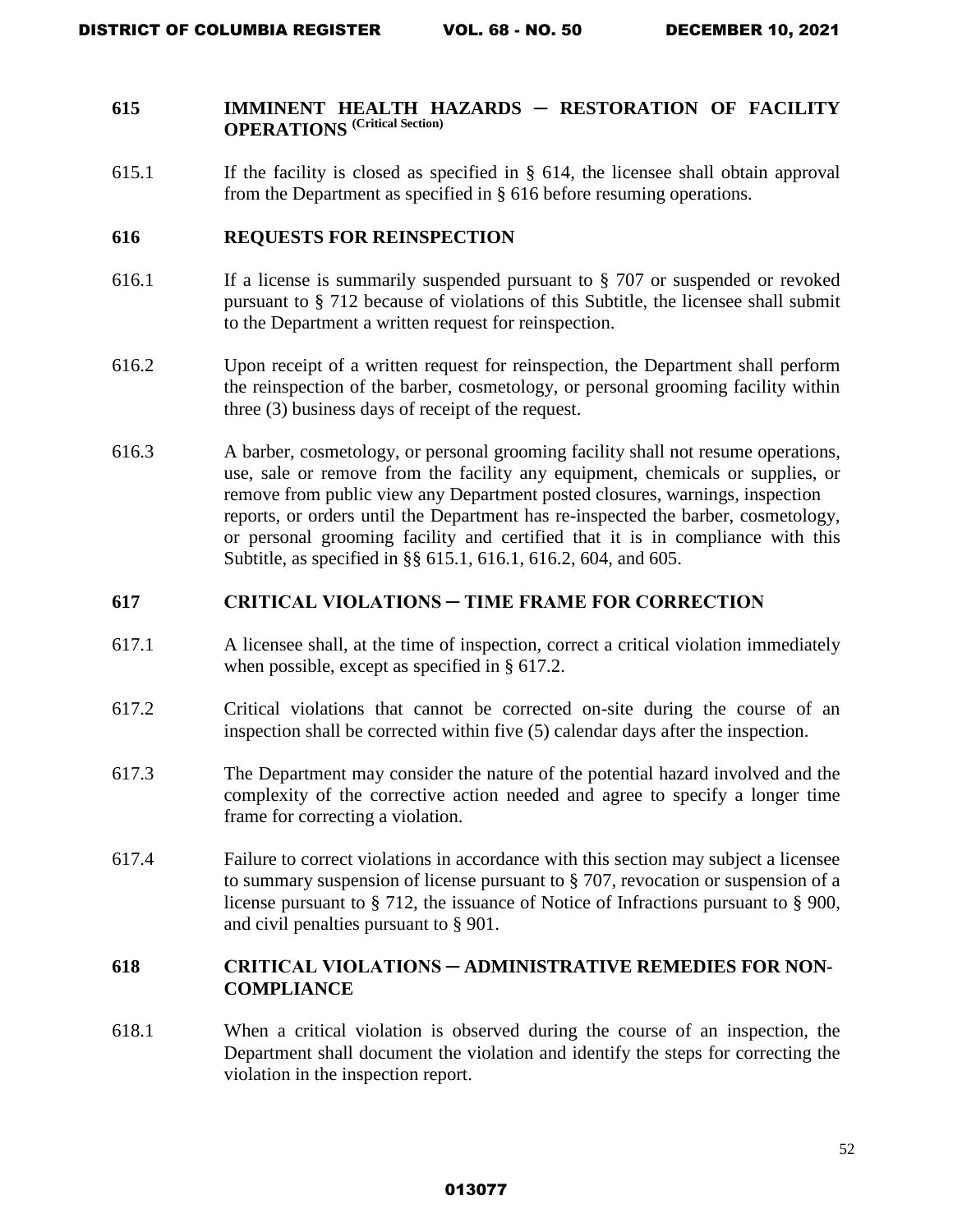## 615 IMMINENT HEALTH HAZARDS – RESTORATION OF FACILITY OPERATIONS (Critical Section)

615.1 If the facility is closed as specified in § 614, the licensee shall obtain approval from the Department as specified in § 616 before resuming operations.

## 616 REQUESTS FOR REINSPECTION

616.1 If a license is summarily suspended pursuant to § 707 or suspended or revoked pursuant to § 712 because of violations of this Subtitle, the licensee shall submit to the Department a written request for reinspection.

616.2 Upon receipt of a written request for reinspection, the Department shall perform the reinspection of the barber, cosmetology, or personal grooming facility within three (3) business days of receipt of the request.

616.3 A barber, cosmetology, or personal grooming facility shall not resume operations, use, sale or remove from the facility any equipment, chemicals or supplies, or remove from public view any Department posted closures, warnings, inspection reports, or orders until the Department has re-inspected the barber, cosmetology, or personal grooming facility and certified that it is in compliance with this Subtitle, as specified in §§ 615.1, 616.1, 616.2, 604, and 605.

## 617 CRITICAL VIOLATIONS – TIME FRAME FOR CORRECTION

617.1 A licensee shall, at the time of inspection, correct a critical violation immediately when possible, except as specified in § 617.2.

617.2 Critical violations that cannot be corrected on-site during the course of an inspection shall be corrected within five (5) calendar days after the inspection.

617.3 The Department may consider the nature of the potential hazard involved and the complexity of the corrective action needed and agree to specify a longer time frame for correcting a violation.

617.4 Failure to correct violations in accordance with this section may subject a licensee to summary suspension of license pursuant to § 707, revocation or suspension of a license pursuant to § 712, the issuance of Notice of Infractions pursuant to § 900, and civil penalties pursuant to § 901.

## 618 CRITICAL VIOLATIONS – ADMINISTRATIVE REMEDIES FOR NON-COMPLIANCE

618.1 When a critical violation is observed during the course of an inspection, the Department shall document the violation and identify the steps for correcting the violation in the inspection report.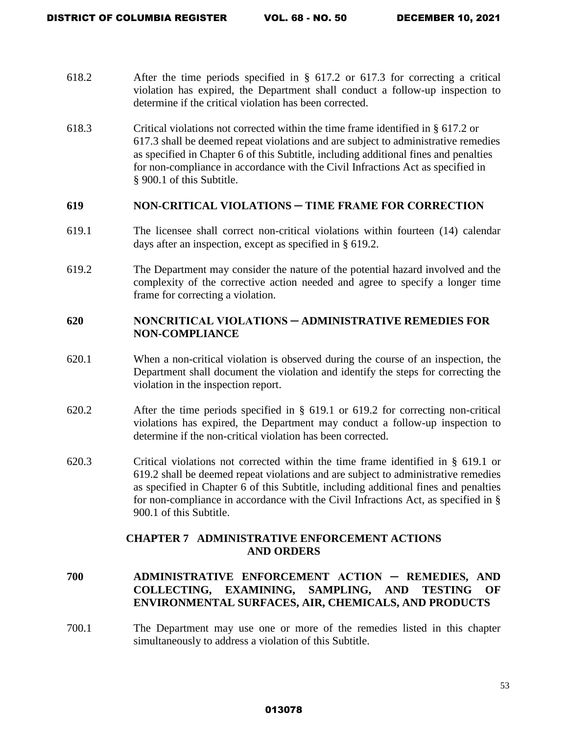618.2 After the time periods specified in § 617.2 or 617.3 for correcting a critical violation has expired, the Department shall conduct a follow-up inspection to determine if the critical violation has been corrected.

618.3 Critical violations not corrected within the time frame identified in § 617.2 or 617.3 shall be deemed repeat violations and are subject to administrative remedies as specified in Chapter 6 of this Subtitle, including additional fines and penalties for non-compliance in accordance with the Civil Infractions Act as specified in § 900.1 of this Subtitle.

### 619 NON-CRITICAL VIOLATIONS ─ TIME FRAME FOR CORRECTION

619.1 The licensee shall correct non-critical violations within fourteen (14) calendar days after an inspection, except as specified in § 619.2.

619.2 The Department may consider the nature of the potential hazard involved and the complexity of the corrective action needed and agree to specify a longer time frame for correcting a violation.

### 620 NONCRITICAL VIOLATIONS ─ ADMINISTRATIVE REMEDIES FOR NON-COMPLIANCE

620.1 When a non-critical violation is observed during the course of an inspection, the Department shall document the violation and identify the steps for correcting the violation in the inspection report.

620.2 After the time periods specified in § 619.1 or 619.2 for correcting non-critical violations has expired, the Department may conduct a follow-up inspection to determine if the non-critical violation has been corrected.

620.3 Critical violations not corrected within the time frame identified in § 619.1 or 619.2 shall be deemed repeat violations and are subject to administrative remedies as specified in Chapter 6 of this Subtitle, including additional fines and penalties for non-compliance in accordance with the Civil Infractions Act, as specified in § 900.1 of this Subtitle.

## CHAPTER 7 ADMINISTRATIVE ENFORCEMENT ACTIONS AND ORDERS

### 700 ADMINISTRATIVE ENFORCEMENT ACTION ─ REMEDIES, AND COLLECTING, EXAMINING, SAMPLING, AND TESTING OF ENVIRONMENTAL SURFACES, AIR, CHEMICALS, AND PRODUCTS

700.1 The Department may use one or more of the remedies listed in this chapter simultaneously to address a violation of this Subtitle.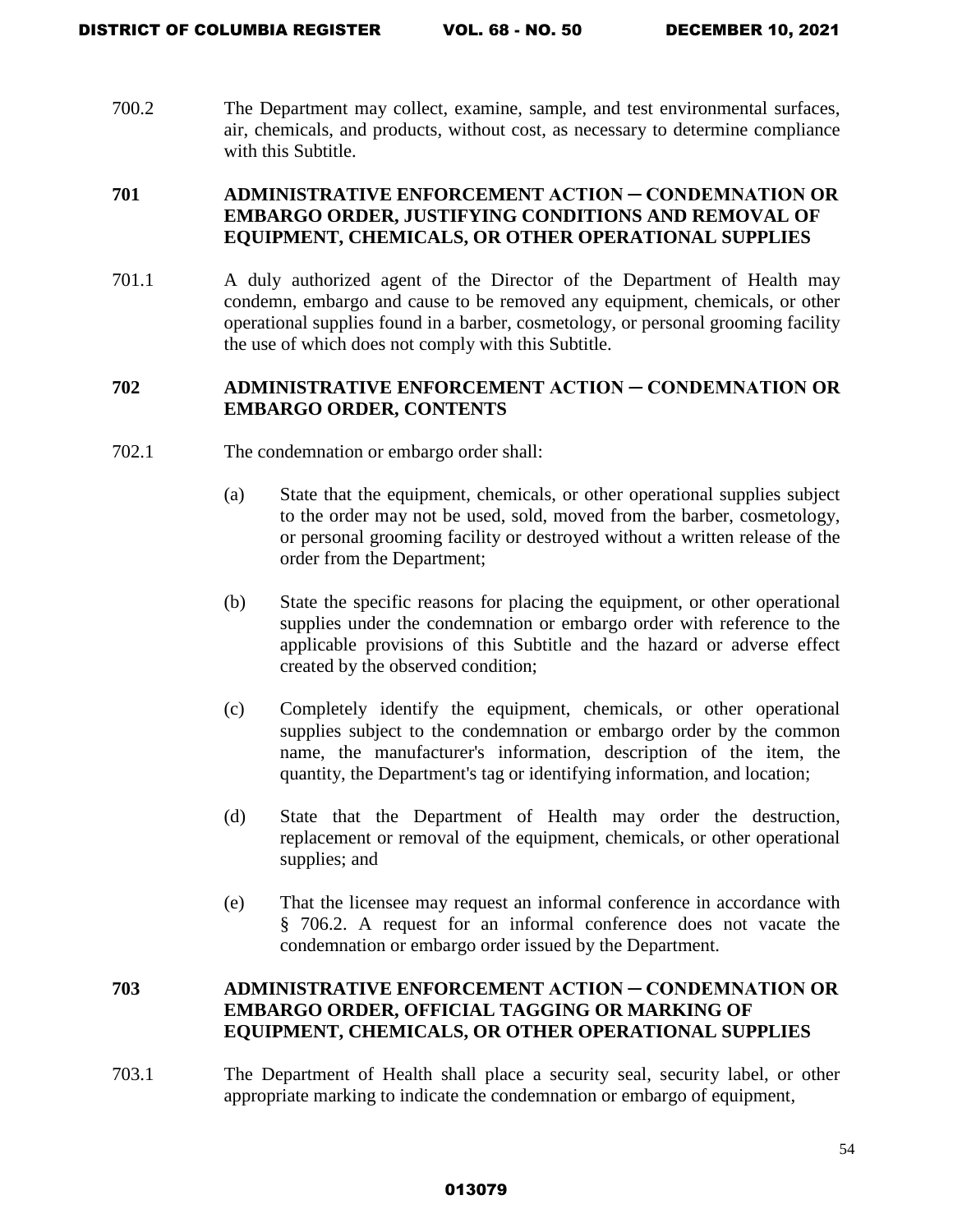700.2 The Department may collect, examine, sample, and test environmental surfaces, air, chemicals, and products, without cost, as necessary to determine compliance with this Subtitle.

### 701 ADMINISTRATIVE ENFORCEMENT ACTION ─ CONDEMNATION OR EMBARGO ORDER, JUSTIFYING CONDITIONS AND REMOVAL OF EQUIPMENT, CHEMICALS, OR OTHER OPERATIONAL SUPPLIES

701.1 A duly authorized agent of the Director of the Department of Health may condemn, embargo and cause to be removed any equipment, chemicals, or other operational supplies found in a barber, cosmetology, or personal grooming facility the use of which does not comply with this Subtitle.

### 702 ADMINISTRATIVE ENFORCEMENT ACTION ─ CONDEMNATION OR EMBARGO ORDER, CONTENTS

702.1 The condemnation or embargo order shall:

(a) State that the equipment, chemicals, or other operational supplies subject to the order may not be used, sold, moved from the barber, cosmetology, or personal grooming facility or destroyed without a written release of the order from the Department;

(b) State the specific reasons for placing the equipment, or other operational supplies under the condemnation or embargo order with reference to the applicable provisions of this Subtitle and the hazard or adverse effect created by the observed condition;

(c) Completely identify the equipment, chemicals, or other operational supplies subject to the condemnation or embargo order by the common name, the manufacturer's information, description of the item, the quantity, the Department's tag or identifying information, and location;

(d) State that the Department of Health may order the destruction, replacement or removal of the equipment, chemicals, or other operational supplies; and

(e) That the licensee may request an informal conference in accordance with § 706.2. A request for an informal conference does not vacate the condemnation or embargo order issued by the Department.

### 703 ADMINISTRATIVE ENFORCEMENT ACTION ─ CONDEMNATION OR EMBARGO ORDER, OFFICIAL TAGGING OR MARKING OF EQUIPMENT, CHEMICALS, OR OTHER OPERATIONAL SUPPLIES

703.1 The Department of Health shall place a security seal, security label, or other appropriate marking to indicate the condemnation or embargo of equipment,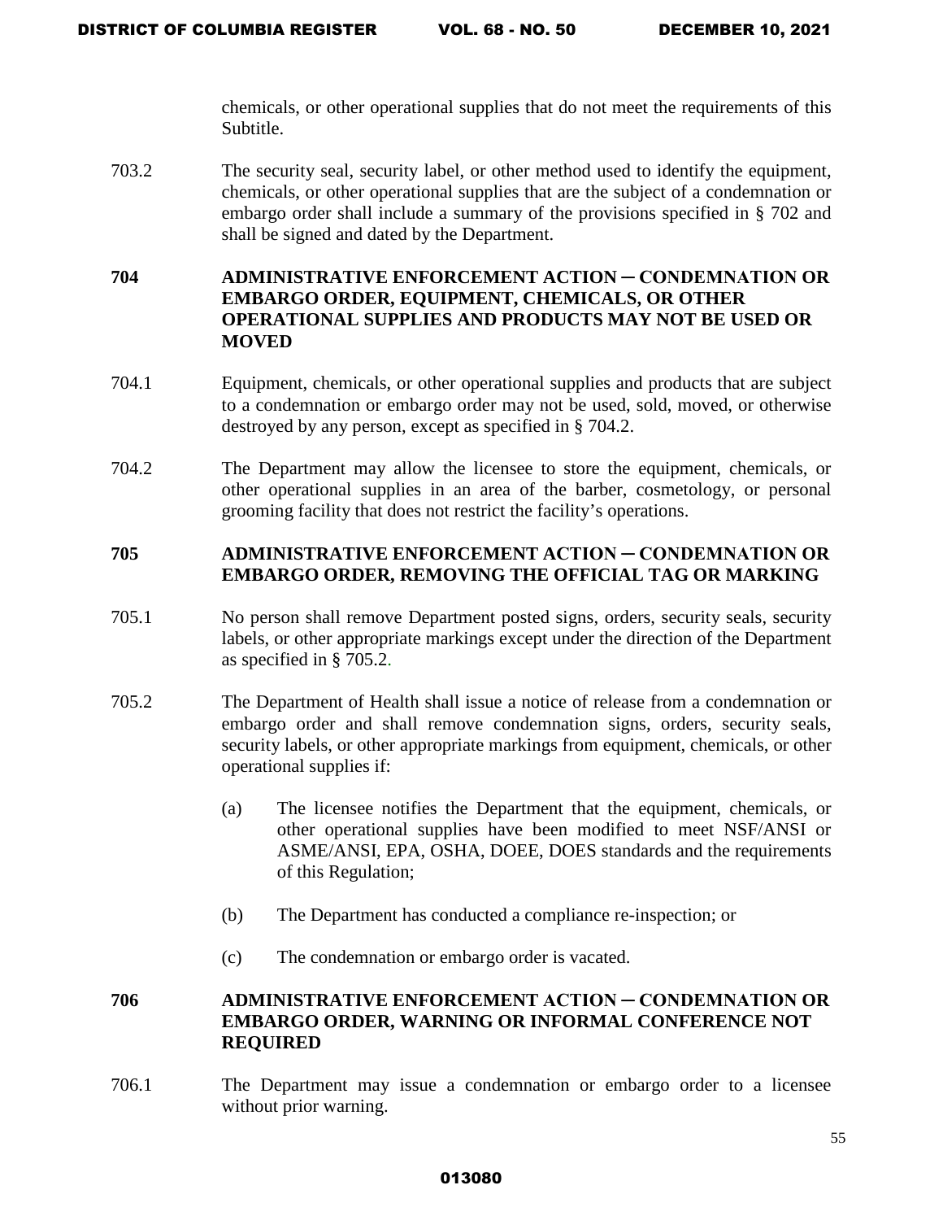chemicals, or other operational supplies that do not meet the requirements of this Subtitle.

703.2 The security seal, security label, or other method used to identify the equipment, chemicals, or other operational supplies that are the subject of a condemnation or embargo order shall include a summary of the provisions specified in § 702 and shall be signed and dated by the Department.

## 704 ADMINISTRATIVE ENFORCEMENT ACTION ─ CONDEMNATION OR EMBARGO ORDER, EQUIPMENT, CHEMICALS, OR OTHER OPERATIONAL SUPPLIES AND PRODUCTS MAY NOT BE USED OR MOVED

704.1 Equipment, chemicals, or other operational supplies and products that are subject to a condemnation or embargo order may not be used, sold, moved, or otherwise destroyed by any person, except as specified in § 704.2.

704.2 The Department may allow the licensee to store the equipment, chemicals, or other operational supplies in an area of the barber, cosmetology, or personal grooming facility that does not restrict the facility's operations.

## 705 ADMINISTRATIVE ENFORCEMENT ACTION ─ CONDEMNATION OR EMBARGO ORDER, REMOVING THE OFFICIAL TAG OR MARKING

705.1 No person shall remove Department posted signs, orders, security seals, security labels, or other appropriate markings except under the direction of the Department as specified in § 705.2.

705.2 The Department of Health shall issue a notice of release from a condemnation or embargo order and shall remove condemnation signs, orders, security seals, security labels, or other appropriate markings from equipment, chemicals, or other operational supplies if:

(a) The licensee notifies the Department that the equipment, chemicals, or other operational supplies have been modified to meet NSF/ANSI or ASME/ANSI, EPA, OSHA, DOEE, DOES standards and the requirements of this Regulation;

(b) The Department has conducted a compliance re-inspection; or

(c) The condemnation or embargo order is vacated.

## 706 ADMINISTRATIVE ENFORCEMENT ACTION ─ CONDEMNATION OR EMBARGO ORDER, WARNING OR INFORMAL CONFERENCE NOT REQUIRED

706.1 The Department may issue a condemnation or embargo order to a licensee without prior warning.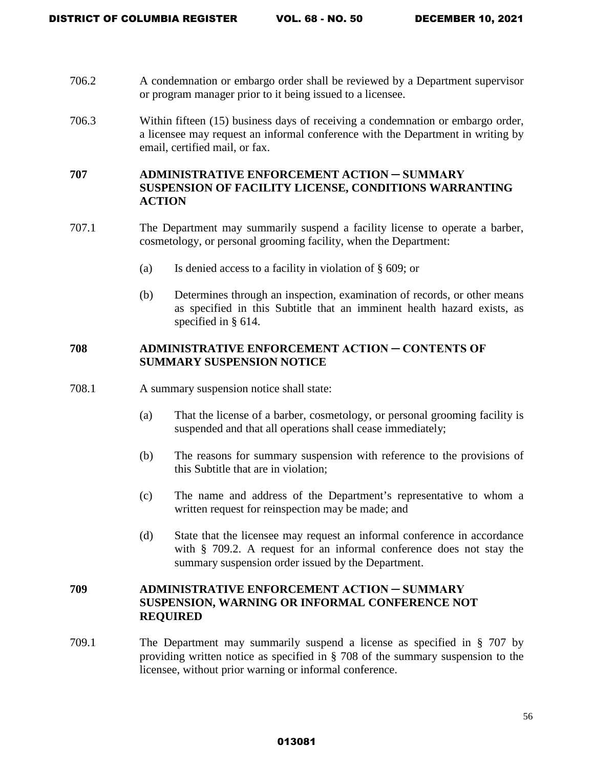706.2 A condemnation or embargo order shall be reviewed by a Department supervisor or program manager prior to it being issued to a licensee.

706.3 Within fifteen (15) business days of receiving a condemnation or embargo order, a licensee may request an informal conference with the Department in writing by email, certified mail, or fax.

## 707 ADMINISTRATIVE ENFORCEMENT ACTION ─ SUMMARY SUSPENSION OF FACILITY LICENSE, CONDITIONS WARRANTING ACTION

707.1 The Department may summarily suspend a facility license to operate a barber, cosmetology, or personal grooming facility, when the Department:

- (a) Is denied access to a facility in violation of § 609; or
- (b) Determines through an inspection, examination of records, or other means as specified in this Subtitle that an imminent health hazard exists, as specified in § 614.

## 708 ADMINISTRATIVE ENFORCEMENT ACTION ─ CONTENTS OF SUMMARY SUSPENSION NOTICE

708.1 A summary suspension notice shall state:

- (a) That the license of a barber, cosmetology, or personal grooming facility is suspended and that all operations shall cease immediately;
- (b) The reasons for summary suspension with reference to the provisions of this Subtitle that are in violation;
- (c) The name and address of the Department's representative to whom a written request for reinspection may be made; and
- (d) State that the licensee may request an informal conference in accordance with § 709.2. A request for an informal conference does not stay the summary suspension order issued by the Department.

## 709 ADMINISTRATIVE ENFORCEMENT ACTION ─ SUMMARY SUSPENSION, WARNING OR INFORMAL CONFERENCE NOT REQUIRED

709.1 The Department may summarily suspend a license as specified in § 707 by providing written notice as specified in § 708 of the summary suspension to the licensee, without prior warning or informal conference.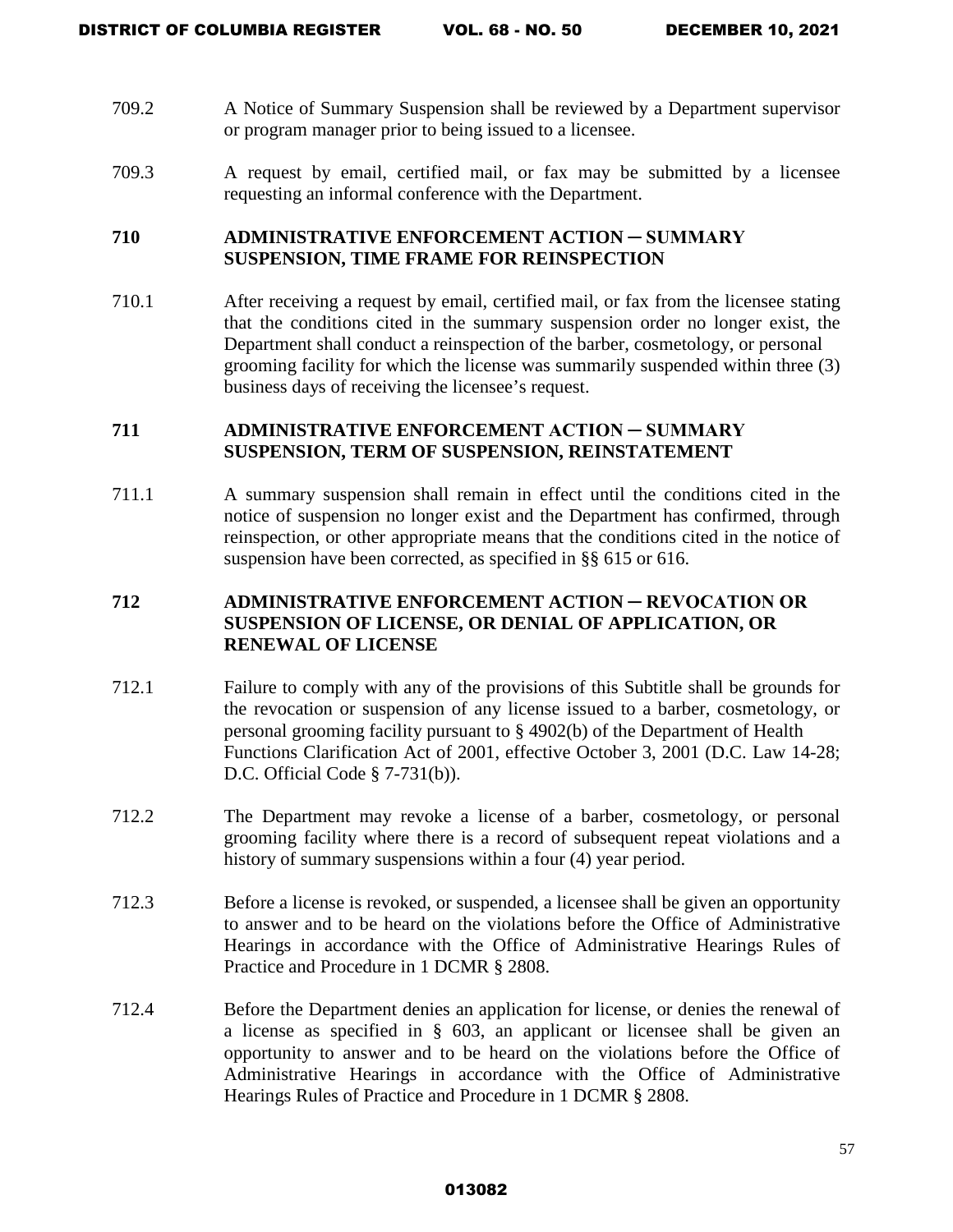709.2 A Notice of Summary Suspension shall be reviewed by a Department supervisor or program manager prior to being issued to a licensee.

709.3 A request by email, certified mail, or fax may be submitted by a licensee requesting an informal conference with the Department.

### 710 ADMINISTRATIVE ENFORCEMENT ACTION ─ SUMMARY SUSPENSION, TIME FRAME FOR REINSPECTION

710.1 After receiving a request by email, certified mail, or fax from the licensee stating that the conditions cited in the summary suspension order no longer exist, the Department shall conduct a reinspection of the barber, cosmetology, or personal grooming facility for which the license was summarily suspended within three (3) business days of receiving the licensee's request.

### 711 ADMINISTRATIVE ENFORCEMENT ACTION ─ SUMMARY SUSPENSION, TERM OF SUSPENSION, REINSTATEMENT

711.1 A summary suspension shall remain in effect until the conditions cited in the notice of suspension no longer exist and the Department has confirmed, through reinspection, or other appropriate means that the conditions cited in the notice of suspension have been corrected, as specified in §§ 615 or 616.

### 712 ADMINISTRATIVE ENFORCEMENT ACTION ─ REVOCATION OR SUSPENSION OF LICENSE, OR DENIAL OF APPLICATION, OR RENEWAL OF LICENSE

712.1 Failure to comply with any of the provisions of this Subtitle shall be grounds for the revocation or suspension of any license issued to a barber, cosmetology, or personal grooming facility pursuant to § 4902(b) of the Department of Health Functions Clarification Act of 2001, effective October 3, 2001 (D.C. Law 14-28; D.C. Official Code § 7-731(b)).

712.2 The Department may revoke a license of a barber, cosmetology, or personal grooming facility where there is a record of subsequent repeat violations and a history of summary suspensions within a four (4) year period.

712.3 Before a license is revoked, or suspended, a licensee shall be given an opportunity to answer and to be heard on the violations before the Office of Administrative Hearings in accordance with the Office of Administrative Hearings Rules of Practice and Procedure in 1 DCMR § 2808.

712.4 Before the Department denies an application for license, or denies the renewal of a license as specified in § 603, an applicant or licensee shall be given an opportunity to answer and to be heard on the violations before the Office of Administrative Hearings in accordance with the Office of Administrative Hearings Rules of Practice and Procedure in 1 DCMR § 2808.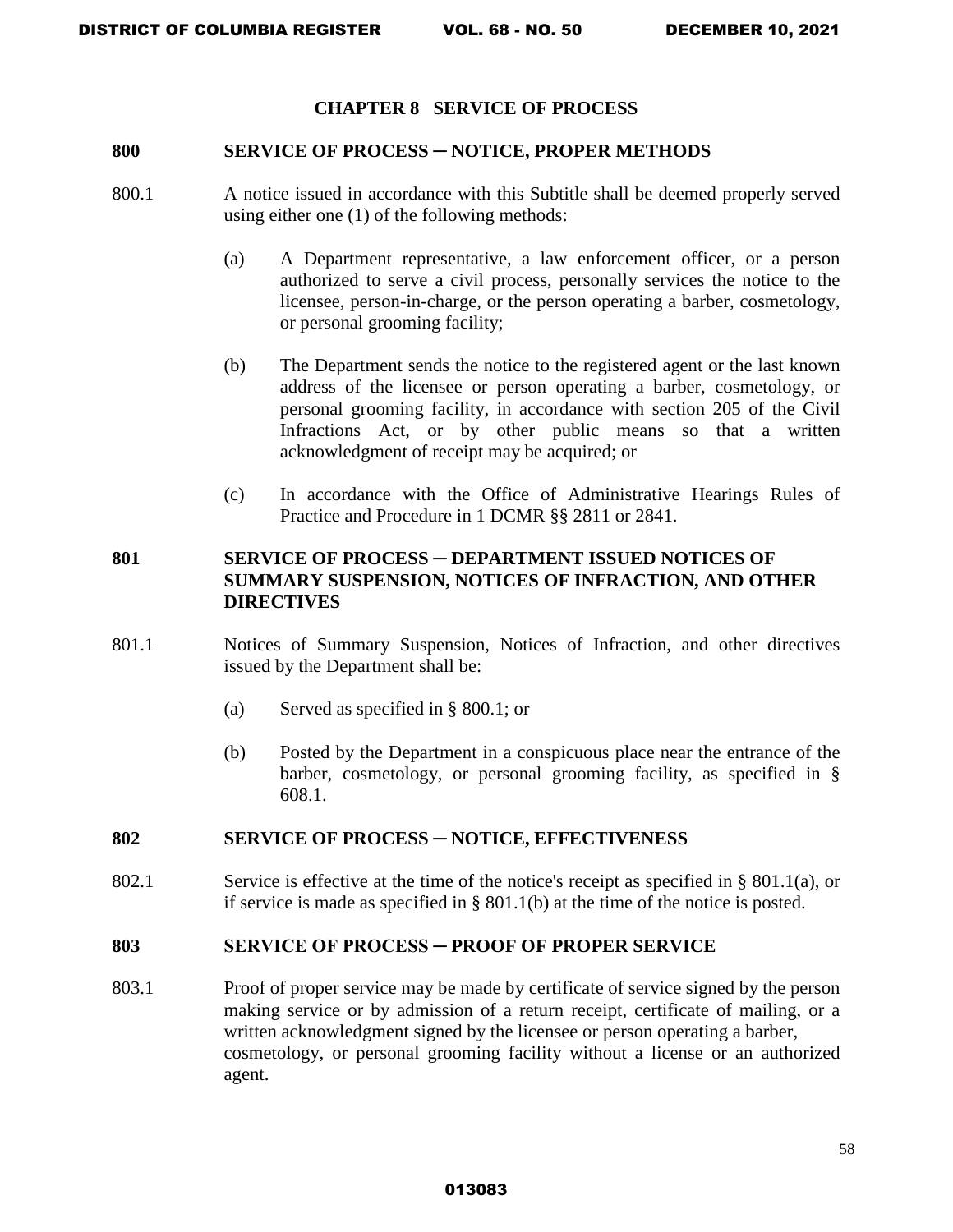## CHAPTER 8 SERVICE OF PROCESS

### 800 SERVICE OF PROCESS ─ NOTICE, PROPER METHODS

800.1 A notice issued in accordance with this Subtitle shall be deemed properly served using either one (1) of the following methods:

(a) A Department representative, a law enforcement officer, or a person authorized to serve a civil process, personally services the notice to the licensee, person-in-charge, or the person operating a barber, cosmetology, or personal grooming facility;

(b) The Department sends the notice to the registered agent or the last known address of the licensee or person operating a barber, cosmetology, or personal grooming facility, in accordance with section 205 of the Civil Infractions Act, or by other public means so that a written acknowledgment of receipt may be acquired; or

(c) In accordance with the Office of Administrative Hearings Rules of Practice and Procedure in 1 DCMR §§ 2811 or 2841.

### 801 SERVICE OF PROCESS ─ DEPARTMENT ISSUED NOTICES OF SUMMARY SUSPENSION, NOTICES OF INFRACTION, AND OTHER DIRECTIVES

801.1 Notices of Summary Suspension, Notices of Infraction, and other directives issued by the Department shall be:

(a) Served as specified in § 800.1; or

(b) Posted by the Department in a conspicuous place near the entrance of the barber, cosmetology, or personal grooming facility, as specified in § 608.1.

### 802 SERVICE OF PROCESS ─ NOTICE, EFFECTIVENESS

802.1 Service is effective at the time of the notice's receipt as specified in § 801.1(a), or if service is made as specified in § 801.1(b) at the time of the notice is posted.

### 803 SERVICE OF PROCESS ─ PROOF OF PROPER SERVICE

803.1 Proof of proper service may be made by certificate of service signed by the person making service or by admission of a return receipt, certificate of mailing, or a written acknowledgment signed by the licensee or person operating a barber, cosmetology, or personal grooming facility without a license or an authorized agent.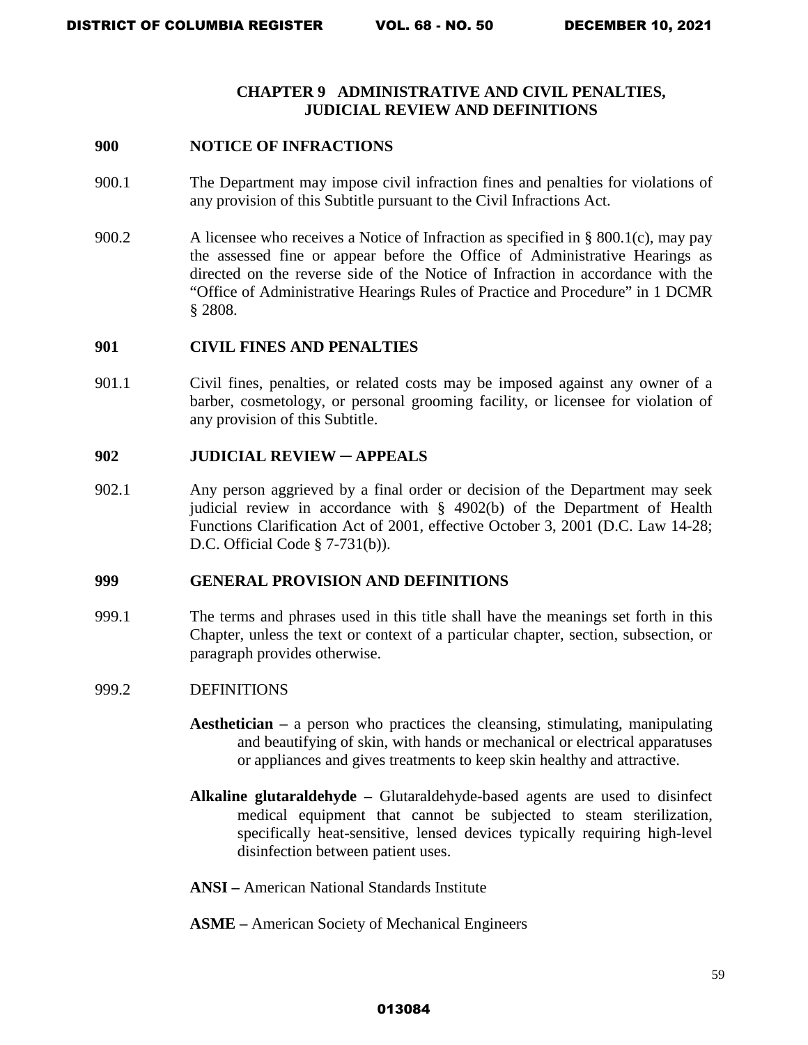# CHAPTER 9 ADMINISTRATIVE AND CIVIL PENALTIES, JUDICIAL REVIEW AND DEFINITIONS

## 900 NOTICE OF INFRACTIONS

900.1 The Department may impose civil infraction fines and penalties for violations of any provision of this Subtitle pursuant to the Civil Infractions Act.

900.2 A licensee who receives a Notice of Infraction as specified in § 800.1(c), may pay the assessed fine or appear before the Office of Administrative Hearings as directed on the reverse side of the Notice of Infraction in accordance with the "Office of Administrative Hearings Rules of Practice and Procedure" in 1 DCMR § 2808.

## 901 CIVIL FINES AND PENALTIES

901.1 Civil fines, penalties, or related costs may be imposed against any owner of a barber, cosmetology, or personal grooming facility, or licensee for violation of any provision of this Subtitle.

## 902 JUDICIAL REVIEW ─ APPEALS

902.1 Any person aggrieved by a final order or decision of the Department may seek judicial review in accordance with § 4902(b) of the Department of Health Functions Clarification Act of 2001, effective October 3, 2001 (D.C. Law 14-28; D.C. Official Code § 7-731(b)).

## 999 GENERAL PROVISION AND DEFINITIONS

999.1 The terms and phrases used in this title shall have the meanings set forth in this Chapter, unless the text or context of a particular chapter, section, subsection, or paragraph provides otherwise.

999.2 DEFINITIONS

**Aesthetician –** a person who practices the cleansing, stimulating, manipulating and beautifying of skin, with hands or mechanical or electrical apparatuses or appliances and gives treatments to keep skin healthy and attractive.

**Alkaline glutaraldehyde –** Glutaraldehyde-based agents are used to disinfect medical equipment that cannot be subjected to steam sterilization, specifically heat-sensitive, lensed devices typically requiring high-level disinfection between patient uses.

**ANSI –** American National Standards Institute

**ASME –** American Society of Mechanical Engineers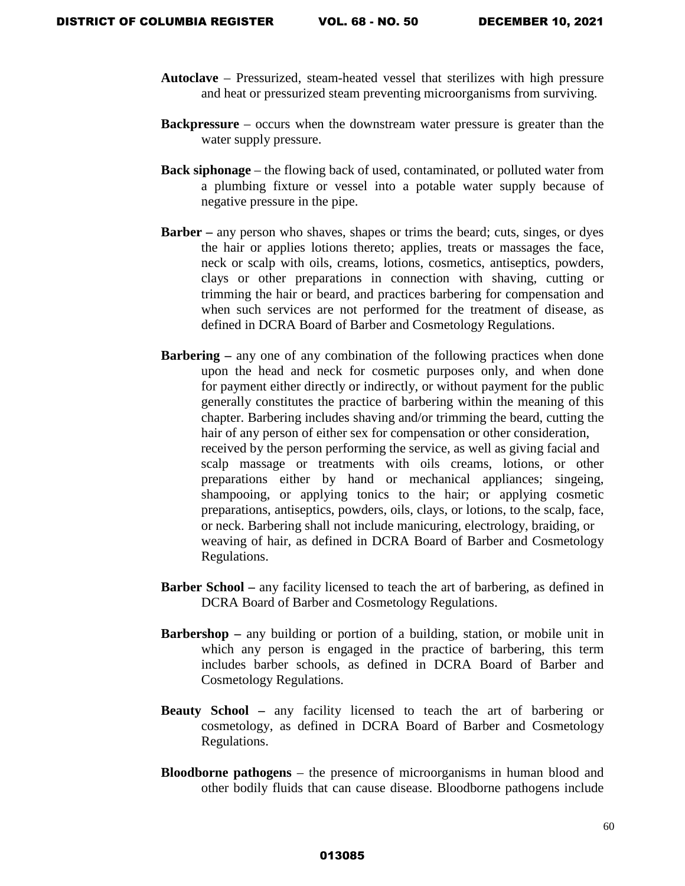**Autoclave** – Pressurized, steam-heated vessel that sterilizes with high pressure and heat or pressurized steam preventing microorganisms from surviving.

**Backpressure** – occurs when the downstream water pressure is greater than the water supply pressure.

**Back siphonage** – the flowing back of used, contaminated, or polluted water from a plumbing fixture or vessel into a potable water supply because of negative pressure in the pipe.

**Barber –** any person who shaves, shapes or trims the beard; cuts, singes, or dyes the hair or applies lotions thereto; applies, treats or massages the face, neck or scalp with oils, creams, lotions, cosmetics, antiseptics, powders, clays or other preparations in connection with shaving, cutting or trimming the hair or beard, and practices barbering for compensation and when such services are not performed for the treatment of disease, as defined in DCRA Board of Barber and Cosmetology Regulations.

**Barbering –** any one of any combination of the following practices when done upon the head and neck for cosmetic purposes only, and when done for payment either directly or indirectly, or without payment for the public generally constitutes the practice of barbering within the meaning of this chapter. Barbering includes shaving and/or trimming the beard, cutting the hair of any person of either sex for compensation or other consideration, received by the person performing the service, as well as giving facial and scalp massage or treatments with oils creams, lotions, or other preparations either by hand or mechanical appliances; singeing, shampooing, or applying tonics to the hair; or applying cosmetic preparations, antiseptics, powders, oils, clays, or lotions, to the scalp, face, or neck. Barbering shall not include manicuring, electrology, braiding, or weaving of hair, as defined in DCRA Board of Barber and Cosmetology Regulations.

**Barber School –** any facility licensed to teach the art of barbering, as defined in DCRA Board of Barber and Cosmetology Regulations.

**Barbershop –** any building or portion of a building, station, or mobile unit in which any person is engaged in the practice of barbering, this term includes barber schools, as defined in DCRA Board of Barber and Cosmetology Regulations.

**Beauty School –** any facility licensed to teach the art of barbering or cosmetology, as defined in DCRA Board of Barber and Cosmetology Regulations.

**Bloodborne pathogens** – the presence of microorganisms in human blood and other bodily fluids that can cause disease. Bloodborne pathogens include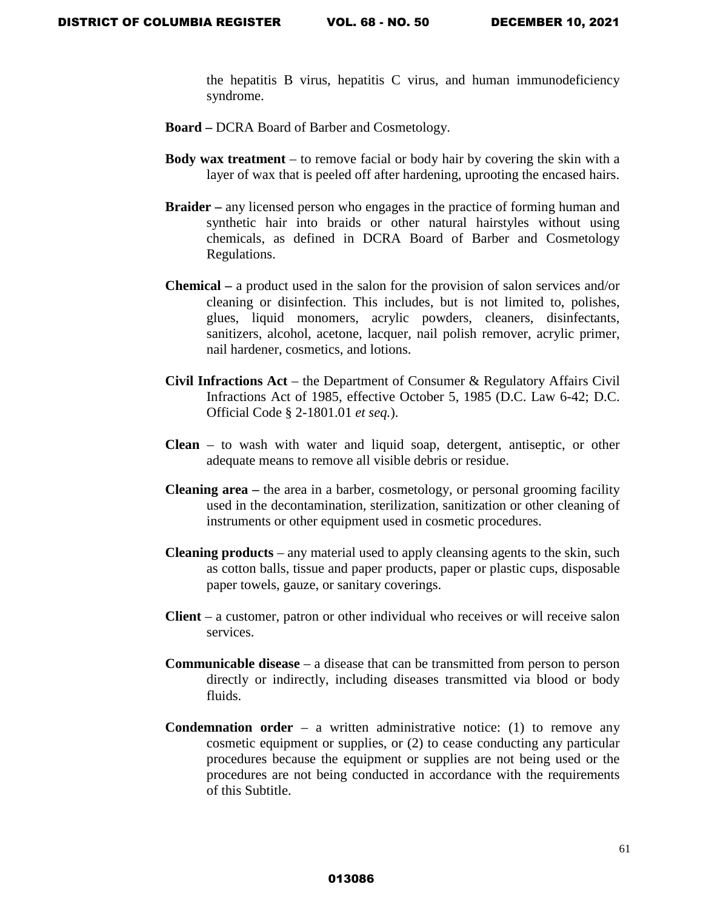the hepatitis B virus, hepatitis C virus, and human immunodeficiency syndrome.

**Board –** DCRA Board of Barber and Cosmetology.

**Body wax treatment** – to remove facial or body hair by covering the skin with a layer of wax that is peeled off after hardening, uprooting the encased hairs.

**Braider –** any licensed person who engages in the practice of forming human and synthetic hair into braids or other natural hairstyles without using chemicals, as defined in DCRA Board of Barber and Cosmetology Regulations.

**Chemical –** a product used in the salon for the provision of salon services and/or cleaning or disinfection. This includes, but is not limited to, polishes, glues, liquid monomers, acrylic powders, cleaners, disinfectants, sanitizers, alcohol, acetone, lacquer, nail polish remover, acrylic primer, nail hardener, cosmetics, and lotions.

**Civil Infractions Act** – the Department of Consumer & Regulatory Affairs Civil Infractions Act of 1985, effective October 5, 1985 (D.C. Law 6-42; D.C. Official Code § 2-1801.01 *et seq.*).

**Clean** – to wash with water and liquid soap, detergent, antiseptic, or other adequate means to remove all visible debris or residue.

**Cleaning area –** the area in a barber, cosmetology, or personal grooming facility used in the decontamination, sterilization, sanitization or other cleaning of instruments or other equipment used in cosmetic procedures.

**Cleaning products** – any material used to apply cleansing agents to the skin, such as cotton balls, tissue and paper products, paper or plastic cups, disposable paper towels, gauze, or sanitary coverings.

**Client** – a customer, patron or other individual who receives or will receive salon services.

**Communicable disease** – a disease that can be transmitted from person to person directly or indirectly, including diseases transmitted via blood or body fluids.

**Condemnation order** – a written administrative notice: (1) to remove any cosmetic equipment or supplies, or (2) to cease conducting any particular procedures because the equipment or supplies are not being used or the procedures are not being conducted in accordance with the requirements of this Subtitle.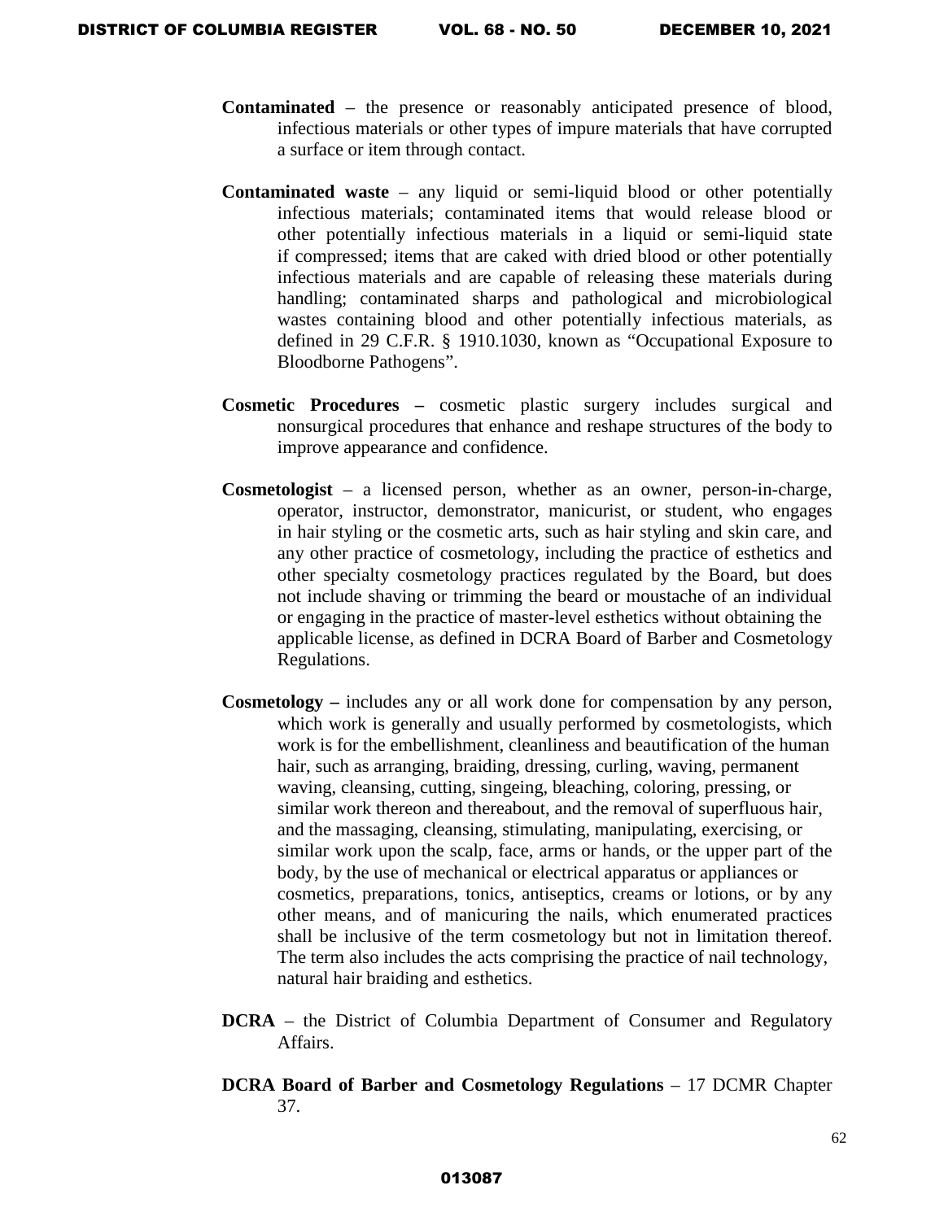**Contaminated** – the presence or reasonably anticipated presence of blood, infectious materials or other types of impure materials that have corrupted a surface or item through contact.

**Contaminated waste** – any liquid or semi-liquid blood or other potentially infectious materials; contaminated items that would release blood or other potentially infectious materials in a liquid or semi-liquid state if compressed; items that are caked with dried blood or other potentially infectious materials and are capable of releasing these materials during handling; contaminated sharps and pathological and microbiological wastes containing blood and other potentially infectious materials, as defined in 29 C.F.R. § 1910.1030, known as "Occupational Exposure to Bloodborne Pathogens".

**Cosmetic Procedures –** cosmetic plastic surgery includes surgical and nonsurgical procedures that enhance and reshape structures of the body to improve appearance and confidence.

**Cosmetologist** – a licensed person, whether as an owner, person-in-charge, operator, instructor, demonstrator, manicurist, or student, who engages in hair styling or the cosmetic arts, such as hair styling and skin care, and any other practice of cosmetology, including the practice of esthetics and other specialty cosmetology practices regulated by the Board, but does not include shaving or trimming the beard or moustache of an individual or engaging in the practice of master-level esthetics without obtaining the applicable license, as defined in DCRA Board of Barber and Cosmetology Regulations.

**Cosmetology –** includes any or all work done for compensation by any person, which work is generally and usually performed by cosmetologists, which work is for the embellishment, cleanliness and beautification of the human hair, such as arranging, braiding, dressing, curling, waving, permanent waving, cleansing, cutting, singeing, bleaching, coloring, pressing, or similar work thereon and thereabout, and the removal of superfluous hair, and the massaging, cleansing, stimulating, manipulating, exercising, or similar work upon the scalp, face, arms or hands, or the upper part of the body, by the use of mechanical or electrical apparatus or appliances or cosmetics, preparations, tonics, antiseptics, creams or lotions, or by any other means, and of manicuring the nails, which enumerated practices shall be inclusive of the term cosmetology but not in limitation thereof. The term also includes the acts comprising the practice of nail technology, natural hair braiding and esthetics.

**DCRA** – the District of Columbia Department of Consumer and Regulatory Affairs.

**DCRA Board of Barber and Cosmetology Regulations** – 17 DCMR Chapter 37.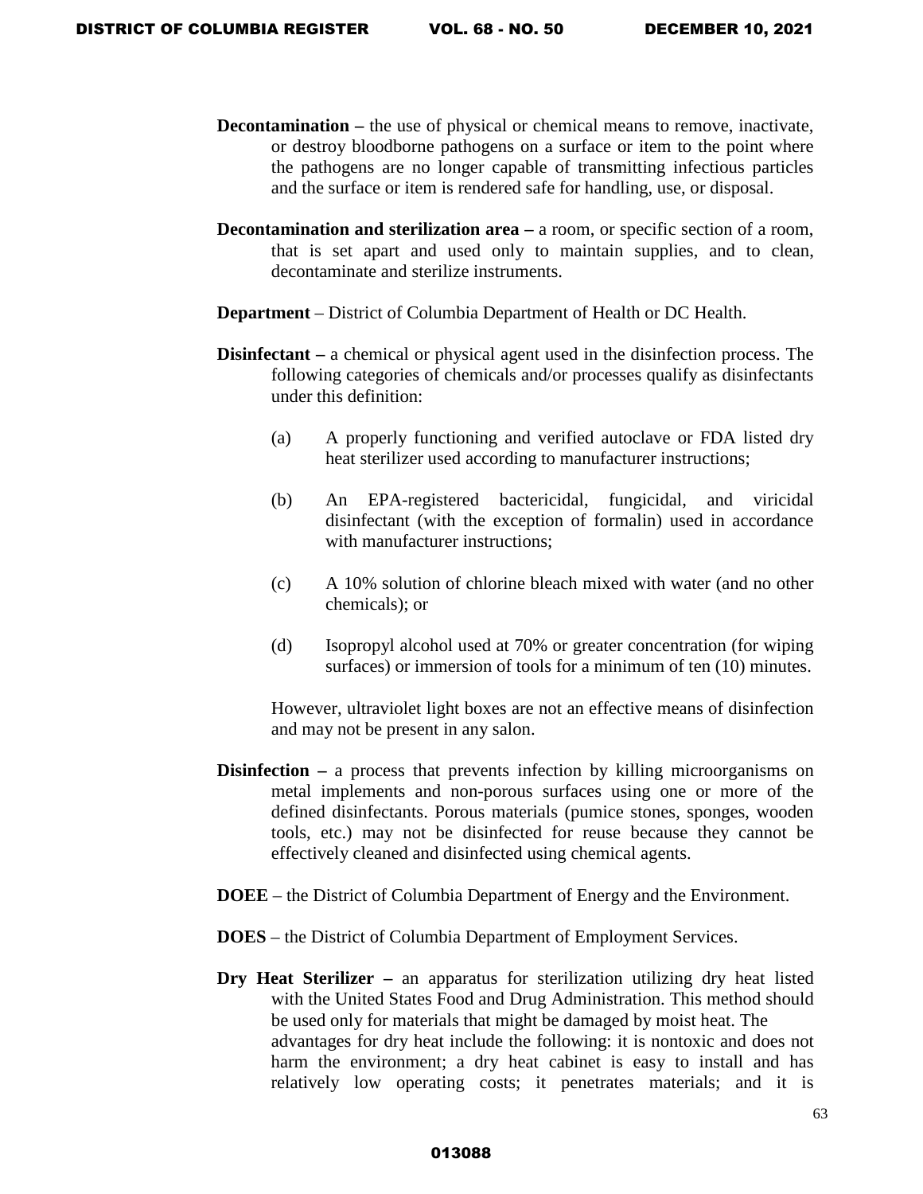**Decontamination –** the use of physical or chemical means to remove, inactivate, or destroy bloodborne pathogens on a surface or item to the point where the pathogens are no longer capable of transmitting infectious particles and the surface or item is rendered safe for handling, use, or disposal.

**Decontamination and sterilization area –** a room, or specific section of a room, that is set apart and used only to maintain supplies, and to clean, decontaminate and sterilize instruments.

**Department** – District of Columbia Department of Health or DC Health.

**Disinfectant –** a chemical or physical agent used in the disinfection process. The following categories of chemicals and/or processes qualify as disinfectants under this definition:

(a) A properly functioning and verified autoclave or FDA listed dry heat sterilizer used according to manufacturer instructions;

(b) An EPA-registered bactericidal, fungicidal, and viricidal disinfectant (with the exception of formalin) used in accordance with manufacturer instructions;

(c) A 10% solution of chlorine bleach mixed with water (and no other chemicals); or

(d) Isopropyl alcohol used at 70% or greater concentration (for wiping surfaces) or immersion of tools for a minimum of ten (10) minutes.

However, ultraviolet light boxes are not an effective means of disinfection and may not be present in any salon.

**Disinfection –** a process that prevents infection by killing microorganisms on metal implements and non-porous surfaces using one or more of the defined disinfectants. Porous materials (pumice stones, sponges, wooden tools, etc.) may not be disinfected for reuse because they cannot be effectively cleaned and disinfected using chemical agents.

**DOEE** – the District of Columbia Department of Energy and the Environment.

**DOES** – the District of Columbia Department of Employment Services.

**Dry Heat Sterilizer –** an apparatus for sterilization utilizing dry heat listed with the United States Food and Drug Administration. This method should be used only for materials that might be damaged by moist heat. The advantages for dry heat include the following: it is nontoxic and does not harm the environment; a dry heat cabinet is easy to install and has relatively low operating costs; it penetrates materials; and it is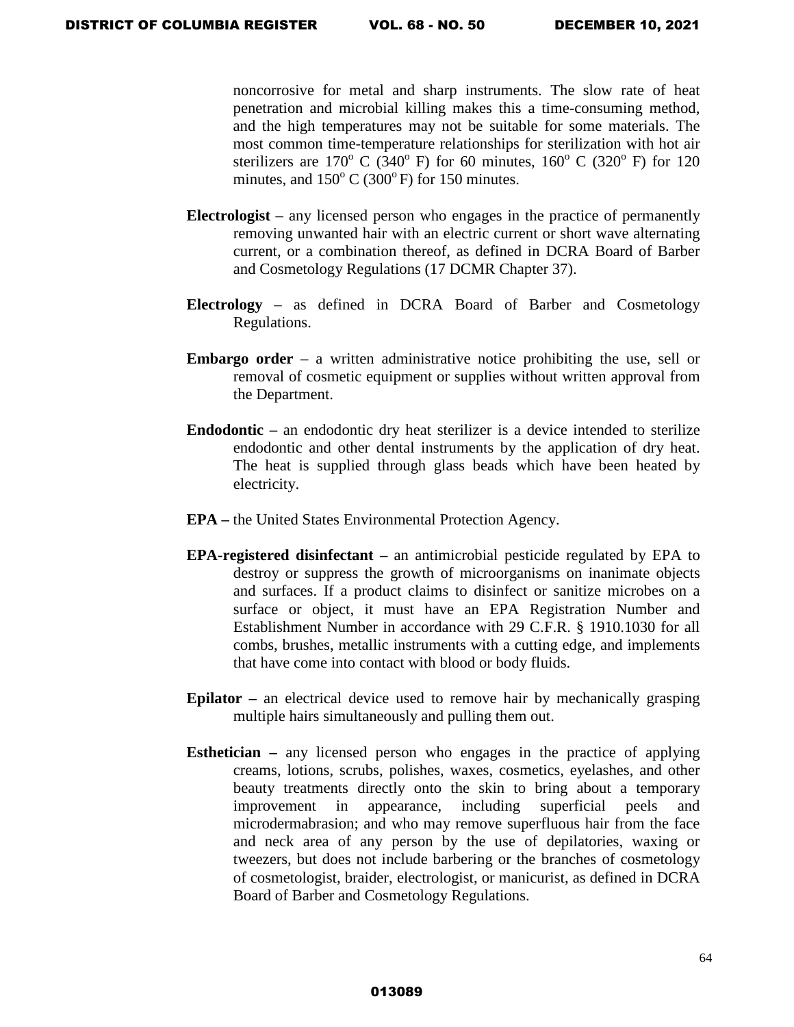noncorrosive for metal and sharp instruments. The slow rate of heat penetration and microbial killing makes this a time-consuming method, and the high temperatures may not be suitable for some materials. The most common time-temperature relationships for sterilization with hot air sterilizers are 170$^{o}$ C (340$^{o}$ F) for 60 minutes, 160$^{o}$ C (320$^{o}$ F) for 120 minutes, and 150$^{o}$ C (300$^{o}$ F) for 150 minutes.

**Electrologist** – any licensed person who engages in the practice of permanently removing unwanted hair with an electric current or short wave alternating current, or a combination thereof, as defined in DCRA Board of Barber and Cosmetology Regulations (17 DCMR Chapter 37).

**Electrology** – as defined in DCRA Board of Barber and Cosmetology Regulations.

**Embargo order** – a written administrative notice prohibiting the use, sell or removal of cosmetic equipment or supplies without written approval from the Department.

**Endodontic –** an endodontic dry heat sterilizer is a device intended to sterilize endodontic and other dental instruments by the application of dry heat. The heat is supplied through glass beads which have been heated by electricity.

**EPA –** the United States Environmental Protection Agency.

**EPA-registered disinfectant –** an antimicrobial pesticide regulated by EPA to destroy or suppress the growth of microorganisms on inanimate objects and surfaces. If a product claims to disinfect or sanitize microbes on a surface or object, it must have an EPA Registration Number and Establishment Number in accordance with 29 C.F.R. § 1910.1030 for all combs, brushes, metallic instruments with a cutting edge, and implements that have come into contact with blood or body fluids.

**Epilator –** an electrical device used to remove hair by mechanically grasping multiple hairs simultaneously and pulling them out.

**Esthetician –** any licensed person who engages in the practice of applying creams, lotions, scrubs, polishes, waxes, cosmetics, eyelashes, and other beauty treatments directly onto the skin to bring about a temporary improvement in appearance, including superficial peels and microdermabrasion; and who may remove superfluous hair from the face and neck area of any person by the use of depilatories, waxing or tweezers, but does not include barbering or the branches of cosmetology of cosmetologist, braider, electrologist, or manicurist, as defined in DCRA Board of Barber and Cosmetology Regulations.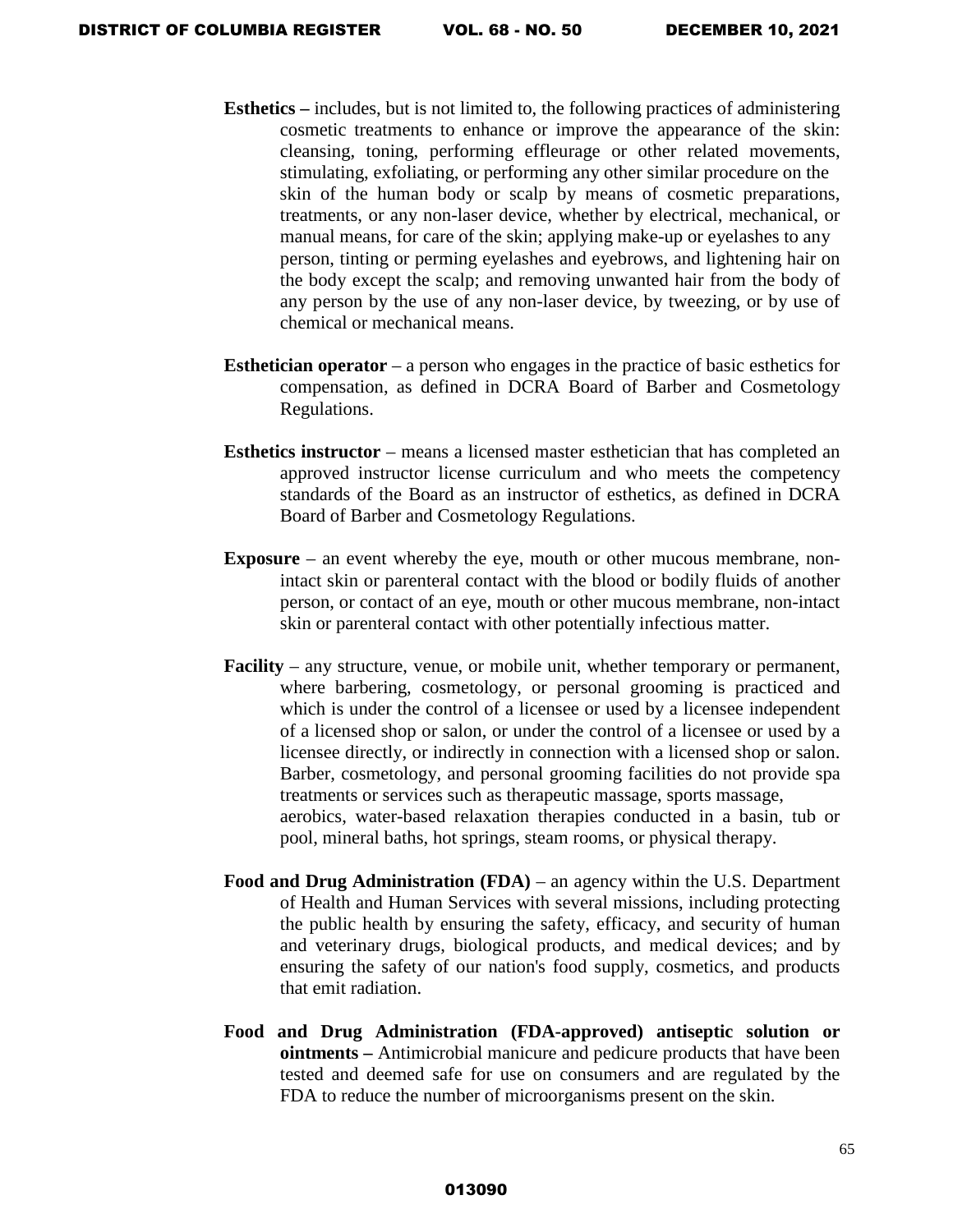**Esthetics –** includes, but is not limited to, the following practices of administering cosmetic treatments to enhance or improve the appearance of the skin: cleansing, toning, performing effleurage or other related movements, stimulating, exfoliating, or performing any other similar procedure on the skin of the human body or scalp by means of cosmetic preparations, treatments, or any non-laser device, whether by electrical, mechanical, or manual means, for care of the skin; applying make-up or eyelashes to any person, tinting or perming eyelashes and eyebrows, and lightening hair on the body except the scalp; and removing unwanted hair from the body of any person by the use of any non-laser device, by tweezing, or by use of chemical or mechanical means.

**Esthetician operator** – a person who engages in the practice of basic esthetics for compensation, as defined in DCRA Board of Barber and Cosmetology Regulations.

**Esthetics instructor** – means a licensed master esthetician that has completed an approved instructor license curriculum and who meets the competency standards of the Board as an instructor of esthetics, as defined in DCRA Board of Barber and Cosmetology Regulations.

**Exposure** – an event whereby the eye, mouth or other mucous membrane, non-intact skin or parenteral contact with the blood or bodily fluids of another person, or contact of an eye, mouth or other mucous membrane, non-intact skin or parenteral contact with other potentially infectious matter.

**Facility** – any structure, venue, or mobile unit, whether temporary or permanent, where barbering, cosmetology, or personal grooming is practiced and which is under the control of a licensee or used by a licensee independent of a licensed shop or salon, or under the control of a licensee or used by a licensee directly, or indirectly in connection with a licensed shop or salon. Barber, cosmetology, and personal grooming facilities do not provide spa treatments or services such as therapeutic massage, sports massage, aerobics, water-based relaxation therapies conducted in a basin, tub or pool, mineral baths, hot springs, steam rooms, or physical therapy.

**Food and Drug Administration (FDA)** – an agency within the U.S. Department of Health and Human Services with several missions, including protecting the public health by ensuring the safety, efficacy, and security of human and veterinary drugs, biological products, and medical devices; and by ensuring the safety of our nation's food supply, cosmetics, and products that emit radiation.

**Food and Drug Administration (FDA-approved) antiseptic solution or ointments –** Antimicrobial manicure and pedicure products that have been tested and deemed safe for use on consumers and are regulated by the FDA to reduce the number of microorganisms present on the skin.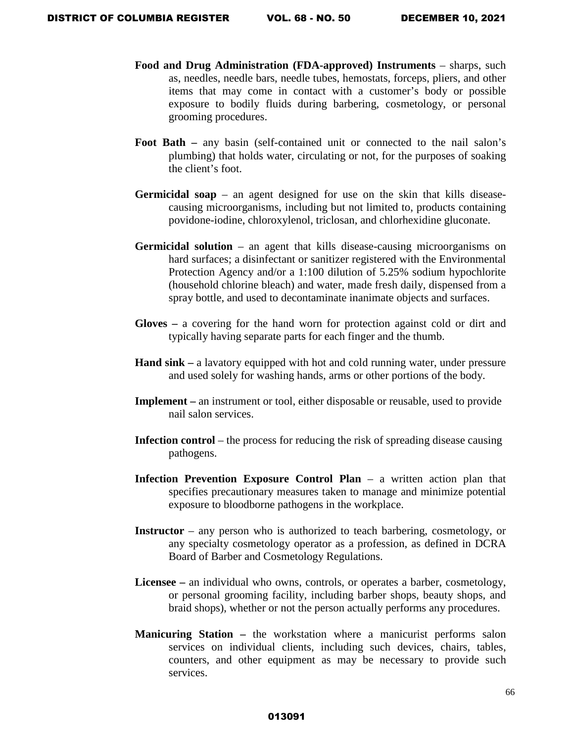**Food and Drug Administration (FDA-approved) Instruments** – sharps, such as, needles, needle bars, needle tubes, hemostats, forceps, pliers, and other items that may come in contact with a customer's body or possible exposure to bodily fluids during barbering, cosmetology, or personal grooming procedures.

**Foot Bath –** any basin (self-contained unit or connected to the nail salon's plumbing) that holds water, circulating or not, for the purposes of soaking the client's foot.

**Germicidal soap** – an agent designed for use on the skin that kills disease-causing microorganisms, including but not limited to, products containing povidone-iodine, chloroxylenol, triclosan, and chlorhexidine gluconate.

**Germicidal solution** – an agent that kills disease-causing microorganisms on hard surfaces; a disinfectant or sanitizer registered with the Environmental Protection Agency and/or a 1:100 dilution of 5.25% sodium hypochlorite (household chlorine bleach) and water, made fresh daily, dispensed from a spray bottle, and used to decontaminate inanimate objects and surfaces.

**Gloves –** a covering for the hand worn for protection against cold or dirt and typically having separate parts for each finger and the thumb.

**Hand sink –** a lavatory equipped with hot and cold running water, under pressure and used solely for washing hands, arms or other portions of the body.

**Implement –** an instrument or tool, either disposable or reusable, used to provide nail salon services.

**Infection control** – the process for reducing the risk of spreading disease causing pathogens.

**Infection Prevention Exposure Control Plan** – a written action plan that specifies precautionary measures taken to manage and minimize potential exposure to bloodborne pathogens in the workplace.

**Instructor** – any person who is authorized to teach barbering, cosmetology, or any specialty cosmetology operator as a profession, as defined in DCRA Board of Barber and Cosmetology Regulations.

**Licensee –** an individual who owns, controls, or operates a barber, cosmetology, or personal grooming facility, including barber shops, beauty shops, and braid shops), whether or not the person actually performs any procedures.

**Manicuring Station –** the workstation where a manicurist performs salon services on individual clients, including such devices, chairs, tables, counters, and other equipment as may be necessary to provide such services.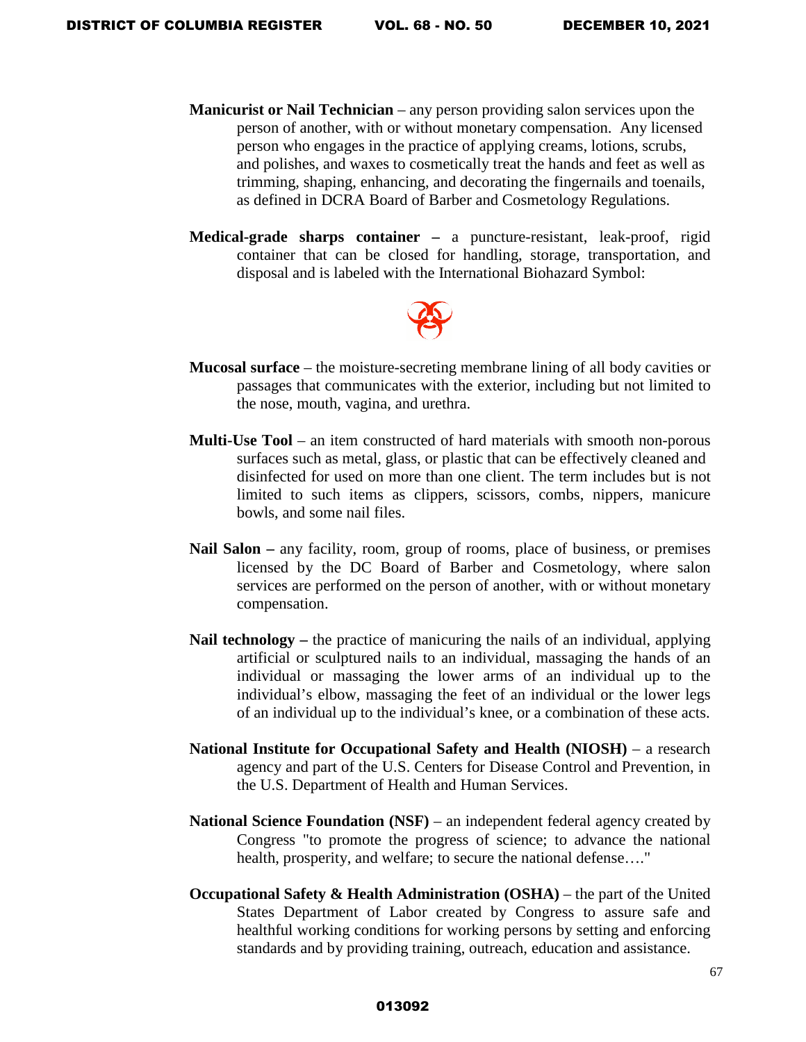**Manicurist or Nail Technician** – any person providing salon services upon the person of another, with or without monetary compensation. Any licensed person who engages in the practice of applying creams, lotions, scrubs, and polishes, and waxes to cosmetically treat the hands and feet as well as trimming, shaping, enhancing, and decorating the fingernails and toenails, as defined in DCRA Board of Barber and Cosmetology Regulations.

**Medical-grade sharps container –** a puncture-resistant, leak-proof, rigid container that can be closed for handling, storage, transportation, and disposal and is labeled with the International Biohazard Symbol:

**Mucosal surface** – the moisture-secreting membrane lining of all body cavities or passages that communicates with the exterior, including but not limited to the nose, mouth, vagina, and urethra.

**Multi-Use Tool** – an item constructed of hard materials with smooth non-porous surfaces such as metal, glass, or plastic that can be effectively cleaned and disinfected for used on more than one client. The term includes but is not limited to such items as clippers, scissors, combs, nippers, manicure bowls, and some nail files.

**Nail Salon –** any facility, room, group of rooms, place of business, or premises licensed by the DC Board of Barber and Cosmetology, where salon services are performed on the person of another, with or without monetary compensation.

**Nail technology –** the practice of manicuring the nails of an individual, applying artificial or sculptured nails to an individual, massaging the hands of an individual or massaging the lower arms of an individual up to the individual's elbow, massaging the feet of an individual or the lower legs of an individual up to the individual's knee, or a combination of these acts.

**National Institute for Occupational Safety and Health (NIOSH)** – a research agency and part of the U.S. Centers for Disease Control and Prevention, in the U.S. Department of Health and Human Services.

**National Science Foundation (NSF)** – an independent federal agency created by Congress "to promote the progress of science; to advance the national health, prosperity, and welfare; to secure the national defense…."

**Occupational Safety & Health Administration (OSHA)** – the part of the United States Department of Labor created by Congress to assure safe and healthful working conditions for working persons by setting and enforcing standards and by providing training, outreach, education and assistance.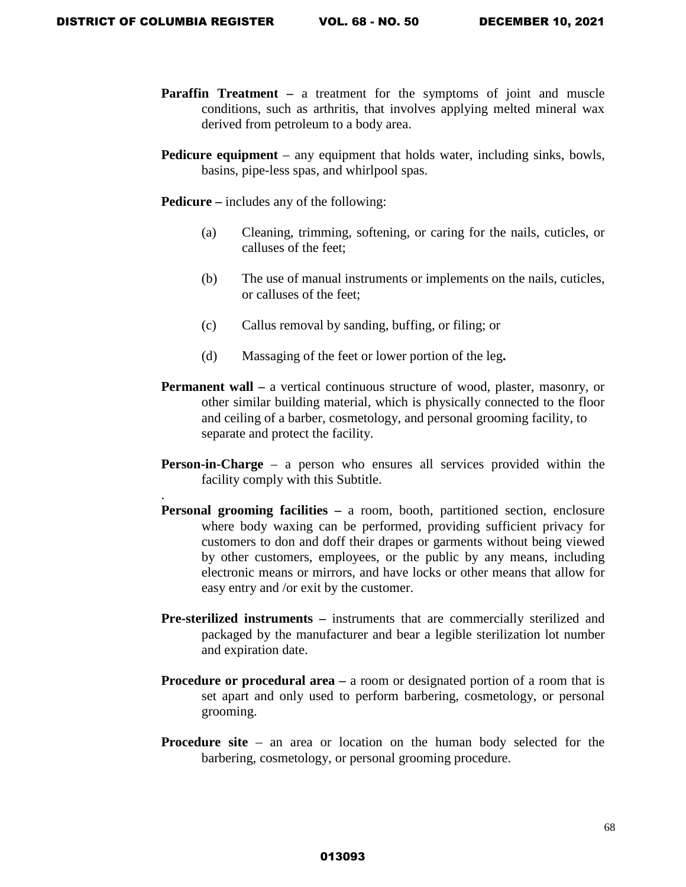**Paraffin Treatment –** a treatment for the symptoms of joint and muscle conditions, such as arthritis, that involves applying melted mineral wax derived from petroleum to a body area.

**Pedicure equipment** – any equipment that holds water, including sinks, bowls, basins, pipe-less spas, and whirlpool spas.

**Pedicure –** includes any of the following:

(a) Cleaning, trimming, softening, or caring for the nails, cuticles, or calluses of the feet;

(b) The use of manual instruments or implements on the nails, cuticles, or calluses of the feet;

(c) Callus removal by sanding, buffing, or filing; or

(d) Massaging of the feet or lower portion of the leg**.**

**Permanent wall –** a vertical continuous structure of wood, plaster, masonry, or other similar building material, which is physically connected to the floor and ceiling of a barber, cosmetology, and personal grooming facility, to separate and protect the facility.

**Person-in-Charge** – a person who ensures all services provided within the facility comply with this Subtitle.

.

**Personal grooming facilities –** a room, booth, partitioned section, enclosure where body waxing can be performed, providing sufficient privacy for customers to don and doff their drapes or garments without being viewed by other customers, employees, or the public by any means, including electronic means or mirrors, and have locks or other means that allow for easy entry and /or exit by the customer.

**Pre-sterilized instruments –** instruments that are commercially sterilized and packaged by the manufacturer and bear a legible sterilization lot number and expiration date.

**Procedure or procedural area –** a room or designated portion of a room that is set apart and only used to perform barbering, cosmetology, or personal grooming.

**Procedure site** – an area or location on the human body selected for the barbering, cosmetology, or personal grooming procedure.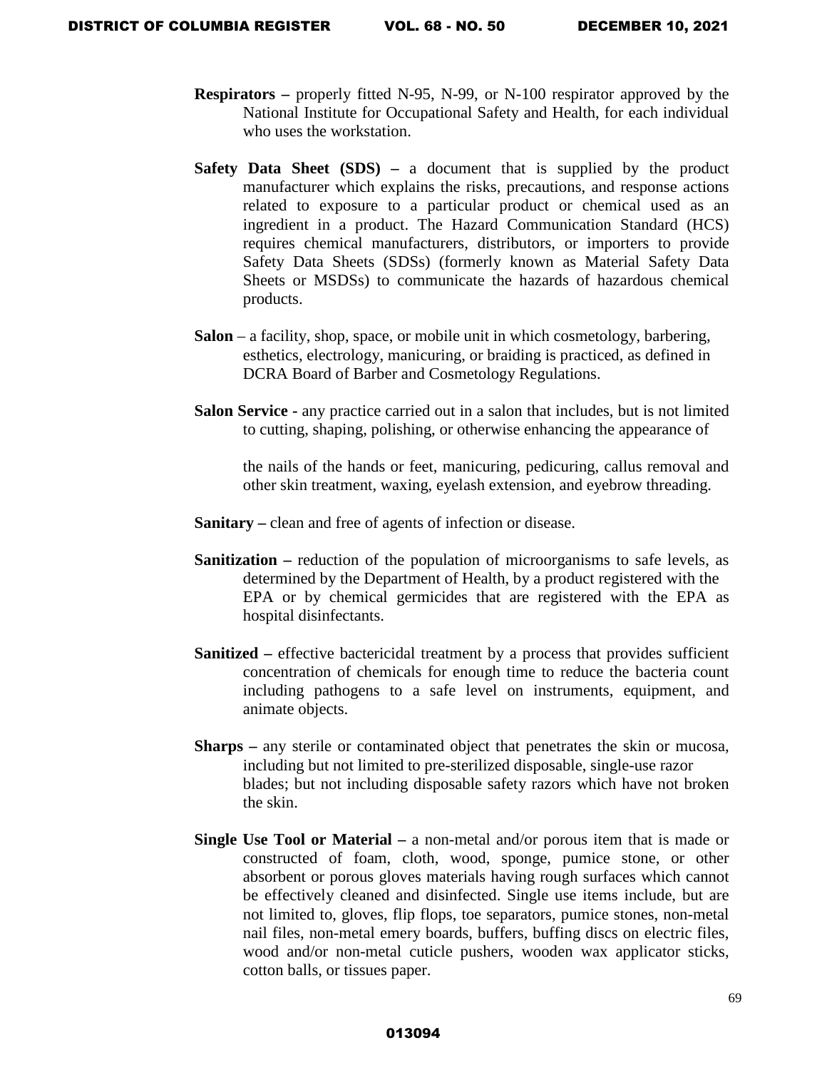**Respirators –** properly fitted N-95, N-99, or N-100 respirator approved by the National Institute for Occupational Safety and Health, for each individual who uses the workstation.

**Safety Data Sheet (SDS) –** a document that is supplied by the product manufacturer which explains the risks, precautions, and response actions related to exposure to a particular product or chemical used as an ingredient in a product. The Hazard Communication Standard (HCS) requires chemical manufacturers, distributors, or importers to provide Safety Data Sheets (SDSs) (formerly known as Material Safety Data Sheets or MSDSs) to communicate the hazards of hazardous chemical products.

**Salon** – a facility, shop, space, or mobile unit in which cosmetology, barbering, esthetics, electrology, manicuring, or braiding is practiced, as defined in DCRA Board of Barber and Cosmetology Regulations.

**Salon Service -** any practice carried out in a salon that includes, but is not limited to cutting, shaping, polishing, or otherwise enhancing the appearance of

the nails of the hands or feet, manicuring, pedicuring, callus removal and other skin treatment, waxing, eyelash extension, and eyebrow threading.

**Sanitary –** clean and free of agents of infection or disease.

**Sanitization –** reduction of the population of microorganisms to safe levels, as determined by the Department of Health, by a product registered with the EPA or by chemical germicides that are registered with the EPA as hospital disinfectants.

**Sanitized –** effective bactericidal treatment by a process that provides sufficient concentration of chemicals for enough time to reduce the bacteria count including pathogens to a safe level on instruments, equipment, and animate objects.

**Sharps –** any sterile or contaminated object that penetrates the skin or mucosa, including but not limited to pre-sterilized disposable, single-use razor blades; but not including disposable safety razors which have not broken the skin.

**Single Use Tool or Material –** a non-metal and/or porous item that is made or constructed of foam, cloth, wood, sponge, pumice stone, or other absorbent or porous gloves materials having rough surfaces which cannot be effectively cleaned and disinfected. Single use items include, but are not limited to, gloves, flip flops, toe separators, pumice stones, non-metal nail files, non-metal emery boards, buffers, buffing discs on electric files, wood and/or non-metal cuticle pushers, wooden wax applicator sticks, cotton balls, or tissues paper.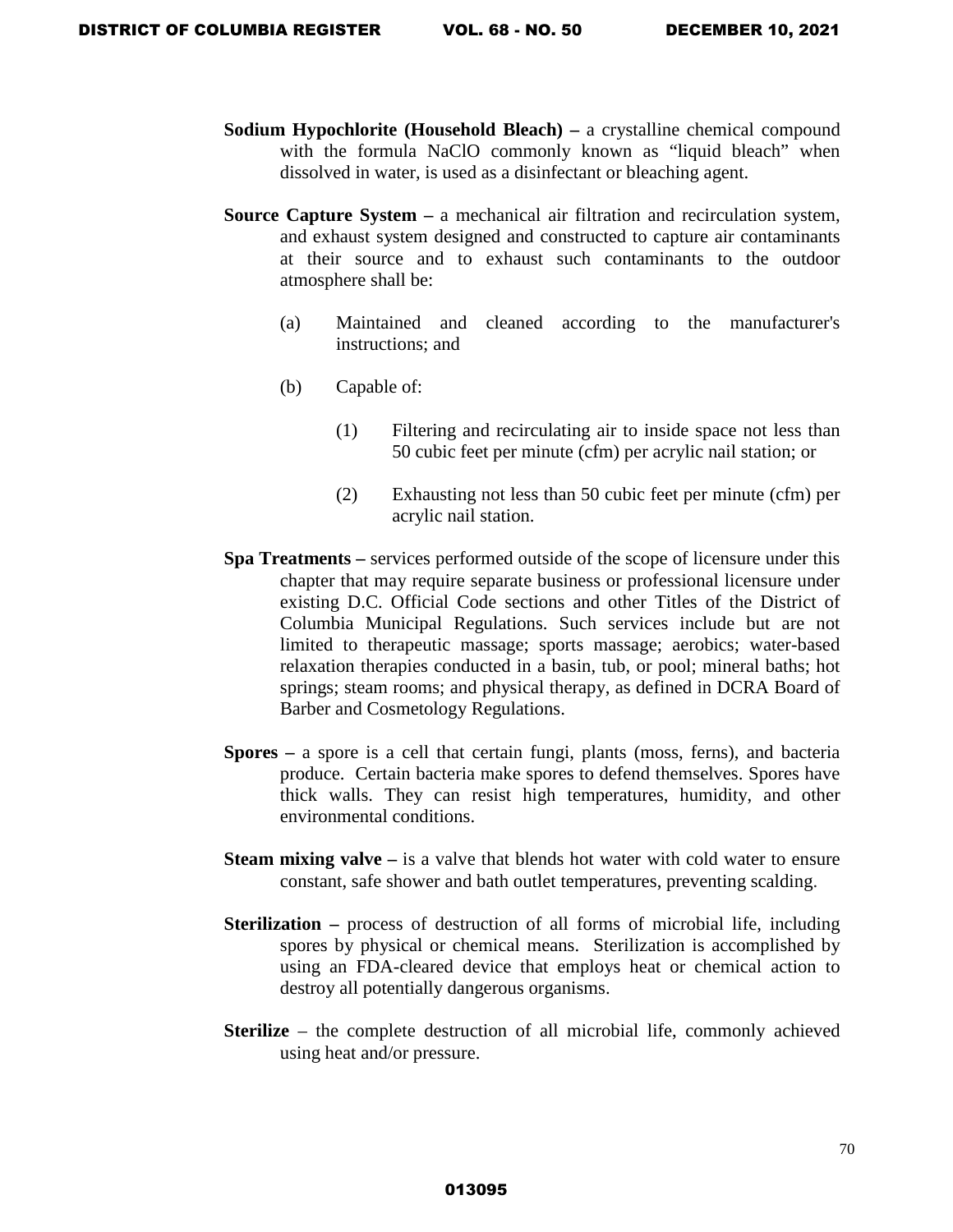**Sodium Hypochlorite (Household Bleach) –** a crystalline chemical compound with the formula NaClO commonly known as "liquid bleach" when dissolved in water, is used as a disinfectant or bleaching agent.

**Source Capture System –** a mechanical air filtration and recirculation system, and exhaust system designed and constructed to capture air contaminants at their source and to exhaust such contaminants to the outdoor atmosphere shall be:

(a) Maintained and cleaned according to the manufacturer's instructions; and

(b) Capable of:

(1) Filtering and recirculating air to inside space not less than 50 cubic feet per minute (cfm) per acrylic nail station; or

(2) Exhausting not less than 50 cubic feet per minute (cfm) per acrylic nail station.

**Spa Treatments –** services performed outside of the scope of licensure under this chapter that may require separate business or professional licensure under existing D.C. Official Code sections and other Titles of the District of Columbia Municipal Regulations. Such services include but are not limited to therapeutic massage; sports massage; aerobics; water-based relaxation therapies conducted in a basin, tub, or pool; mineral baths; hot springs; steam rooms; and physical therapy, as defined in DCRA Board of Barber and Cosmetology Regulations.

**Spores –** a spore is a cell that certain fungi, plants (moss, ferns), and bacteria produce. Certain bacteria make spores to defend themselves. Spores have thick walls. They can resist high temperatures, humidity, and other environmental conditions.

**Steam mixing valve –** is a valve that blends hot water with cold water to ensure constant, safe shower and bath outlet temperatures, preventing scalding.

**Sterilization –** process of destruction of all forms of microbial life, including spores by physical or chemical means. Sterilization is accomplished by using an FDA-cleared device that employs heat or chemical action to destroy all potentially dangerous organisms.

**Sterilize** – the complete destruction of all microbial life, commonly achieved using heat and/or pressure.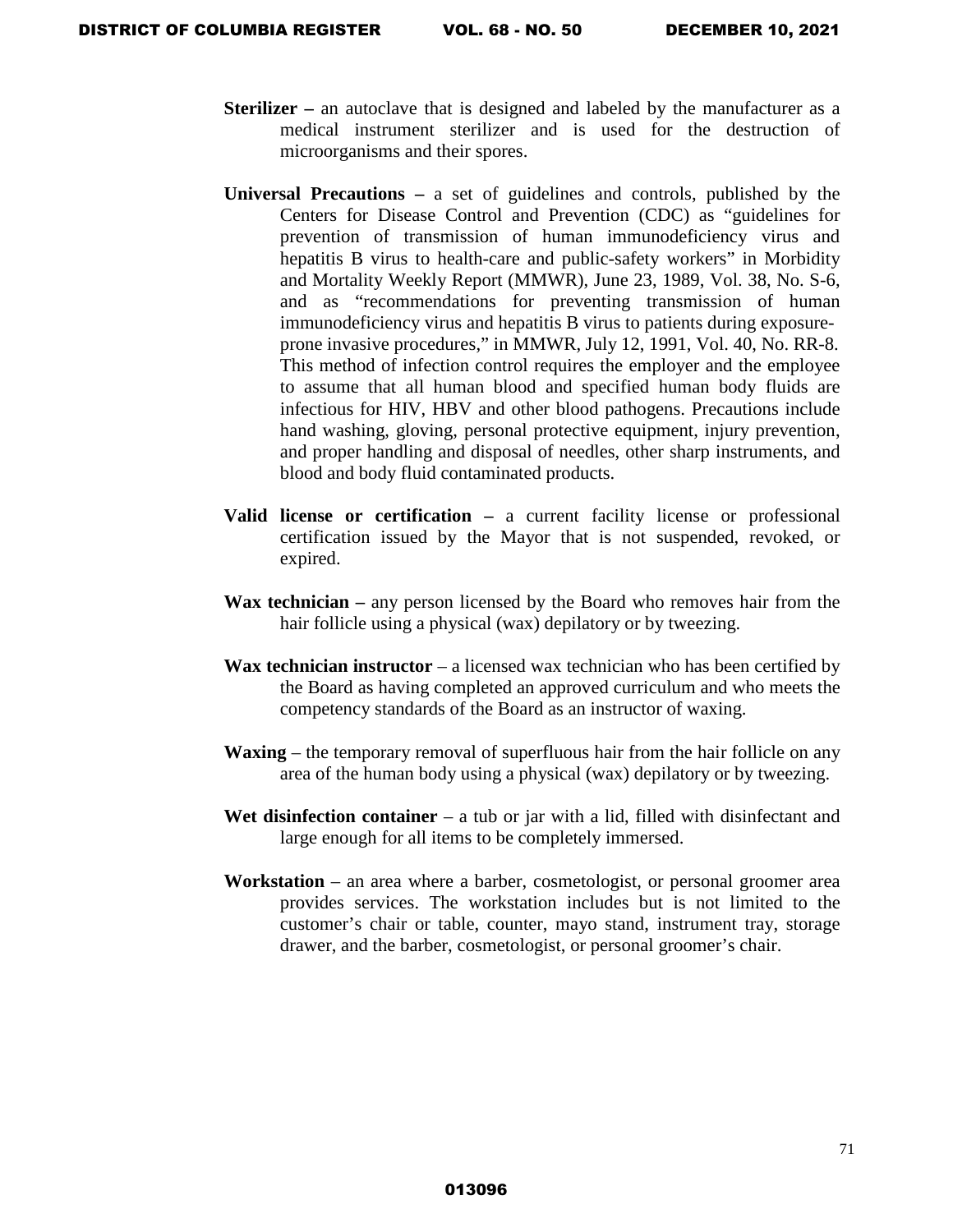**Sterilizer –** an autoclave that is designed and labeled by the manufacturer as a medical instrument sterilizer and is used for the destruction of microorganisms and their spores.

**Universal Precautions –** a set of guidelines and controls, published by the Centers for Disease Control and Prevention (CDC) as "guidelines for prevention of transmission of human immunodeficiency virus and hepatitis B virus to health-care and public-safety workers" in Morbidity and Mortality Weekly Report (MMWR), June 23, 1989, Vol. 38, No. S-6, and as "recommendations for preventing transmission of human immunodeficiency virus and hepatitis B virus to patients during exposure-prone invasive procedures," in MMWR, July 12, 1991, Vol. 40, No. RR-8. This method of infection control requires the employer and the employee to assume that all human blood and specified human body fluids are infectious for HIV, HBV and other blood pathogens. Precautions include hand washing, gloving, personal protective equipment, injury prevention, and proper handling and disposal of needles, other sharp instruments, and blood and body fluid contaminated products.

**Valid license or certification –** a current facility license or professional certification issued by the Mayor that is not suspended, revoked, or expired.

**Wax technician –** any person licensed by the Board who removes hair from the hair follicle using a physical (wax) depilatory or by tweezing.

**Wax technician instructor** – a licensed wax technician who has been certified by the Board as having completed an approved curriculum and who meets the competency standards of the Board as an instructor of waxing.

**Waxing** – the temporary removal of superfluous hair from the hair follicle on any area of the human body using a physical (wax) depilatory or by tweezing.

**Wet disinfection container** – a tub or jar with a lid, filled with disinfectant and large enough for all items to be completely immersed.

**Workstation** – an area where a barber, cosmetologist, or personal groomer area provides services. The workstation includes but is not limited to the customer's chair or table, counter, mayo stand, instrument tray, storage drawer, and the barber, cosmetologist, or personal groomer's chair.